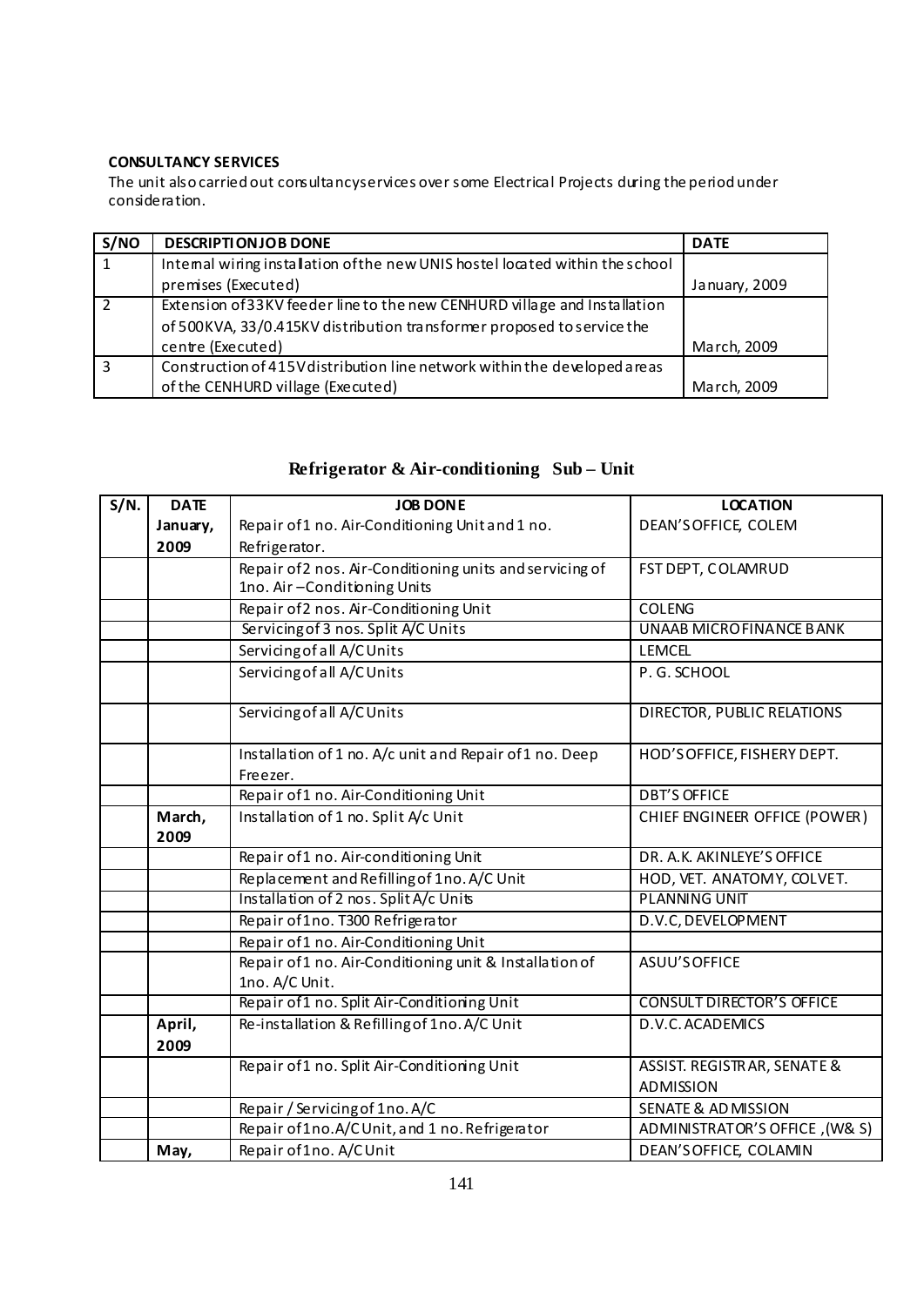**CONSULTANCY SERVICES**

The unit also carried out consultancy services over some Electrical Projects during the period under consideration.

| S/NO | DESCRIPTION JOB DONE | DATE |
|---|---|---|
| 1 | Internal wiring installation of the new UNIS hostel located within the school premises (Executed) | January, 2009 |
| 2 | Extension of 33KV feeder line to the new CENHURD village and Installation of 500KVA, 33/0.415KV distribution transformer proposed to service the centre (Executed) | March, 2009 |
| 3 | Construction of 415V distribution line network within the developed areas of the CENHURD village (Executed) | March, 2009 |

## Refrigerator & Air-conditioning Sub – Unit

| S/N. | DATE | JOB DONE | LOCATION |
|---|---|---|---|
| | January, 2009 | Repair of 1 no. Air-Conditioning Unit and 1 no. Refrigerator. | DEAN'S OFFICE, COLEM |
| | | Repair of 2 nos. Air-Conditioning units and servicing of 1no. Air – Conditioning Units | FST DEPT, COLAMRUD |
| | | Repair of 2 nos. Air-Conditioning Unit | COLENG |
| | | Servicing of 3 nos. Split A/C Units | UNAAB MICROFINANCE BANK |
| | | Servicing of all A/C Units | LEMCEL |
| | | Servicing of all A/C Units | P. G. SCHOOL |
| | | Servicing of all A/C Units | DIRECTOR, PUBLIC RELATIONS |
| | | Installation of 1 no. A/c unit and Repair of 1 no. Deep Freezer. | HOD'S OFFICE, FISHERY DEPT. |
| | | Repair of 1 no. Air-Conditioning Unit | DBT'S OFFICE |
| | March, 2009 | Installation of 1 no. Split A/c Unit | CHIEF ENGINEER OFFICE (POWER) |
| | | Repair of 1 no. Air-conditioning Unit | DR. A.K. AKINLEYE'S OFFICE |
| | | Replacement and Refilling of 1no. A/C Unit | HOD, VET. ANATOMY, COLVET. |
| | | Installation of 2 nos. Split A/c Units | PLANNING UNIT |
| | | Repair of 1no. T300 Refrigerator | D.V.C, DEVELOPMENT |
| | | Repair of 1 no. Air-Conditioning Unit | |
| | | Repair of 1 no. Air-Conditioning unit & Installation of 1no. A/C Unit. | ASUU'S OFFICE |
| | | Repair of 1 no. Split Air-Conditioning Unit | CONSULT DIRECTOR'S OFFICE |
| | April, 2009 | Re-installation & Refilling of 1no. A/C Unit | D.V.C. ACADEMICS |
| | | Repair of 1 no. Split Air-Conditioning Unit | ASSIST. REGISTRAR, SENATE & ADMISSION |
| | | Repair / Servicing of 1no. A/C | SENATE & ADMISSION |
| | | Repair of 1no. A/C Unit, and 1 no. Refrigerator | ADMINISTRATOR'S OFFICE ,(W& S) |
| | May, | Repair of 1no. A/C Unit | DEAN'S OFFICE, COLAMIN |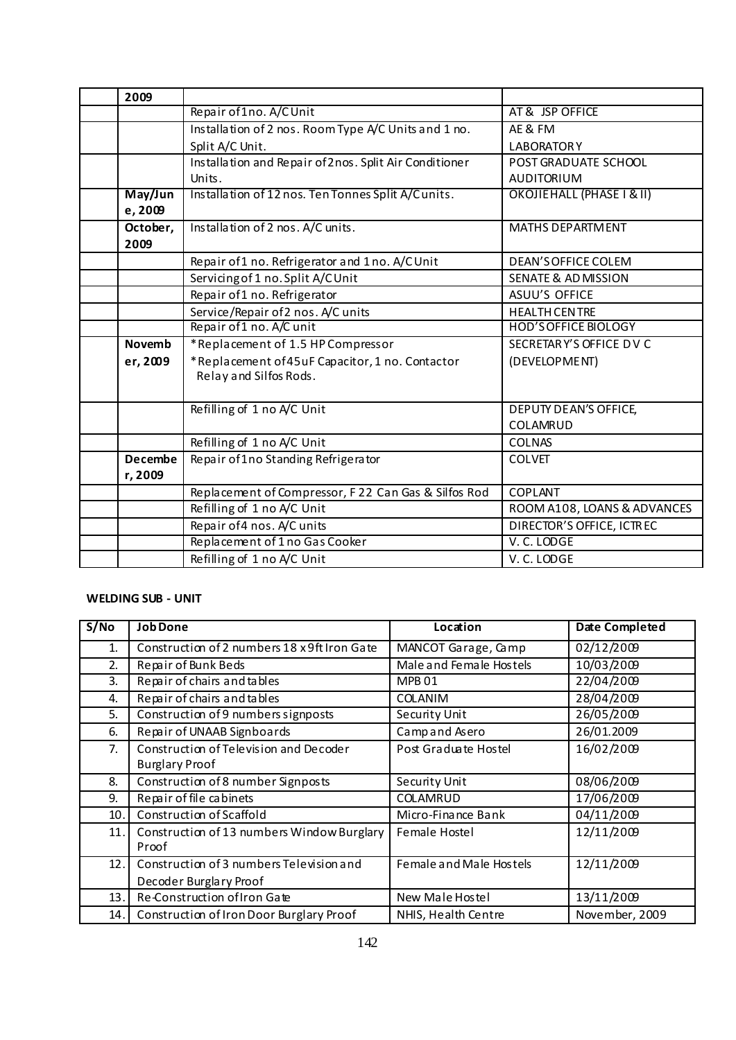|  | 2009 |  |  |
|---|---|---|---|
|  |  | Repair of 1no. A/C Unit | AT & JSP OFFICE |
|  |  | Installation of 2 nos. Room Type A/C Units and 1 no. Split A/C Unit. | AE & FM LABORATORY |
|  |  | Installation and Repair of 2nos. Split Air Conditioner Units. | POST GRADUATE SCHOOL AUDITORIUM |
|  | May/June, 2009 | Installation of 12 nos. Ten Tonnes Split A/C units. | OKOJIE HALL (PHASE I & II) |
|  | October, 2009 | Installation of 2 nos. A/C units. | MATHS DEPARTMENT |
|  |  | Repair of 1 no. Refrigerator and 1 no. A/C Unit | DEAN'S OFFICE COLEM |
|  |  | Servicing of 1 no. Split A/C Unit | SENATE & ADMISSION |
|  |  | Repair of 1 no. Refrigerator | ASUU'S OFFICE |
|  |  | Service/Repair of 2 nos. A/C units | HEALTH CENTRE |
|  |  | Repair of 1 no. A/C unit | HOD'S OFFICE BIOLOGY |
|  | November, 2009 | *Replacement of 1.5 HP Compressor<br>*Replacement of 45uF Capacitor, 1 no. Contactor Relay and Silfos Rods. | SECRETARY'S OFFICE D V C (DEVELOPMENT) |
|  |  | Refilling of 1 no A/C Unit | DEPUTY DEAN'S OFFICE, COLAMRUD |
|  |  | Refilling of 1 no A/C Unit | COLNAS |
|  | December, 2009 | Repair of 1no Standing Refrigerator | COLVET |
|  |  | Replacement of Compressor, F 22 Can Gas & Silfos Rod | COPLANT |
|  |  | Refilling of 1 no A/C Unit | ROOM A108, LOANS & ADVANCES |
|  |  | Repair of 4 nos. A/C units | DIRECTOR'S OFFICE, ICTREC |
|  |  | Replacement of 1 no Gas Cooker | V. C. LODGE |
|  |  | Refilling of 1 no A/C Unit | V. C. LODGE |

**WELDING SUB - UNIT**

| S/No | Job Done | Location | Date Completed |
|---|---|---|---|
| 1. | Construction of 2 numbers 18 x 9ft Iron Gate | MANCOT Garage, Camp | 02/12/2009 |
| 2. | Repair of Bunk Beds | Male and Female Hostels | 10/03/2009 |
| 3. | Repair of chairs and tables | MPB 01 | 22/04/2009 |
| 4. | Repair of chairs and tables | COLANIM | 28/04/2009 |
| 5. | Construction of 9 numbers signposts | Security Unit | 26/05/2009 |
| 6. | Repair of UNAAB Signboards | Camp and Asero | 26/01.2009 |
| 7. | Construction of Television and Decoder Burglary Proof | Post Graduate Hostel | 16/02/2009 |
| 8. | Construction of 8 number Signposts | Security Unit | 08/06/2009 |
| 9. | Repair of file cabinets | COLAMRUD | 17/06/2009 |
| 10. | Construction of Scaffold | Micro-Finance Bank | 04/11/2009 |
| 11. | Construction of 13 numbers Window Burglary Proof | Female Hostel | 12/11/2009 |
| 12. | Construction of 3 numbers Television and Decoder Burglary Proof | Female and Male Hostels | 12/11/2009 |
| 13. | Re-Construction of Iron Gate | New Male Hostel | 13/11/2009 |
| 14. | Construction of Iron Door Burglary Proof | NHIS, Health Centre | November, 2009 |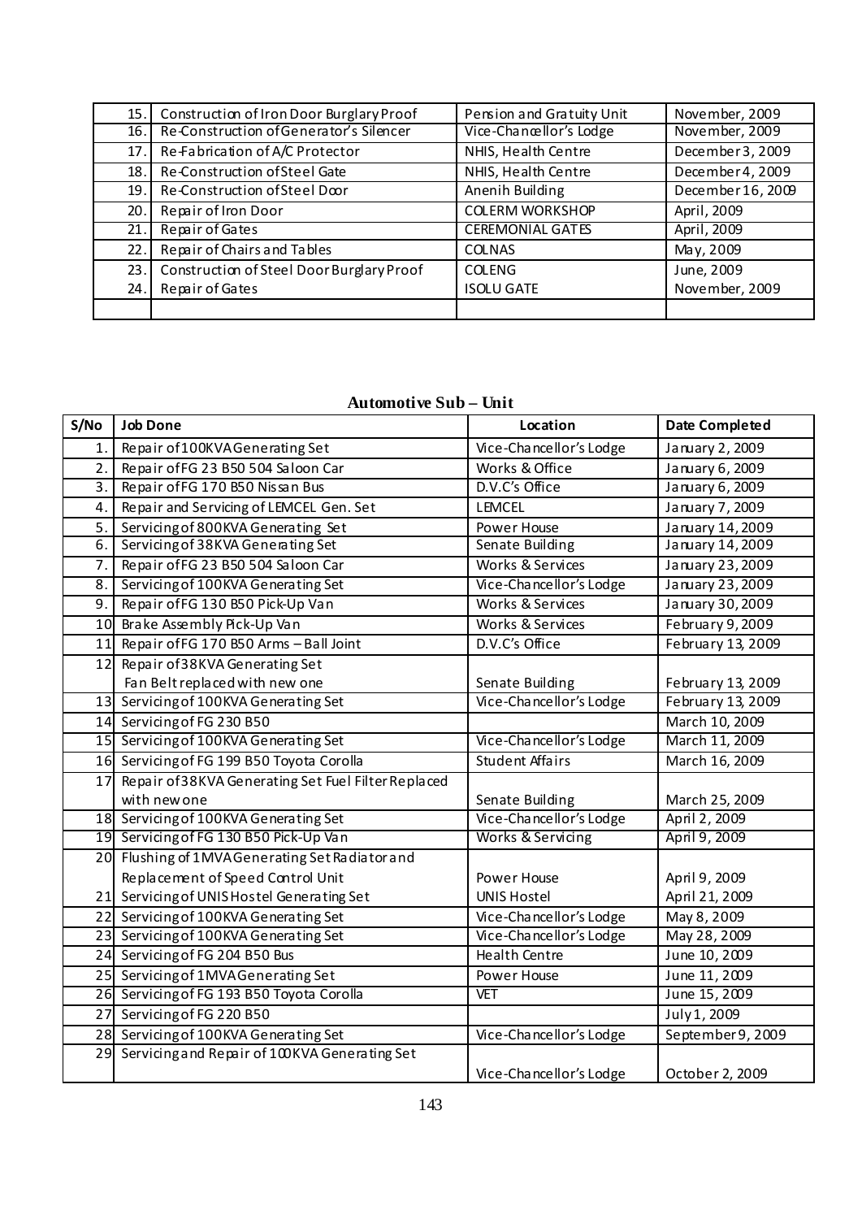| | | | |
|---|---|---|---|
| 15. | Construction of Iron Door Burglary Proof | Pension and Gratuity Unit | November, 2009 |
| 16. | Re-Construction of Generator's Silencer | Vice-Chancellor's Lodge | November, 2009 |
| 17. | Re-Fabrication of A/C Protector | NHIS, Health Centre | December 3, 2009 |
| 18. | Re-Construction of Steel Gate | NHIS, Health Centre | December 4, 2009 |
| 19. | Re-Construction of Steel Door | Anenih Building | December 16, 2009 |
| 20. | Repair of Iron Door | COLERM WORKSHOP | April, 2009 |
| 21. | Repair of Gates | CEREMONIAL GATES | April, 2009 |
| 22. | Repair of Chairs and Tables | COLNAS | May, 2009 |
| 23. | Construction of Steel Door Burglary Proof | COLENG | June, 2009 |
| 24. | Repair of Gates | ISOLU GATE | November, 2009 |
| | | | |

**Automotive Sub – Unit**

| S/No | Job Done | Location | Date Completed |
|---|---|---|---|
| 1. | Repair of 100KVA Generating Set | Vice-Chancellor's Lodge | January 2, 2009 |
| 2. | Repair of FG 23 B50 504 Saloon Car | Works & Office | January 6, 2009 |
| 3. | Repair of FG 170 B50 Nissan Bus | D.V.C's Office | January 6, 2009 |
| 4. | Repair and Servicing of LEMCEL Gen. Set | LEMCEL | January 7, 2009 |
| 5. | Servicing of 800KVA Generating Set | Power House | January 14, 2009 |
| 6. | Servicing of 38KVA Generating Set | Senate Building | January 14, 2009 |
| 7. | Repair of FG 23 B50 504 Saloon Car | Works & Services | January 23, 2009 |
| 8. | Servicing of 100KVA Generating Set | Vice-Chancellor's Lodge | January 23, 2009 |
| 9. | Repair of FG 130 B50 Pick-Up Van | Works & Services | January 30, 2009 |
| 10 | Brake Assembly Pick-Up Van | Works & Services | February 9, 2009 |
| 11 | Repair of FG 170 B50 Arms – Ball Joint | D.V.C's Office | February 13, 2009 |
| 12 | Repair of 38KVA Generating Set Fan Belt replaced with new one | Senate Building | February 13, 2009 |
| 13 | Servicing of 100KVA Generating Set | Vice-Chancellor's Lodge | February 13, 2009 |
| 14 | Servicing of FG 230 B50 | | March 10, 2009 |
| 15 | Servicing of 100KVA Generating Set | Vice-Chancellor's Lodge | March 11, 2009 |
| 16 | Servicing of FG 199 B50 Toyota Corolla | Student Affairs | March 16, 2009 |
| 17 | Repair of 38KVA Generating Set Fuel Filter Replaced with new one | Senate Building | March 25, 2009 |
| 18 | Servicing of 100KVA Generating Set | Vice-Chancellor's Lodge | April 2, 2009 |
| 19 | Servicing of FG 130 B50 Pick-Up Van | Works & Servicing | April 9, 2009 |
| 20 | Flushing of 1MVA Generating Set Radiator and Replacement of Speed Control Unit | Power House | April 9, 2009 |
| 21 | Servicing of UNIS Hostel Generating Set | UNIS Hostel | April 21, 2009 |
| 22 | Servicing of 100KVA Generating Set | Vice-Chancellor's Lodge | May 8, 2009 |
| 23 | Servicing of 100KVA Generating Set | Vice-Chancellor's Lodge | May 28, 2009 |
| 24 | Servicing of FG 204 B50 Bus | Health Centre | June 10, 2009 |
| 25 | Servicing of 1MVA Generating Set | Power House | June 11, 2009 |
| 26 | Servicing of FG 193 B50 Toyota Corolla | VET | June 15, 2009 |
| 27 | Servicing of FG 220 B50 | | July 1, 2009 |
| 28 | Servicing of 100KVA Generating Set | Vice-Chancellor's Lodge | September 9, 2009 |
| 29 | Servicing and Repair of 100KVA Generating Set | Vice-Chancellor's Lodge | October 2, 2009 |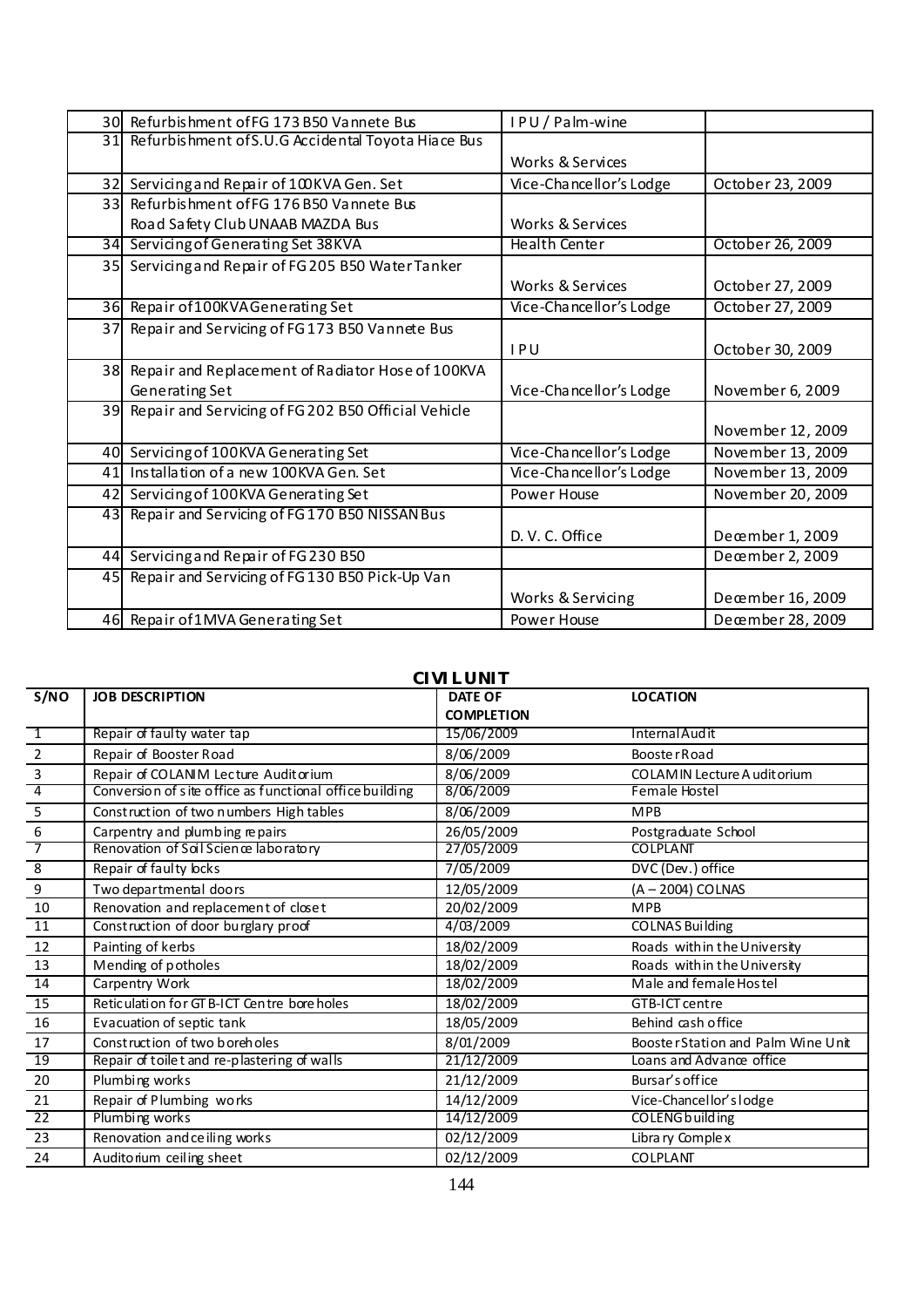| | | | |
|---|---|---|---|
| 30 | Refurbishment of FG 173 B50 Vannete Bus | I P U / Palm-wine | |
| 31 | Refurbishment of S.U.G Accidental Toyota Hiace Bus | Works & Services | |
| 32 | Servicing and Repair of 100KVA Gen. Set | Vice-Chancellor's Lodge | October 23, 2009 |
| 33 | Refurbishment of FG 176 B50 Vannete Bus Road Safety Club UNAAB MAZDA Bus | Works & Services | |
| 34 | Servicing of Generating Set 38KVA | Health Center | October 26, 2009 |
| 35 | Servicing and Repair of FG 205 B50 Water Tanker | Works & Services | October 27, 2009 |
| 36 | Repair of 100KVA Generating Set | Vice-Chancellor's Lodge | October 27, 2009 |
| 37 | Repair and Servicing of FG 173 B50 Vannete Bus | I P U | October 30, 2009 |
| 38 | Repair and Replacement of Radiator Hose of 100KVA Generating Set | Vice-Chancellor's Lodge | November 6, 2009 |
| 39 | Repair and Servicing of FG 202 B50 Official Vehicle | | November 12, 2009 |
| 40 | Servicing of 100KVA Generating Set | Vice-Chancellor's Lodge | November 13, 2009 |
| 41 | Installation of a new 100KVA Gen. Set | Vice-Chancellor's Lodge | November 13, 2009 |
| 42 | Servicing of 100KVA Generating Set | Power House | November 20, 2009 |
| 43 | Repair and Servicing of FG 170 B50 NISSAN Bus | D. V. C. Office | December 1, 2009 |
| 44 | Servicing and Repair of FG 230 B50 | | December 2, 2009 |
| 45 | Repair and Servicing of FG 130 B50 Pick-Up Van | Works & Servicing | December 16, 2009 |
| 46 | Repair of 1MVA Generating Set | Power House | December 28, 2009 |

## CIVIL UNIT

| S/NO | JOB DESCRIPTION | DATE OF COMPLETION | LOCATION |
|---|---|---|---|
| 1 | Repair of faulty water tap | 15/06/2009 | Internal Audit |
| 2 | Repair of Booster Road | 8/06/2009 | Booster Road |
| 3 | Repair of COLANIM Lecture Auditorium | 8/06/2009 | COLAMIN Lecture Auditorium |
| 4 | Conversion of site office as functional office building | 8/06/2009 | Female Hostel |
| 5 | Construction of two numbers High tables | 8/06/2009 | MPB |
| 6 | Carpentry and plumbing repairs | 26/05/2009 | Postgraduate School |
| 7 | Renovation of Soil Science laboratory | 27/05/2009 | COLPLANT |
| 8 | Repair of faulty locks | 7/05/2009 | DVC (Dev.) office |
| 9 | Two departmental doors | 12/05/2009 | (A – 2004) COLNAS |
| 10 | Renovation and replacement of closet | 20/02/2009 | MPB |
| 11 | Construction of door burglary proof | 4/03/2009 | COLNAS Building |
| 12 | Painting of kerbs | 18/02/2009 | Roads within the University |
| 13 | Mending of potholes | 18/02/2009 | Roads within the University |
| 14 | Carpentry Work | 18/02/2009 | Male and female Hostel |
| 15 | Reticulation for GTB-ICT Centre boreholes | 18/02/2009 | GTB-ICT centre |
| 16 | Evacuation of septic tank | 18/05/2009 | Behind cash office |
| 17 | Construction of two boreholes | 8/01/2009 | Booster Station and Palm Wine Unit |
| 19 | Repair of toilet and re-plastering of walls | 21/12/2009 | Loans and Advance office |
| 20 | Plumbing works | 21/12/2009 | Bursar's office |
| 21 | Repair of Plumbing works | 14/12/2009 | Vice-Chancellor's lodge |
| 22 | Plumbing works | 14/12/2009 | COLENG building |
| 23 | Renovation and ceiling works | 02/12/2009 | Library Complex |
| 24 | Auditorium ceiling sheet | 02/12/2009 | COLPLANT |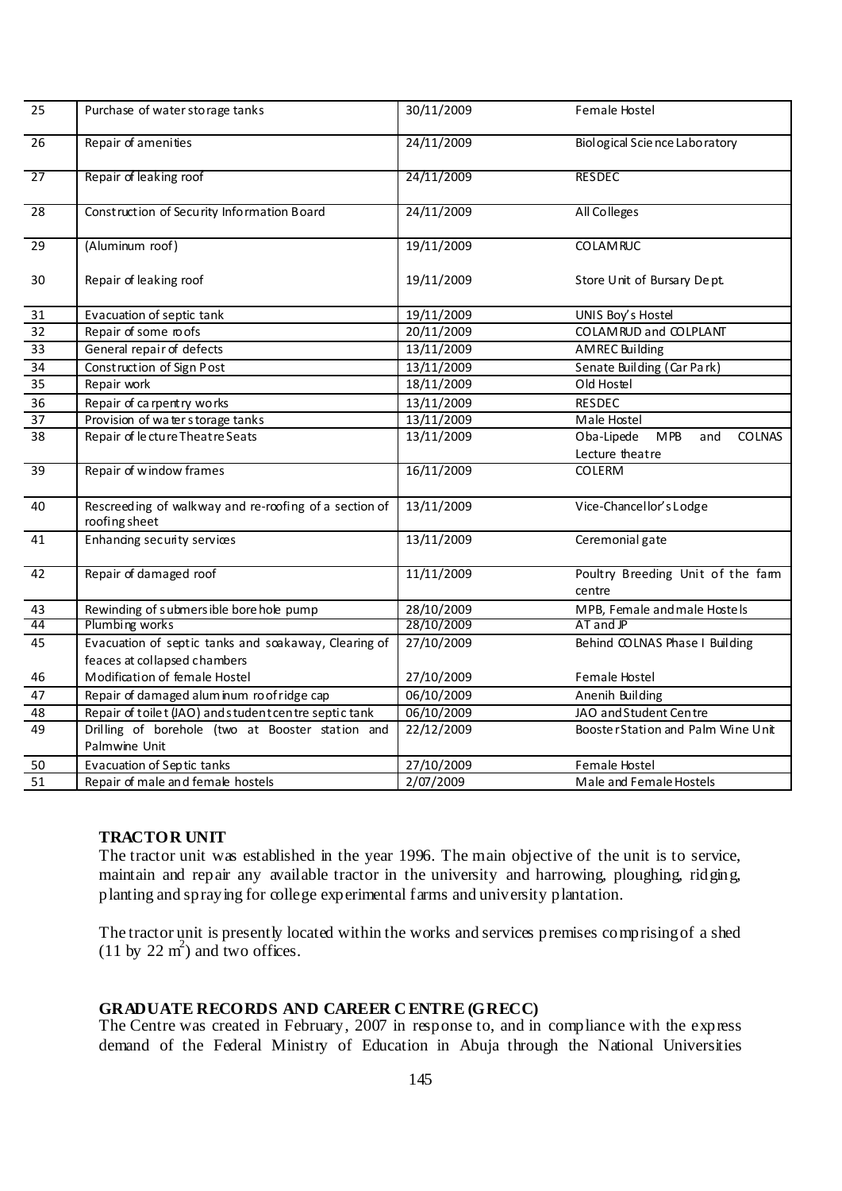| 25 | Purchase of water storage tanks | 30/11/2009 | Female Hostel |
|---|---|---|---|
| 26 | Repair of amenities | 24/11/2009 | Biological Science Laboratory |
| 27 | Repair of leaking roof | 24/11/2009 | RESDEC |
| 28 | Construction of Security Information Board | 24/11/2009 | All Colleges |
| 29 | (Aluminum roof) | 19/11/2009 | COLAMRUC |
| 30 | Repair of leaking roof | 19/11/2009 | Store Unit of Bursary Dept. |
| 31 | Evacuation of septic tank | 19/11/2009 | UNIS Boy's Hostel |
| 32 | Repair of some roofs | 20/11/2009 | COLAMRUD and COLPLANT |
| 33 | General repair of defects | 13/11/2009 | AMREC Building |
| 34 | Construction of Sign Post | 13/11/2009 | Senate Building (Car Park) |
| 35 | Repair work | 18/11/2009 | Old Hostel |
| 36 | Repair of carpentry works | 13/11/2009 | RESDEC |
| 37 | Provision of water storage tanks | 13/11/2009 | Male Hostel |
| 38 | Repair of lecture Theatre Seats | 13/11/2009 | Oba-Lipede MPB and COLNAS Lecture theatre |
| 39 | Repair of window frames | 16/11/2009 | COLERM |
| 40 | Rescreeding of walkway and re-roofing of a section of roofing sheet | 13/11/2009 | Vice-Chancellor's Lodge |
| 41 | Enhancing security services | 13/11/2009 | Ceremonial gate |
| 42 | Repair of damaged roof | 11/11/2009 | Poultry Breeding Unit of the farm centre |
| 43 | Rewinding of submersible bore hole pump | 28/10/2009 | MPB, Female and male Hostels |
| 44 | Plumbing works | 28/10/2009 | AT and JP |
| 45 | Evacuation of septic tanks and soakaway, Clearing of feaces at collapsed chambers | 27/10/2009 | Behind COLNAS Phase I Building |
| 46 | Modification of female Hostel | 27/10/2009 | Female Hostel |
| 47 | Repair of damaged aluminum roof ridge cap | 06/10/2009 | Anenih Building |
| 48 | Repair of toilet (JAO) and student centre septic tank | 06/10/2009 | JAO and Student Centre |
| 49 | Drilling of borehole (two at Booster station and Palmwine Unit | 22/12/2009 | Booster Station and Palm Wine Unit |
| 50 | Evacuation of Septic tanks | 27/10/2009 | Female Hostel |
| 51 | Repair of male and female hostels | 2/07/2009 | Male and Female Hostels |

**TRACTOR UNIT**

The tractor unit was established in the year 1996. The main objective of the unit is to service, maintain and repair any available tractor in the university and harrowing, ploughing, ridging, planting and spraying for college experimental farms and university plantation.

The tractor unit is presently located within the works and services premises comprising of a shed (11 by 22 $m^2$) and two offices.

**GRADUATE RECORDS AND CAREER CENTRE (GRECC)**

The Centre was created in February, 2007 in response to, and in compliance with the express demand of the Federal Ministry of Education in Abuja through the National Universities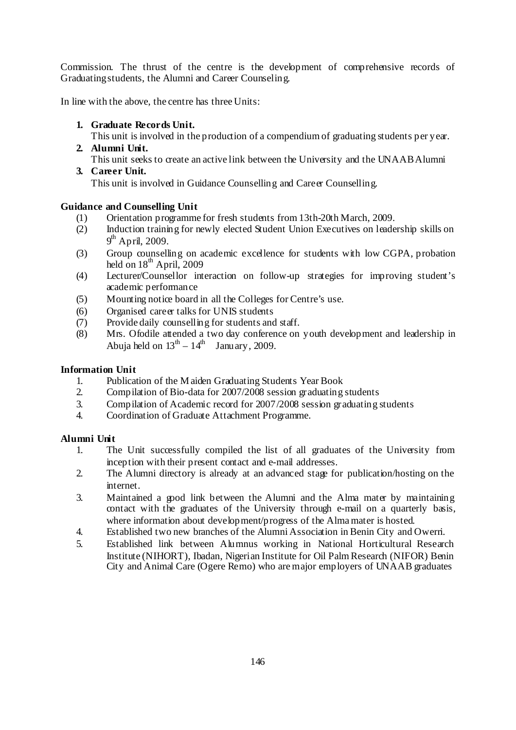Commission. The thrust of the centre is the development of comprehensive records of Graduating students, the Alumni and Career Counseling.

In line with the above, the centre has three Units:

1. **Graduate Records Unit.**
   This unit is involved in the production of a compendium of graduating students per year.
2. **Alumni Unit.**
   This unit seeks to create an active link between the University and the UNAAB Alumni
3. **Career Unit.**
   This unit is involved in Guidance Counselling and Career Counselling.

**Guidance and Counselling Unit**

(1) Orientation programme for fresh students from 13th-20th March, 2009.
(2) Induction training for newly elected Student Union Executives on leadership skills on 9th April, 2009.
(3) Group counselling on academic excellence for students with low CGPA, probation held on 18th April, 2009
(4) Lecturer/Counsellor interaction on follow-up strategies for improving student's academic performance
(5) Mounting notice board in all the Colleges for Centre's use.
(6) Organised career talks for UNIS students
(7) Provide daily counselling for students and staff.
(8) Mrs. Ofodile attended a two day conference on youth development and leadership in Abuja held on 13th – 14th January, 2009.

**Information Unit**

1. Publication of the Maiden Graduating Students Year Book
2. Compilation of Bio-data for 2007/2008 session graduating students
3. Compilation of Academic record for 2007/2008 session graduating students
4. Coordination of Graduate Attachment Programme.

**Alumni Unit**

1. The Unit successfully compiled the list of all graduates of the University from inception with their present contact and e-mail addresses.
2. The Alumni directory is already at an advanced stage for publication/hosting on the internet.
3. Maintained a good link between the Alumni and the Alma mater by maintaining contact with the graduates of the University through e-mail on a quarterly basis, where information about development/progress of the Alma mater is hosted.
4. Established two new branches of the Alumni Association in Benin City and Owerri.
5. Established link between Alumnus working in National Horticultural Research Institute (NIHORT), Ibadan, Nigerian Institute for Oil Palm Research (NIFOR) Benin City and Animal Care (Ogere Remo) who are major employers of UNAAB graduates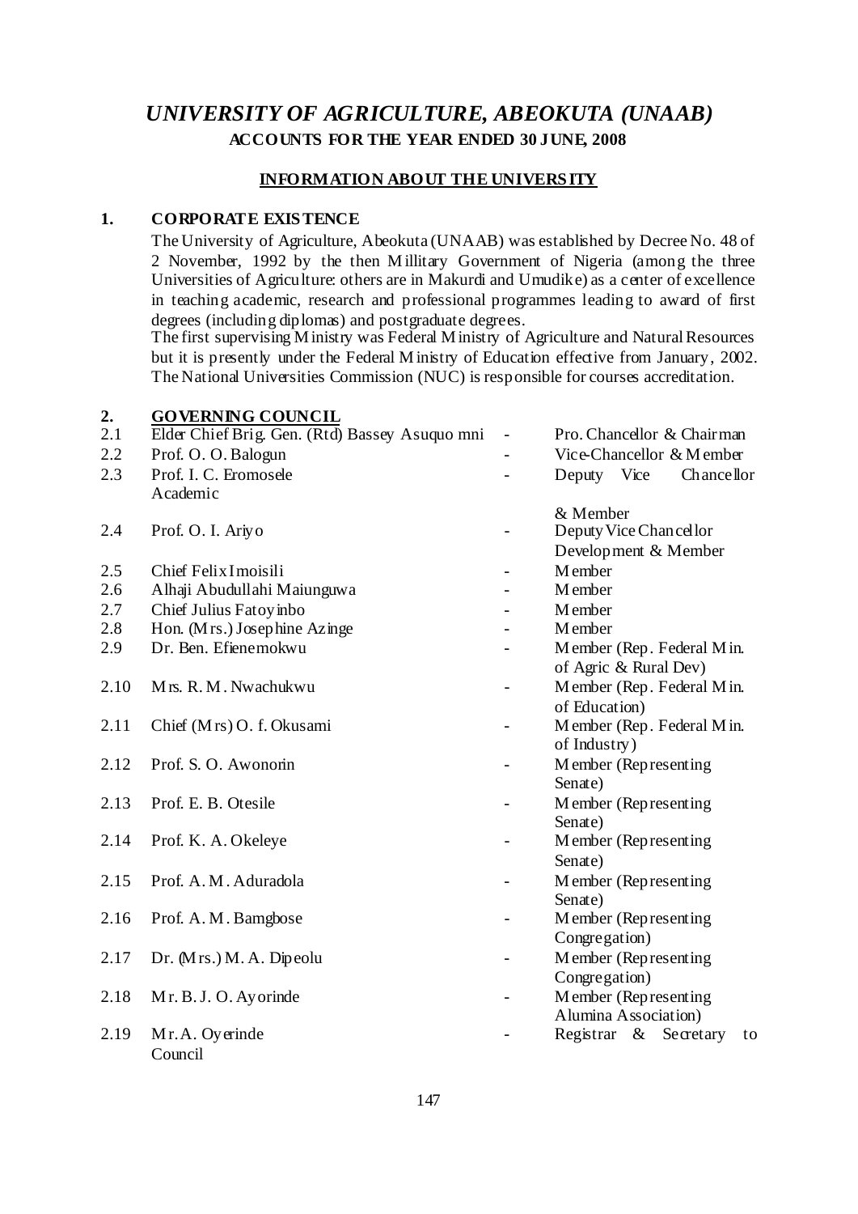# *UNIVERSITY OF AGRICULTURE, ABEOKUTA (UNAAB)*

**ACCOUNTS FOR THE YEAR ENDED 30 JUNE, 2008**

**INFORMATION ABOUT THE UNIVERSITY**

## 1. CORPORATE EXISTENCE

The University of Agriculture, Abeokuta (UNAAB) was established by Decree No. 48 of 2 November, 1992 by the then Millitary Government of Nigeria (among the three Universities of Agriculture: others are in Makurdi and Umudike) as a center of excellence in teaching academic, research and professional programmes leading to award of first degrees (including diplomas) and postgraduate degrees.

The first supervising Ministry was Federal Ministry of Agriculture and Natural Resources but it is presently under the Federal Ministry of Education effective from January, 2002. The National Universities Commission (NUC) is responsible for courses accreditation.

## 2. GOVERNING COUNCIL

| | | | |
|---|---|---|---|
| 2.1 | Elder Chief Brig. Gen. (Rtd) Bassey Asuquo mni | - | Pro. Chancellor & Chairman |
| 2.2 | Prof. O. O. Balogun | - | Vice-Chancellor & Member |
| 2.3 | Prof. I. C. Eromosele | - | Deputy Vice Chancellor Academic & Member |
| 2.4 | Prof. O. I. Ariyo | - | Deputy Vice Chancellor Development & Member |
| 2.5 | Chief Felix Imoisili | - | Member |
| 2.6 | Alhaji Abudullahi Maiunguwa | - | Member |
| 2.7 | Chief Julius Fatoyinbo | - | Member |
| 2.8 | Hon. (Mrs.) Josephine Azinge | - | Member |
| 2.9 | Dr. Ben. Efienemokwu | - | Member (Rep. Federal Min. of Agric & Rural Dev) |
| 2.10 | Mrs. R. M. Nwachukwu | - | Member (Rep. Federal Min. of Education) |
| 2.11 | Chief (Mrs) O. f. Okusami | - | Member (Rep. Federal Min. of Industry) |
| 2.12 | Prof. S. O. Awonorin | - | Member (Representing Senate) |
| 2.13 | Prof. E. B. Otesile | - | Member (Representing Senate) |
| 2.14 | Prof. K. A. Okeleye | - | Member (Representing Senate) |
| 2.15 | Prof. A. M. Aduradola | - | Member (Representing Senate) |
| 2.16 | Prof. A. M. Bamgbose | - | Member (Representing Congregation) |
| 2.17 | Dr. (Mrs.) M. A. Dipeolu | - | Member (Representing Congregation) |
| 2.18 | Mr. B. J. O. Ayorinde | - | Member (Representing Alumina Association) |
| 2.19 | Mr. A. Oyerinde | - | Registrar & Secretary to Council |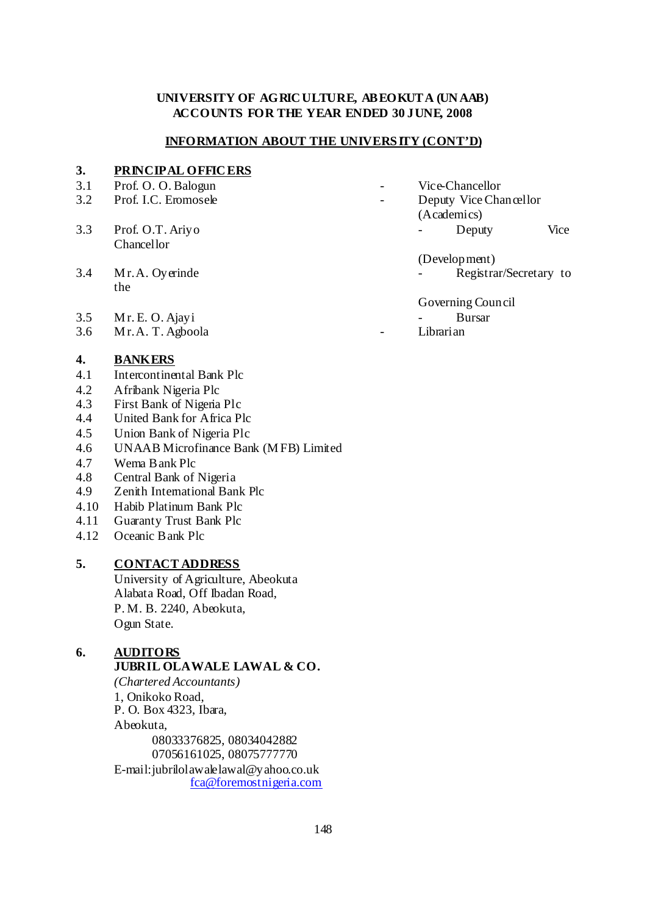**UNIVERSITY OF AGRICULTURE, ABEOKUTA (UNAAB)**
**ACCOUNTS FOR THE YEAR ENDED 30 JUNE, 2008**

**INFORMATION ABOUT THE UNIVERSITY (CONT'D)**

## 3. PRINCIPAL OFFICERS

| | | | |
|---|---|---|---|
| 3.1 | Prof. O. O. Balogun | - | Vice-Chancellor |
| 3.2 | Prof. I.C. Eromosele | - | Deputy Vice Chancellor (Academics) |
| 3.3 | Prof. O.T. Ariyo | - | Deputy Vice Chancellor (Development) |
| 3.4 | Mr. A. Oyerinde | - | Registrar/Secretary to the Governing Council |
| 3.5 | Mr. E. O. Ajayi | - | Bursar |
| 3.6 | Mr. A. T. Agboola | - | Librarian |

## 4. BANKERS

4.1 Intercontinental Bank Plc
4.2 Afribank Nigeria Plc
4.3 First Bank of Nigeria Plc
4.4 United Bank for Africa Plc
4.5 Union Bank of Nigeria Plc
4.6 UNAAB Microfinance Bank (MFB) Limited
4.7 Wema Bank Plc
4.8 Central Bank of Nigeria
4.9 Zenith International Bank Plc
4.10 Habib Platinum Bank Plc
4.11 Guaranty Trust Bank Plc
4.12 Oceanic Bank Plc

## 5. CONTACT ADDRESS

University of Agriculture, Abeokuta
Alabata Road, Off Ibadan Road,
P. M. B. 2240, Abeokuta,
Ogun State.

## 6. AUDITORS

**JUBRIL OLAWALE LAWAL & CO.**
*(Chartered Accountants)*
1, Onikoko Road,
P. O. Box 4323, Ibara,
Abeokuta,
08033376825, 08034042882
07056161025, 08075777770
E-mail: jubrilolawalelawal@yahoo.co.uk
fca@foremostnigeria.com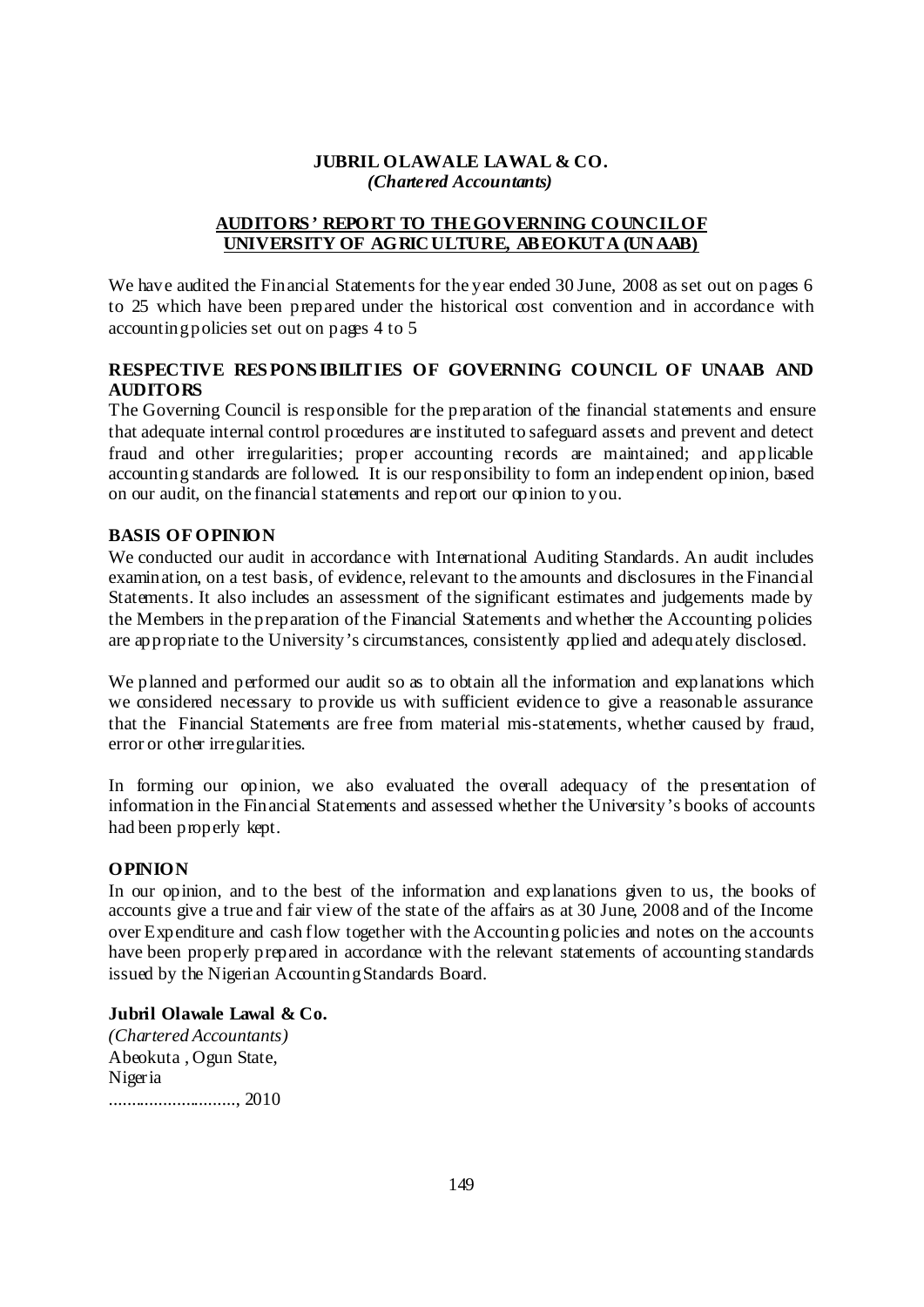**JUBRIL OLAWALE LAWAL & CO.**
***(Chartered Accountants)***

**AUDITORS' REPORT TO THE GOVERNING COUNCIL OF UNIVERSITY OF AGRICULTURE, ABEOKUTA (UNAAB)**

We have audited the Financial Statements for the year ended 30 June, 2008 as set out on pages 6 to 25 which have been prepared under the historical cost convention and in accordance with accounting policies set out on pages 4 to 5

**RESPECTIVE RESPONSIBILITIES OF GOVERNING COUNCIL OF UNAAB AND AUDITORS**

The Governing Council is responsible for the preparation of the financial statements and ensure that adequate internal control procedures are instituted to safeguard assets and prevent and detect fraud and other irregularities; proper accounting records are maintained; and applicable accounting standards are followed. It is our responsibility to form an independent opinion, based on our audit, on the financial statements and report our opinion to you.

**BASIS OF OPINION**

We conducted our audit in accordance with International Auditing Standards. An audit includes examination, on a test basis, of evidence, relevant to the amounts and disclosures in the Financial Statements. It also includes an assessment of the significant estimates and judgements made by the Members in the preparation of the Financial Statements and whether the Accounting policies are appropriate to the University's circumstances, consistently applied and adequately disclosed.

We planned and performed our audit so as to obtain all the information and explanations which we considered necessary to provide us with sufficient evidence to give a reasonable assurance that the Financial Statements are free from material mis-statements, whether caused by fraud, error or other irregularities.

In forming our opinion, we also evaluated the overall adequacy of the presentation of information in the Financial Statements and assessed whether the University's books of accounts had been properly kept.

**OPINION**

In our opinion, and to the best of the information and explanations given to us, the books of accounts give a true and fair view of the state of the affairs as at 30 June, 2008 and of the Income over Expenditure and cash flow together with the Accounting policies and notes on the accounts have been properly prepared in accordance with the relevant statements of accounting standards issued by the Nigerian Accounting Standards Board.

**Jubril Olawale Lawal & Co.**
*(Chartered Accountants)*
Abeokuta , Ogun State,
Nigeria
..........................., 2010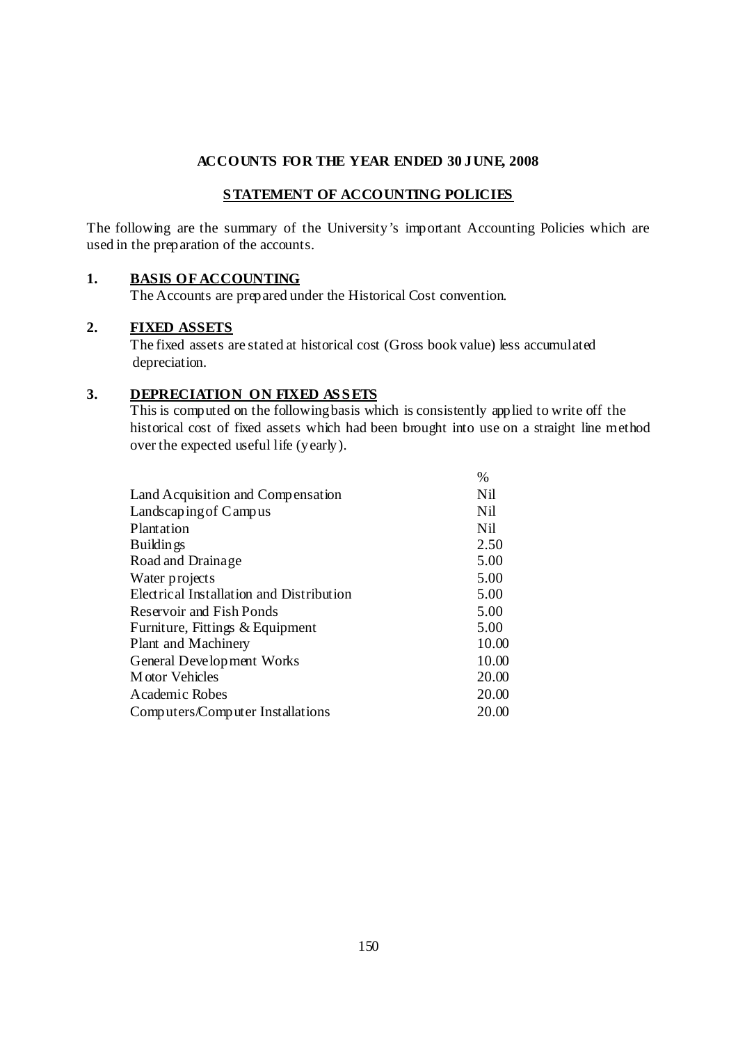**ACCOUNTS FOR THE YEAR ENDED 30 JUNE, 2008**

**STATEMENT OF ACCOUNTING POLICIES**

The following are the summary of the University's important Accounting Policies which are used in the preparation of the accounts.

**1. BASIS OF ACCOUNTING**

The Accounts are prepared under the Historical Cost convention.

**2. FIXED ASSETS**

The fixed assets are stated at historical cost (Gross book value) less accumulated depreciation.

**3. DEPRECIATION ON FIXED ASSETS**

This is computed on the following basis which is consistently applied to write off the historical cost of fixed assets which had been brought into use on a straight line method over the expected useful life (yearly).

| | % |
|---|---|
| Land Acquisition and Compensation | Nil |
| Landscaping of Campus | Nil |
| Plantation | Nil |
| Buildings | 2.50 |
| Road and Drainage | 5.00 |
| Water projects | 5.00 |
| Electrical Installation and Distribution | 5.00 |
| Reservoir and Fish Ponds | 5.00 |
| Furniture, Fittings & Equipment | 5.00 |
| Plant and Machinery | 10.00 |
| General Development Works | 10.00 |
| Motor Vehicles | 20.00 |
| Academic Robes | 20.00 |
| Computers/Computer Installations | 20.00 |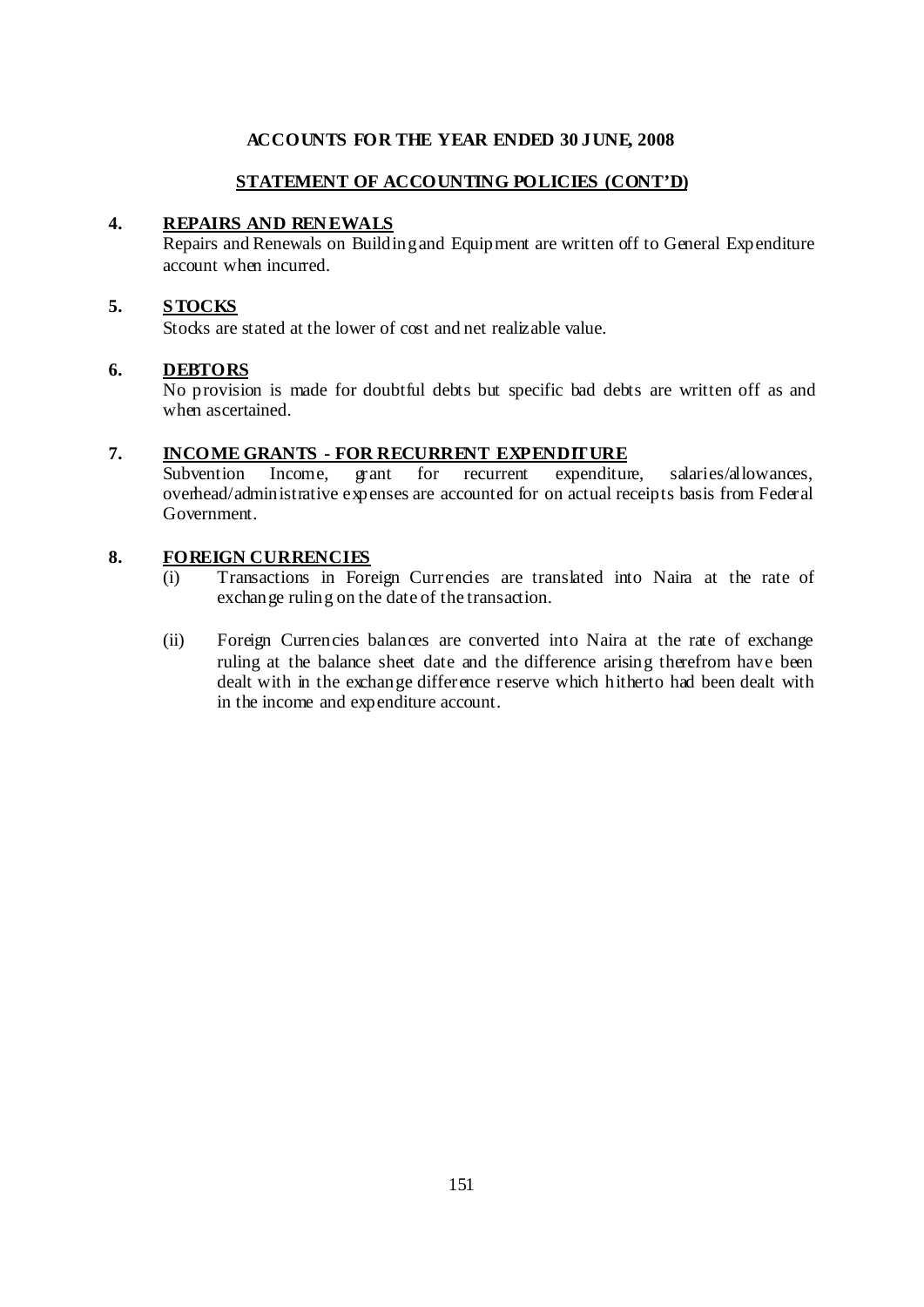**ACCOUNTS FOR THE YEAR ENDED 30 JUNE, 2008**

**STATEMENT OF ACCOUNTING POLICIES (CONT'D)**

**4. REPAIRS AND RENEWALS**

Repairs and Renewals on Building and Equipment are written off to General Expenditure account when incurred.

**5. STOCKS**

Stocks are stated at the lower of cost and net realizable value.

**6. DEBTORS**

No provision is made for doubtful debts but specific bad debts are written off as and when ascertained.

**7. INCOME GRANTS - FOR RECURRENT EXPENDITURE**

Subvention Income, grant for recurrent expenditure, salaries/allowances, overhead/administrative expenses are accounted for on actual receipts basis from Federal Government.

**8. FOREIGN CURRENCIES**

(i) Transactions in Foreign Currencies are translated into Naira at the rate of exchange ruling on the date of the transaction.

(ii) Foreign Currencies balances are converted into Naira at the rate of exchange ruling at the balance sheet date and the difference arising therefrom have been dealt with in the exchange difference reserve which hitherto had been dealt with in the income and expenditure account.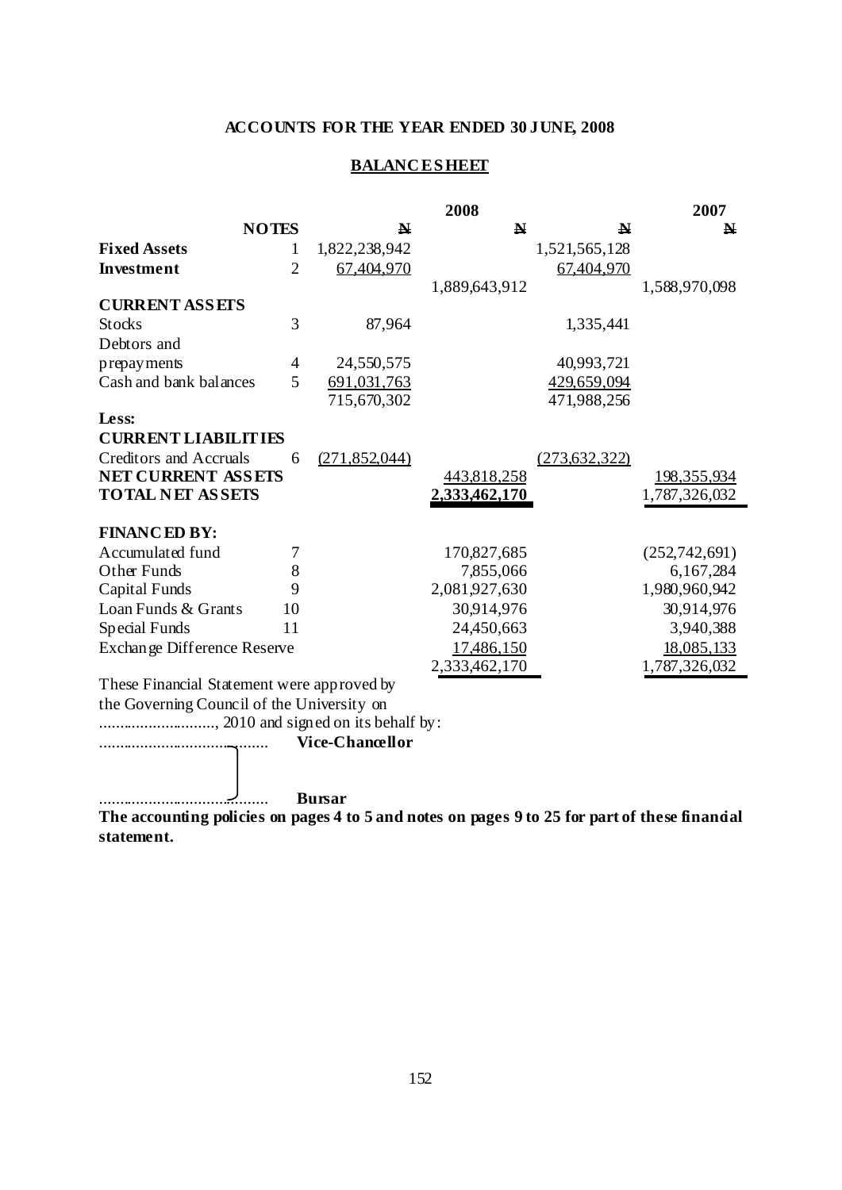**ACCOUNTS FOR THE YEAR ENDED 30 JUNE, 2008**

**BALANCE SHEET**

| | NOTES | 2008 ₦ | 2008 ₦ | 2007 ₦ | 2007 ₦ |
|---|---|---|---|---|---|
| **Fixed Assets** | 1 | 1,822,238,942 | | 1,521,565,128 | |
| **Investment** | 2 | 67,404,970 | | 67,404,970 | |
| | | | 1,889,643,912 | | 1,588,970,098 |
| **CURRENT ASSETS** | | | | | |
| Stocks | 3 | 87,964 | | 1,335,441 | |
| Debtors and prepayments | 4 | 24,550,575 | | 40,993,721 | |
| Cash and bank balances | 5 | 691,031,763 | | 429,659,094 | |
| | | 715,670,302 | | 471,988,256 | |
| **Less:** | | | | | |
| **CURRENT LIABILITIES** | | | | | |
| Creditors and Accruals | 6 | (271,852,044) | | (273,632,322) | |
| **NET CURRENT ASSETS** | | | 443,818,258 | | 198,355,934 |
| **TOTAL NET ASSETS** | | | 2,333,462,170 | | 1,787,326,032 |
| | | | | | |
| **FINANCED BY:** | | | | | |
| Accumulated fund | 7 | | 170,827,685 | | (252,742,691) |
| Other Funds | 8 | | 7,855,066 | | 6,167,284 |
| Capital Funds | 9 | | 2,081,927,630 | | 1,980,960,942 |
| Loan Funds & Grants | 10 | | 30,914,976 | | 30,914,976 |
| Special Funds | 11 | | 24,450,663 | | 3,940,388 |
| Exchange Difference Reserve | | | 17,486,150 | | 18,085,133 |
| | | | 2,333,462,170 | | 1,787,326,032 |

These Financial Statement were approved by the Governing Council of the University on ..........................., 2010 and signed on its behalf by:

......................................... **Vice-Chancellor**

......................................... **Bursar**

**The accounting policies on pages 4 to 5 and notes on pages 9 to 25 for part of these financial statement.**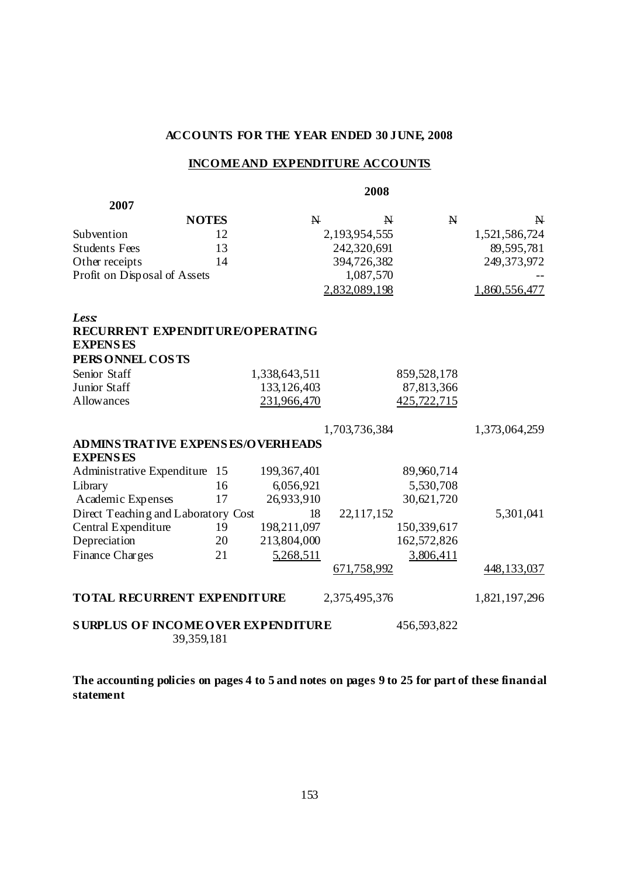## ACCOUNTS FOR THE YEAR ENDED 30 JUNE, 2008

## INCOME AND EXPENDITURE ACCOUNTS

| | | 2008 | | 2007 | |
|---|---|---|---|---|---|
| | **NOTES** | ₦ | ₦ | ₦ | ₦ |
| Subvention | 12 | | 2,193,954,555 | | 1,521,586,724 |
| Students Fees | 13 | | 242,320,691 | | 89,595,781 |
| Other receipts | 14 | | 394,726,382 | | 249,373,972 |
| Profit on Disposal of Assets | | | 1,087,570 | | -- |
| | | | 2,832,089,198 | | 1,860,556,477 |
| ***Less:*** | | | | | |
| **RECURRENT EXPENDITURE/OPERATING EXPENSES** | | | | | |
| **PERSONNEL COSTS** | | | | | |
| Senior Staff | | 1,338,643,511 | | 859,528,178 | |
| Junior Staff | | 133,126,403 | | 87,813,366 | |
| Allowances | | 231,966,470 | | 425,722,715 | |
| | | | 1,703,736,384 | | 1,373,064,259 |
| **ADMINSTRATIVE EXPENSES/OVERHEADS EXPENSES** | | | | | |
| Administrative Expenditure | 15 | 199,367,401 | | 89,960,714 | |
| Library | 16 | 6,056,921 | | 5,530,708 | |
| Academic Expenses | 17 | 26,933,910 | | 30,621,720 | |
| Direct Teaching and Laboratory Cost | 18 | | 22,117,152 | | 5,301,041 |
| Central Expenditure | 19 | 198,211,097 | | 150,339,617 | |
| Depreciation | 20 | 213,804,000 | | 162,572,826 | |
| Finance Charges | 21 | 5,268,511 | | 3,806,411 | |
| | | | 671,758,992 | | 448,133,037 |
| **TOTAL RECURRENT EXPENDITURE** | | | 2,375,495,376 | | 1,821,197,296 |
| **SURPLUS OF INCOME OVER EXPENDITURE** | | | | 456,593,822 | |
| 39,359,181 | | | | | |

**The accounting policies on pages 4 to 5 and notes on pages 9 to 25 for part of these financial statement**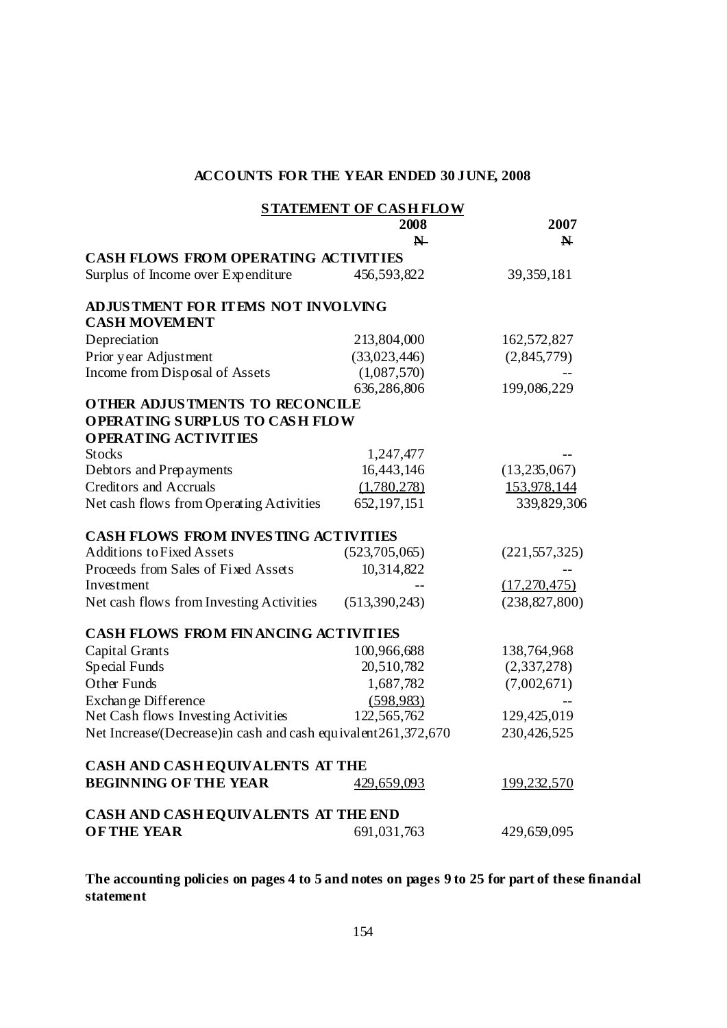## ACCOUNTS FOR THE YEAR ENDED 30 JUNE, 2008

### STATEMENT OF CASH FLOW

| | 2008 | 2007 |
|---|---|---|
| | N | N |
| **CASH FLOWS FROM OPERATING ACTIVITIES** | | |
| Surplus of Income over Expenditure | 456,593,822 | 39,359,181 |
| **ADJUSTMENT FOR ITEMS NOT INVOLVING CASH MOVEMENT** | | |
| Depreciation | 213,804,000 | 162,572,827 |
| Prior year Adjustment | (33,023,446) | (2,845,779) |
| Income from Disposal of Assets | (1,087,570) | -- |
| | 636,286,806 | 199,086,229 |
| **OTHER ADJUSTMENTS TO RECONCILE OPERATING SURPLUS TO CASH FLOW OPERATING ACTIVITIES** | | |
| Stocks | 1,247,477 | -- |
| Debtors and Prepayments | 16,443,146 | (13,235,067) |
| Creditors and Accruals | (1,780,278) | 153,978,144 |
| Net cash flows from Operating Activities | 652,197,151 | 339,829,306 |
| **CASH FLOWS FROM INVESTING ACTIVITIES** | | |
| Additions to Fixed Assets | (523,705,065) | (221,557,325) |
| Proceeds from Sales of Fixed Assets | 10,314,822 | -- |
| Investment | -- | (17,270,475) |
| Net cash flows from Investing Activities | (513,390,243) | (238,827,800) |
| **CASH FLOWS FROM FINANCING ACTIVITIES** | | |
| Capital Grants | 100,966,688 | 138,764,968 |
| Special Funds | 20,510,782 | (2,337,278) |
| Other Funds | 1,687,782 | (7,002,671) |
| Exchange Difference | (598,983) | -- |
| Net Cash flows Investing Activities | 122,565,762 | 129,425,019 |
| Net Increase/(Decrease)in cash and cash equivalent | 261,372,670 | 230,426,525 |
| **CASH AND CASH EQUIVALENTS AT THE BEGINNING OF THE YEAR** | 429,659,093 | 199,232,570 |
| **CASH AND CASH EQUIVALENTS AT THE END OF THE YEAR** | 691,031,763 | 429,659,095 |

**The accounting policies on pages 4 to 5 and notes on pages 9 to 25 for part of these financial statement**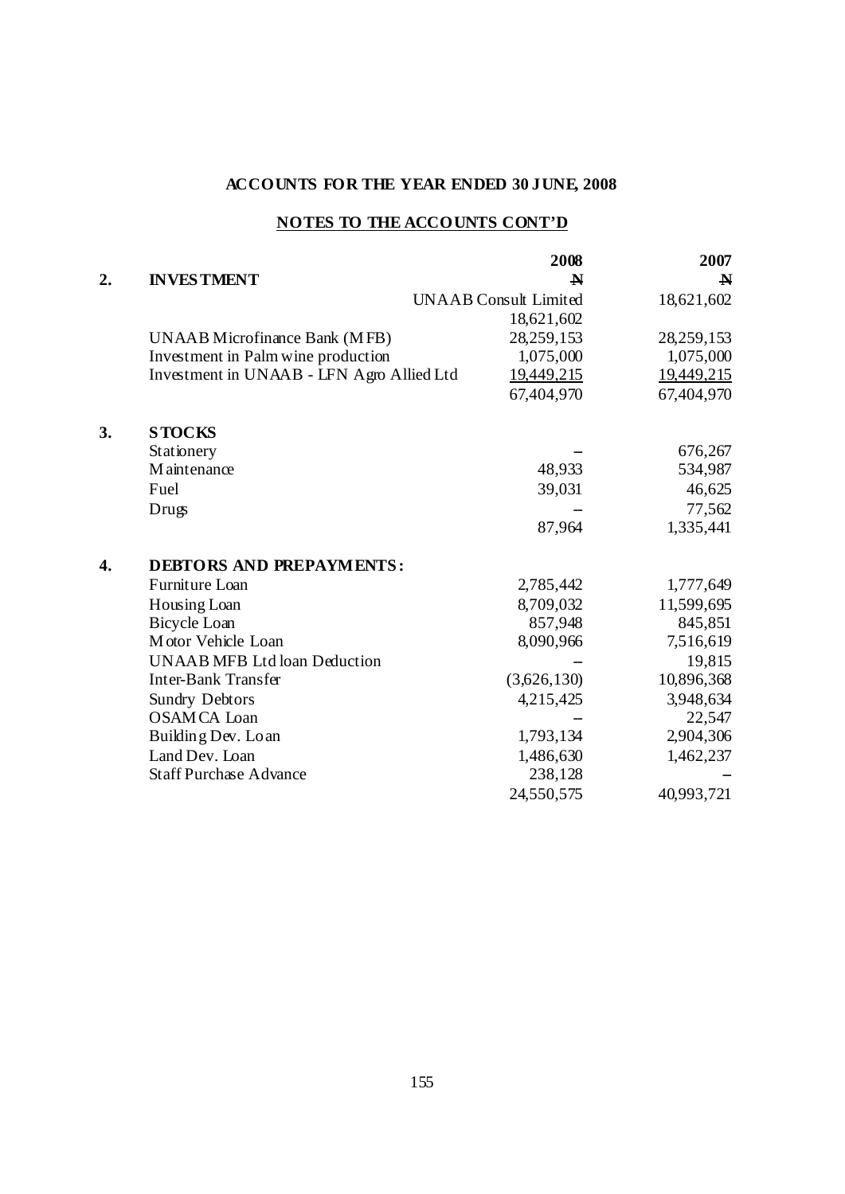**ACCOUNTS FOR THE YEAR ENDED 30 JUNE, 2008**

**NOTES TO THE ACCOUNTS CONT'D**

| | | 2008 | 2007 |
|---|---|---|---|
| **2.** | **INVESTMENT** | **N** | **N** |
| | UNAAB Consult Limited | 18,621,602 | 18,621,602 |
| | UNAAB Microfinance Bank (MFB) | 28,259,153 | 28,259,153 |
| | Investment in Palm wine production | 1,075,000 | 1,075,000 |
| | Investment in UNAAB - LFN Agro Allied Ltd | 19,449,215 | 19,449,215 |
| | | 67,404,970 | 67,404,970 |
| **3.** | **STOCKS** | | |
| | Stationery | – | 676,267 |
| | Maintenance | 48,933 | 534,987 |
| | Fuel | 39,031 | 46,625 |
| | Drugs | – | 77,562 |
| | | 87,964 | 1,335,441 |
| **4.** | **DEBTORS AND PREPAYMENTS:** | | |
| | Furniture Loan | 2,785,442 | 1,777,649 |
| | Housing Loan | 8,709,032 | 11,599,695 |
| | Bicycle Loan | 857,948 | 845,851 |
| | Motor Vehicle Loan | 8,090,966 | 7,516,619 |
| | UNAAB MFB Ltd loan Deduction | – | 19,815 |
| | Inter-Bank Transfer | (3,626,130) | 10,896,368 |
| | Sundry Debtors | 4,215,425 | 3,948,634 |
| | OSAMCA Loan | – | 22,547 |
| | Building Dev. Loan | 1,793,134 | 2,904,306 |
| | Land Dev. Loan | 1,486,630 | 1,462,237 |
| | Staff Purchase Advance | 238,128 | – |
| | | 24,550,575 | 40,993,721 |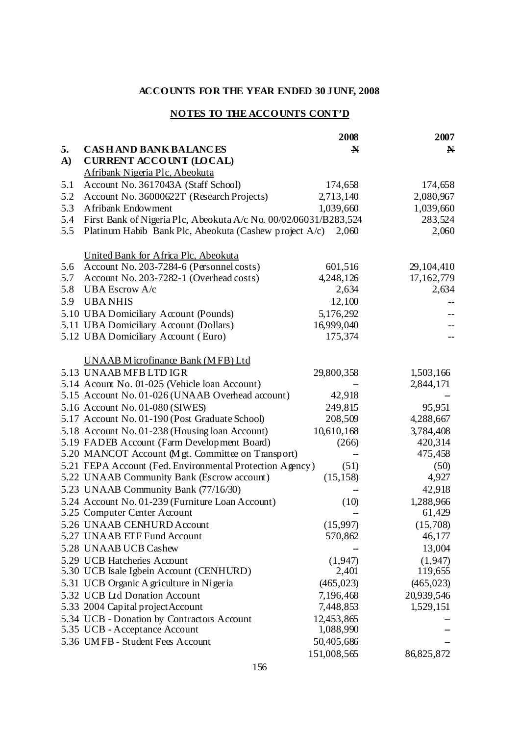## ACCOUNTS FOR THE YEAR ENDED 30 JUNE, 2008

### NOTES TO THE ACCOUNTS CONT'D

| | | 2008 | 2007 |
|---|---|---|---|
| **5.** | **CASH AND BANK BALANCES** | **N** | **N** |
| **A)** | **CURRENT ACCOUNT (LOCAL)** | | |
| | Afribank Nigeria Plc, Abeokuta | | |
| 5.1 | Account No. 3617043A (Staff School) | 174,658 | 174,658 |
| 5.2 | Account No. 36000622T (Research Projects) | 2,713,140 | 2,080,967 |
| 5.3 | Afribank Endowment | 1,039,660 | 1,039,660 |
| 5.4 | First Bank of Nigeria Plc, Abeokuta A/c No. 00/02/06031/B | 283,524 | 283,524 |
| 5.5 | Platinum Habib Bank Plc, Abeokuta (Cashew project A/c) | 2,060 | 2,060 |
| | United Bank for Africa Plc, Abeokuta | | |
| 5.6 | Account No. 203-7284-6 (Personnel costs) | 601,516 | 29,104,410 |
| 5.7 | Account No. 203-7282-1 (Overhead costs) | 4,248,126 | 17,162,779 |
| 5.8 | UBA Escrow A/c | 2,634 | 2,634 |
| 5.9 | UBA NHIS | 12,100 | -- |
| 5.10 | UBA Domiciliary Account (Pounds) | 5,176,292 | -- |
| 5.11 | UBA Domiciliary Account (Dollars) | 16,999,040 | -- |
| 5.12 | UBA Domiciliary Account ( Euro) | 175,374 | -- |
| | UNAAB Microfinance Bank (MFB) Ltd | | |
| 5.13 | UNAAB MFB LTD IGR | 29,800,358 | 1,503,166 |
| 5.14 | Acount No. 01-025 (Vehicle loan Account) | – | 2,844,171 |
| 5.15 | Account No. 01-026 (UNAAB Overhead account) | 42,918 | – |
| 5.16 | Account No. 01-080 (SIWES) | 249,815 | 95,951 |
| 5.17 | Account No. 01-190 (Post Graduate School) | 208,509 | 4,288,667 |
| 5.18 | Account No. 01-238 (Housing loan Account) | 10,610,168 | 3,784,408 |
| 5.19 | FADEB Account (Farm Development Board) | (266) | 420,314 |
| 5.20 | MANCOT Account (Mgt. Committee on Transport) | – | 475,458 |
| 5.21 | FEPA Account (Fed. Environmental Protection Agency) | (51) | (50) |
| 5.22 | UNAAB Community Bank (Escrow account) | (15,158) | 4,927 |
| 5.23 | UNAAB Community Bank (77/16/30) | – | 42,918 |
| 5.24 | Account No. 01-239 (Furniture Loan Account) | (10) | 1,288,966 |
| 5.25 | Computer Center Account | – | 61,429 |
| 5.26 | UNAAB CENHURD Account | (15,997) | (15,708) |
| 5.27 | UNAAB ETF Fund Account | 570,862 | 46,177 |
| 5.28 | UNAAB UCB Cashew | – | 13,004 |
| 5.29 | UCB Hatcheries Account | (1,947) | (1,947) |
| 5.30 | UCB Isale Igbein Account (CENHURD) | 2,401 | 119,655 |
| 5.31 | UCB Organic Agriculture in Nigeria | (465,023) | (465,023) |
| 5.32 | UCB Ltd Donation Account | 7,196,468 | 20,939,546 |
| 5.33 | 2004 Capital project Account | 7,448,853 | 1,529,151 |
| 5.34 | UCB - Donation by Contractors Account | 12,453,865 | – |
| 5.35 | UCB - Acceptance Account | 1,088,990 | – |
| 5.36 | UMFB - Student Fees Account | 50,405,686 | – |
| | | 151,008,565 | 86,825,872 |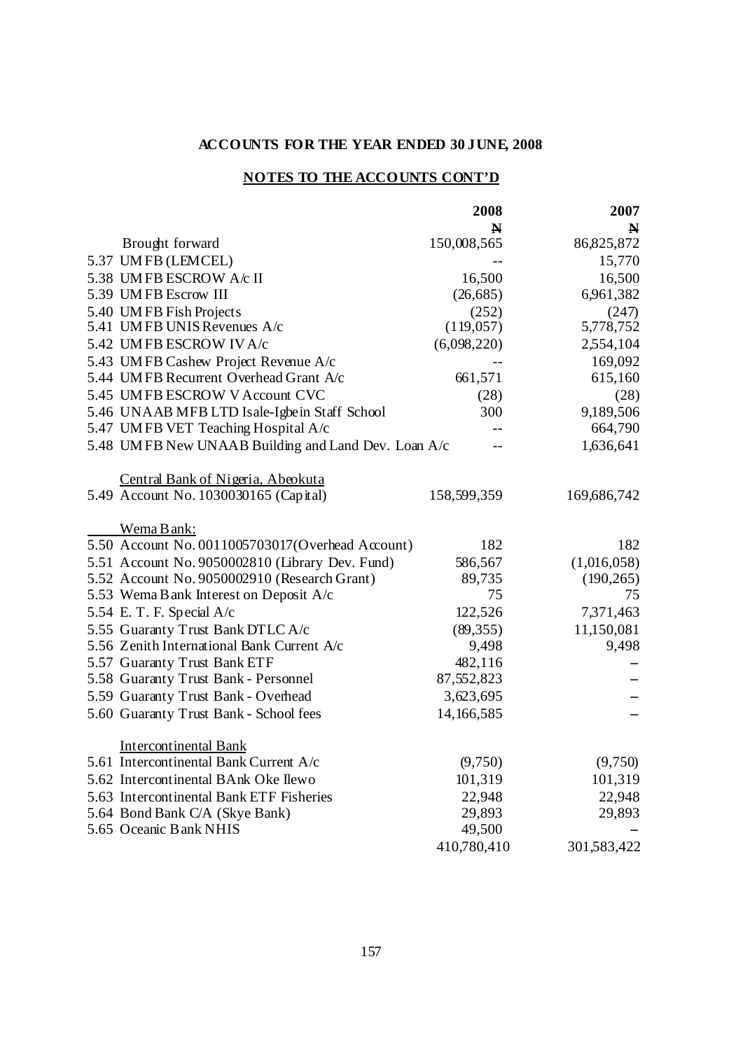**ACCOUNTS FOR THE YEAR ENDED 30 JUNE, 2008**

**NOTES TO THE ACCOUNTS CONT'D**

| | 2008 | 2007 |
|---|---|---|
| | N | N |
| Brought forward | 150,008,565 | 86,825,872 |
| 5.37 UMFB (LEMCEL) | -- | 15,770 |
| 5.38 UMFB ESCROW A/c II | 16,500 | 16,500 |
| 5.39 UMFB Escrow III | (26,685) | 6,961,382 |
| 5.40 UMFB Fish Projects | (252) | (247) |
| 5.41 UMFB UNIS Revenues A/c | (119,057) | 5,778,752 |
| 5.42 UMFB ESCROW IV A/c | (6,098,220) | 2,554,104 |
| 5.43 UMFB Cashew Project Revenue A/c | -- | 169,092 |
| 5.44 UMFB Recurrent Overhead Grant A/c | 661,571 | 615,160 |
| 5.45 UMFB ESCROW V Account CVC | (28) | (28) |
| 5.46 UNAAB MFB LTD Isale-Igbein Staff School | 300 | 9,189,506 |
| 5.47 UMFB VET Teaching Hospital A/c | -- | 664,790 |
| 5.48 UMFB New UNAAB Building and Land Dev. Loan A/c | -- | 1,636,641 |
| Central Bank of Nigeria, Abeokuta | | |
| 5.49 Account No. 1030030165 (Capital) | 158,599,359 | 169,686,742 |
| Wema Bank: | | |
| 5.50 Account No. 0011005703017(Overhead Account) | 182 | 182 |
| 5.51 Account No. 9050002810 (Library Dev. Fund) | 586,567 | (1,016,058) |
| 5.52 Account No. 9050002910 (Research Grant) | 89,735 | (190,265) |
| 5.53 Wema Bank Interest on Deposit A/c | 75 | 75 |
| 5.54 E. T. F. Special A/c | 122,526 | 7,371,463 |
| 5.55 Guaranty Trust Bank DTLC A/c | (89,355) | 11,150,081 |
| 5.56 Zenith International Bank Current A/c | 9,498 | 9,498 |
| 5.57 Guaranty Trust Bank ETF | 482,116 | – |
| 5.58 Guaranty Trust Bank - Personnel | 87,552,823 | – |
| 5.59 Guaranty Trust Bank - Overhead | 3,623,695 | – |
| 5.60 Guaranty Trust Bank - School fees | 14,166,585 | – |
| Intercontinental Bank | | |
| 5.61 Intercontinental Bank Current A/c | (9,750) | (9,750) |
| 5.62 Intercontinental BAnk Oke Ilewo | 101,319 | 101,319 |
| 5.63 Intercontinental Bank ETF Fisheries | 22,948 | 22,948 |
| 5.64 Bond Bank C/A (Skye Bank) | 29,893 | 29,893 |
| 5.65 Oceanic Bank NHIS | 49,500 | – |
| | 410,780,410 | 301,583,422 |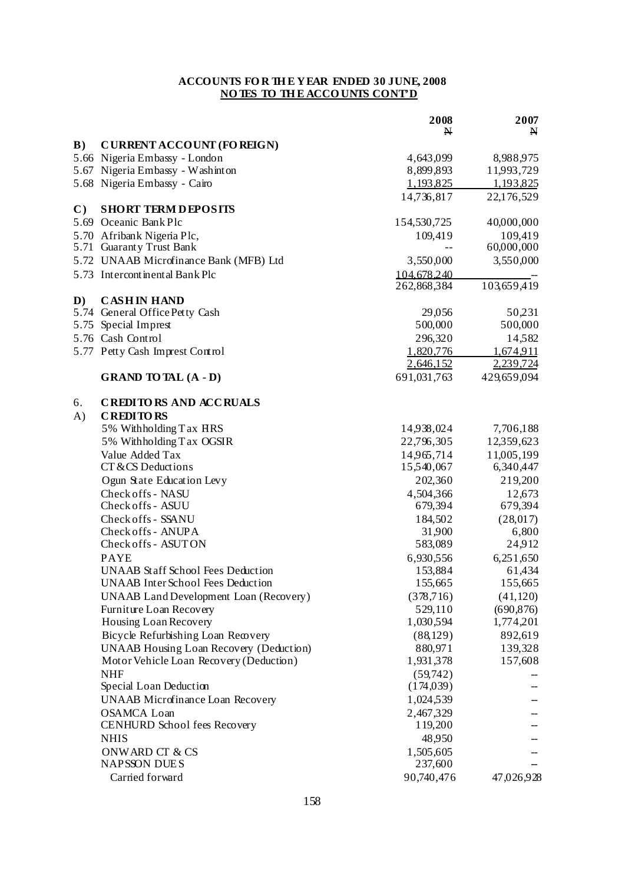## ACCOUNTS FOR THE YEAR ENDED 30 JUNE, 2008
## NOTES TO THE ACCOUNTS CONT'D

| | | 2008 ₦ | 2007 ₦ |
|---|---|---|---|
| **B)** | **CURRENT ACCOUNT (FOREIGN)** | | |
| 5.66 | Nigeria Embassy - London | 4,643,099 | 8,988,975 |
| 5.67 | Nigeria Embassy - Washinton | 8,899,893 | 11,993,729 |
| 5.68 | Nigeria Embassy - Cairo | 1,193,825 | 1,193,825 |
| | | 14,736,817 | 22,176,529 |
| **C)** | **SHORT TERM DEPOSITS** | | |
| 5.69 | Oceanic Bank Plc | 154,530,725 | 40,000,000 |
| 5.70 | Afribank Nigeria Plc, | 109,419 | 109,419 |
| 5.71 | Guaranty Trust Bank | -- | 60,000,000 |
| 5.72 | UNAAB Microfinance Bank (MFB) Ltd | 3,550,000 | 3,550,000 |
| 5.73 | Intercontinental Bank Plc | 104,678,240 | -- |
| | | 262,868,384 | 103,659,419 |
| **D)** | **CASH IN HAND** | | |
| 5.74 | General Office Petty Cash | 29,056 | 50,231 |
| 5.75 | Special Imprest | 500,000 | 500,000 |
| 5.76 | Cash Control | 296,320 | 14,582 |
| 5.77 | Petty Cash Imprest Control | 1,820,776 | 1,674,911 |
| | | 2,646,152 | 2,239,724 |
| | **GRAND TOTAL (A - D)** | 691,031,763 | 429,659,094 |
| 6. | **CREDITORS AND ACCRUALS** | | |
| A) | **CREDITORS** | | |
| | 5% Withholding Tax FIRS | 14,938,024 | 7,706,188 |
| | 5% Withholding Tax OGSIR | 22,796,305 | 12,359,623 |
| | Value Added Tax | 14,965,714 | 11,005,199 |
| | CT&CS Deductions | 15,540,067 | 6,340,447 |
| | Ogun State Education Levy | 202,360 | 219,200 |
| | Check offs - NASU | 4,504,366 | 12,673 |
| | Check offs - ASUU | 679,394 | 679,394 |
| | Check offs - SSANU | 184,502 | (28,017) |
| | Check offs - ANUPA | 31,900 | 6,800 |
| | Check offs - ASUTON | 583,089 | 24,912 |
| | PAYE | 6,930,556 | 6,251,650 |
| | UNAAB Staff School Fees Deduction | 153,884 | 61,434 |
| | UNAAB Inter School Fees Deduction | 155,665 | 155,665 |
| | UNAAB Land Development Loan (Recovery) | (378,716) | (41,120) |
| | Furniture Loan Recovery | 529,110 | (690,876) |
| | Housing Loan Recovery | 1,030,594 | 1,774,201 |
| | Bicycle Refurbishing Loan Recovery | (88,129) | 892,619 |
| | UNAAB Housing Loan Recovery (Deduction) | 880,971 | 139,328 |
| | Motor Vehicle Loan Recovery (Deduction) | 1,931,378 | 157,608 |
| | NHF | (59,742) | -- |
| | Special Loan Deduction | (174,039) | -- |
| | UNAAB Microfinance Loan Recovery | 1,024,539 | -- |
| | OSAMCA Loan | 2,467,329 | -- |
| | CENHURD School fees Recovery | 119,200 | -- |
| | NHIS | 48,950 | -- |
| | ONWARD CT & CS | 1,505,605 | -- |
| | NAPSSON DUES | 237,600 | -- |
| | Carried forward | 90,740,476 | 47,026,928 |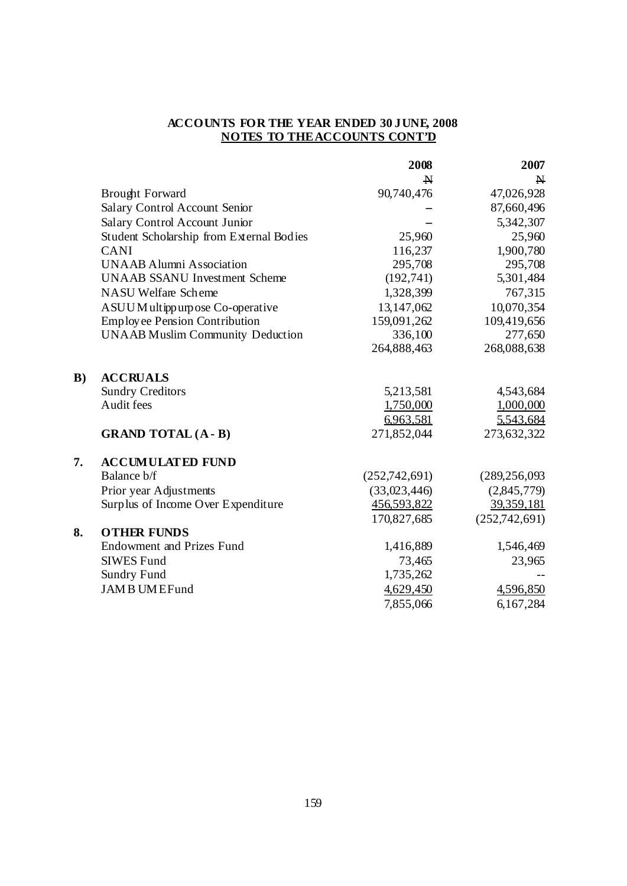**ACCOUNTS FOR THE YEAR ENDED 30 JUNE, 2008**
**NOTES TO THE ACCOUNTS CONT'D**

| | | 2008 | 2007 |
|---|---|---|---|
| | | N | N |
| | Brought Forward | 90,740,476 | 47,026,928 |
| | Salary Control Account Senior | – | 87,660,496 |
| | Salary Control Account Junior | – | 5,342,307 |
| | Student Scholarship from External Bodies | 25,960 | 25,960 |
| | CANI | 116,237 | 1,900,780 |
| | UNAAB Alumni Association | 295,708 | 295,708 |
| | UNAAB SSANU Investment Scheme | (192,741) | 5,301,484 |
| | NASU Welfare Scheme | 1,328,399 | 767,315 |
| | ASUU Multippurpose Co-operative | 13,147,062 | 10,070,354 |
| | Employee Pension Contribution | 159,091,262 | 109,419,656 |
| | UNAAB Muslim Community Deduction | 336,100 | 277,650 |
| | | 264,888,463 | 268,088,638 |
| **B)** | **ACCRUALS** | | |
| | Sundry Creditors | 5,213,581 | 4,543,684 |
| | Audit fees | 1,750,000 | 1,000,000 |
| | | 6,963,581 | 5,543,684 |
| | **GRAND TOTAL (A - B)** | 271,852,044 | 273,632,322 |
| **7.** | **ACCUMULATED FUND** | | |
| | Balance b/f | (252,742,691) | (289,256,093 |
| | Prior year Adjustments | (33,023,446) | (2,845,779) |
| | Surplus of Income Over Expenditure | 456,593,822 | 39,359,181 |
| | | 170,827,685 | (252,742,691) |
| **8.** | **OTHER FUNDS** | | |
| | Endowment and Prizes Fund | 1,416,889 | 1,546,469 |
| | SIWES Fund | 73,465 | 23,965 |
| | Sundry Fund | 1,735,262 | -- |
| | JAMB UME Fund | 4,629,450 | 4,596,850 |
| | | 7,855,066 | 6,167,284 |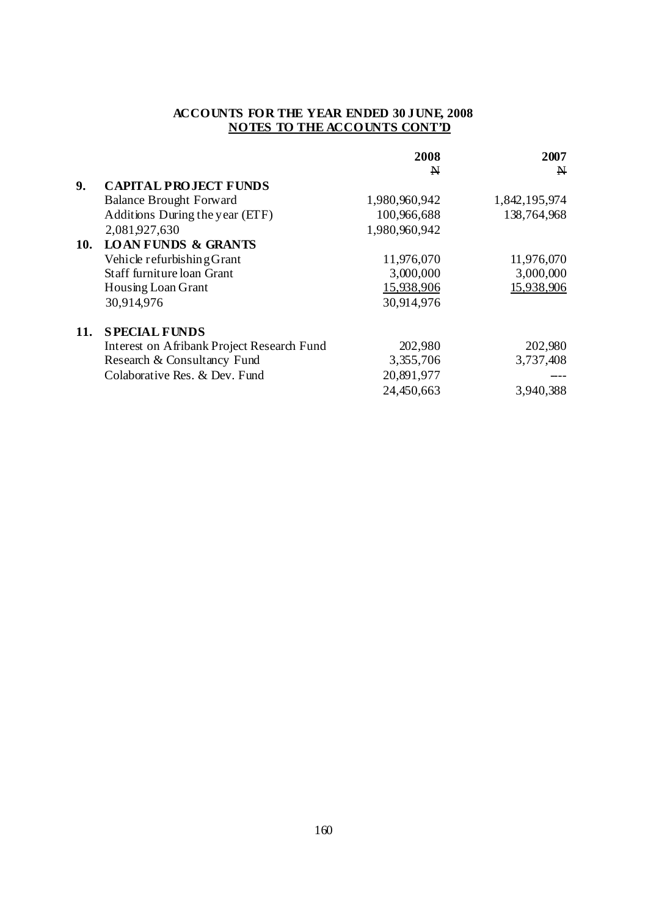**ACCOUNTS FOR THE YEAR ENDED 30 JUNE, 2008**

**NOTES TO THE ACCOUNTS CONT'D**

| | | 2008 | 2007 |
|---|---|---|---|
| | | ₦ | ₦ |
| **9.** | **CAPITAL PROJECT FUNDS** | | |
| | Balance Brought Forward | 1,980,960,942 | 1,842,195,974 |
| | Additions During the year (ETF) | 100,966,688 | 138,764,968 |
| | 2,081,927,630 | 1,980,960,942 | |
| **10.** | **LOAN FUNDS & GRANTS** | | |
| | Vehicle refurbishing Grant | 11,976,070 | 11,976,070 |
| | Staff furniture loan Grant | 3,000,000 | 3,000,000 |
| | Housing Loan Grant | 15,938,906 | 15,938,906 |
| | 30,914,976 | 30,914,976 | |
| **11.** | **SPECIAL FUNDS** | | |
| | Interest on Afribank Project Research Fund | 202,980 | 202,980 |
| | Research & Consultancy Fund | 3,355,706 | 3,737,408 |
| | Colaborative Res. & Dev. Fund | 20,891,977 | --- |
| | | 24,450,663 | 3,940,388 |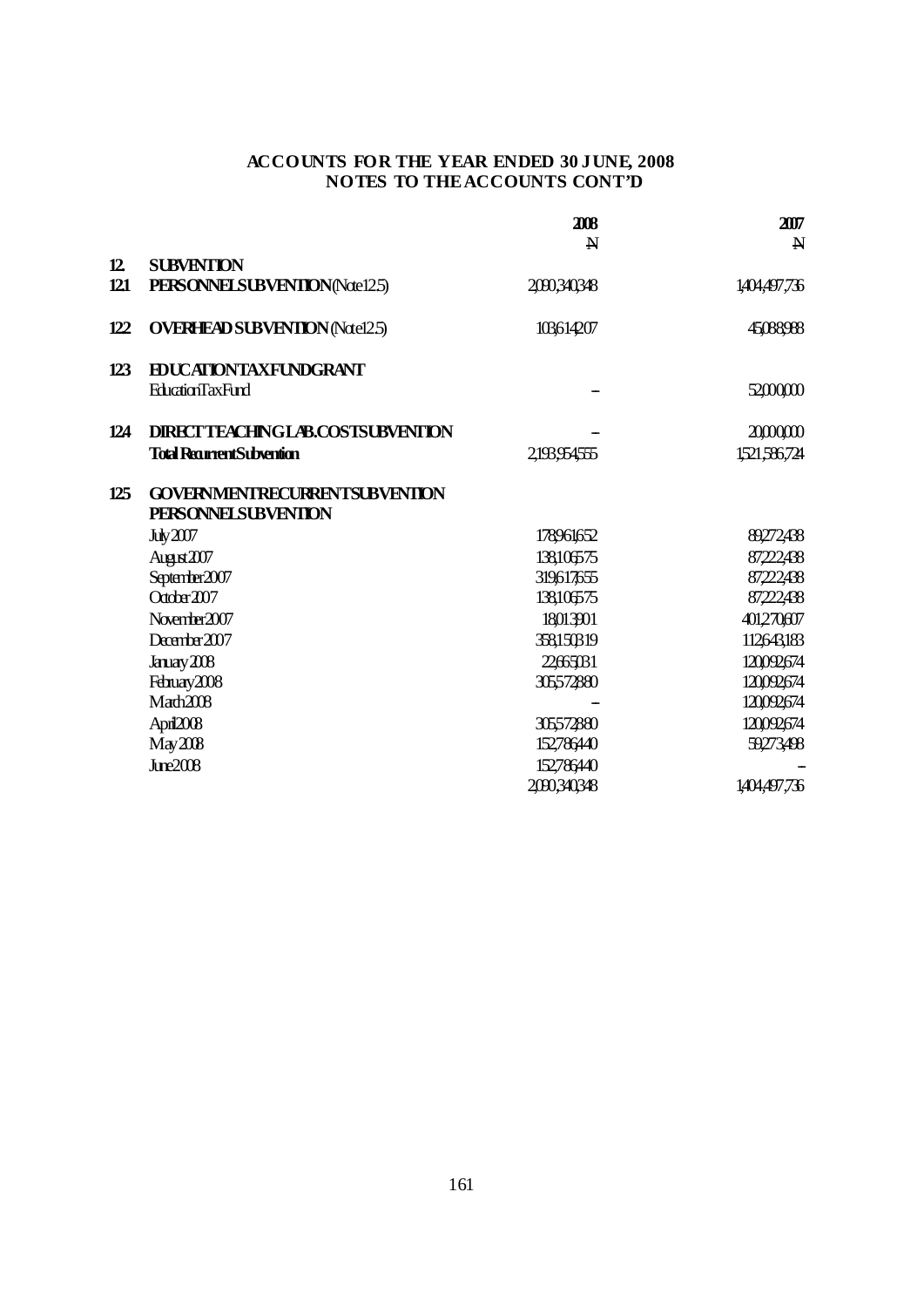## ACCOUNTS FOR THE YEAR ENDED 30 JUNE, 2008
## NOTES TO THE ACCOUNTS CONT'D

| | | 2008 | 2007 |
|---|---|---|---|
| | | N | N |
| **12.** | **SUBVENTION** | | |
| **12.1** | **PERSONNEL SUBVENTION** (Note 12.5) | 2,090,340,348 | 1,404,497,736 |
| **12.2** | **OVERHEAD SUBVENTION** (Note 12.5) | 103,614,207 | 45,088,988 |
| **12.3** | **EDUCATION TAX FUND GRANT** | | |
| | Education Tax Fund | – | 52,000,000 |
| **12.4** | **DIRECT TEACHING LAB. COST SUBVENTION** | – | 20,000,000 |
| | **Total Recurrent Subvention** | 2,193,954,555 | 1,521,586,724 |
| **12.5** | **GOVERNMENT RECURRENT SUBVENTION** | | |
| | **PERSONNEL SUBVENTION** | | |
| | July 2007 | 178,961,652 | 89,272,438 |
| | August 2007 | 138,106,575 | 87,222,438 |
| | September 2007 | 319,617,655 | 87,222,438 |
| | October 2007 | 138,106,575 | 87,222,438 |
| | November 2007 | 18,013,901 | 401,270,607 |
| | December 2007 | 358,150,319 | 112,643,183 |
| | January 2008 | 22,665,031 | 120,092,674 |
| | February 2008 | 305,572,880 | 120,092,674 |
| | March 2008 | – | 120,092,674 |
| | April 2008 | 305,572,880 | 120,092,674 |
| | May 2008 | 152,786,440 | 59,273,498 |
| | June 2008 | 152,786,440 | – |
| | | 2,090,340,348 | 1,404,497,736 |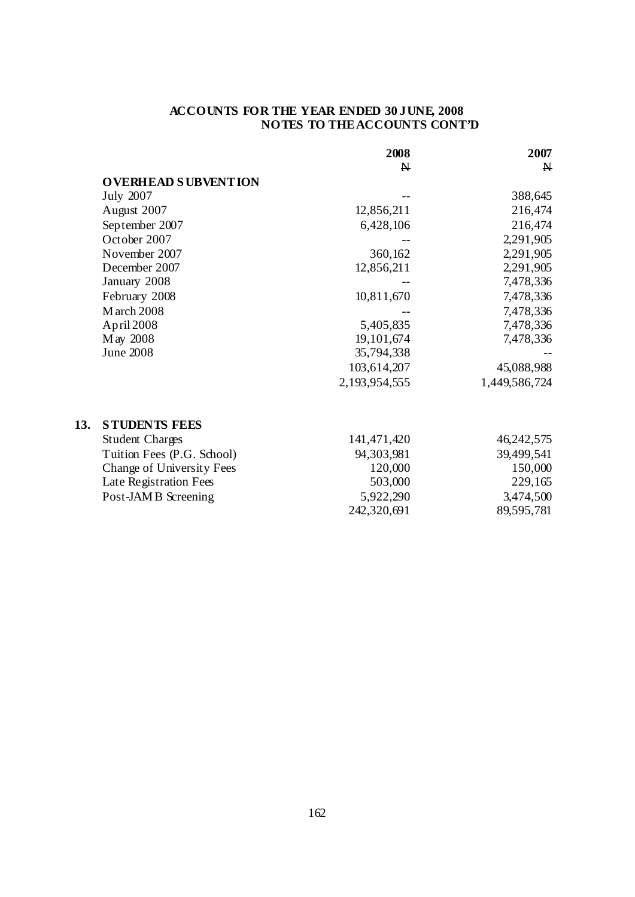# ACCOUNTS FOR THE YEAR ENDED 30 JUNE, 2008
## NOTES TO THE ACCOUNTS CONT'D

| | 2008 | 2007 |
|---|---|---|
| | ₦ | ₦ |
| **OVERHEAD SUBVENTION** | | |
| July 2007 | -- | 388,645 |
| August 2007 | 12,856,211 | 216,474 |
| September 2007 | 6,428,106 | 216,474 |
| October 2007 | -- | 2,291,905 |
| November 2007 | 360,162 | 2,291,905 |
| December 2007 | 12,856,211 | 2,291,905 |
| January 2008 | -- | 7,478,336 |
| February 2008 | 10,811,670 | 7,478,336 |
| March 2008 | -- | 7,478,336 |
| April 2008 | 5,405,835 | 7,478,336 |
| May 2008 | 19,101,674 | 7,478,336 |
| June 2008 | 35,794,338 | -- |
| | 103,614,207 | 45,088,988 |
| | 2,193,954,555 | 1,449,586,724 |

**13. STUDENTS FEES**

| | 2008 | 2007 |
|---|---|---|
| Student Charges | 141,471,420 | 46,242,575 |
| Tuition Fees (P.G. School) | 94,303,981 | 39,499,541 |
| Change of University Fees | 120,000 | 150,000 |
| Late Registration Fees | 503,000 | 229,165 |
| Post-JAMB Screening | 5,922,290 | 3,474,500 |
| | 242,320,691 | 89,595,781 |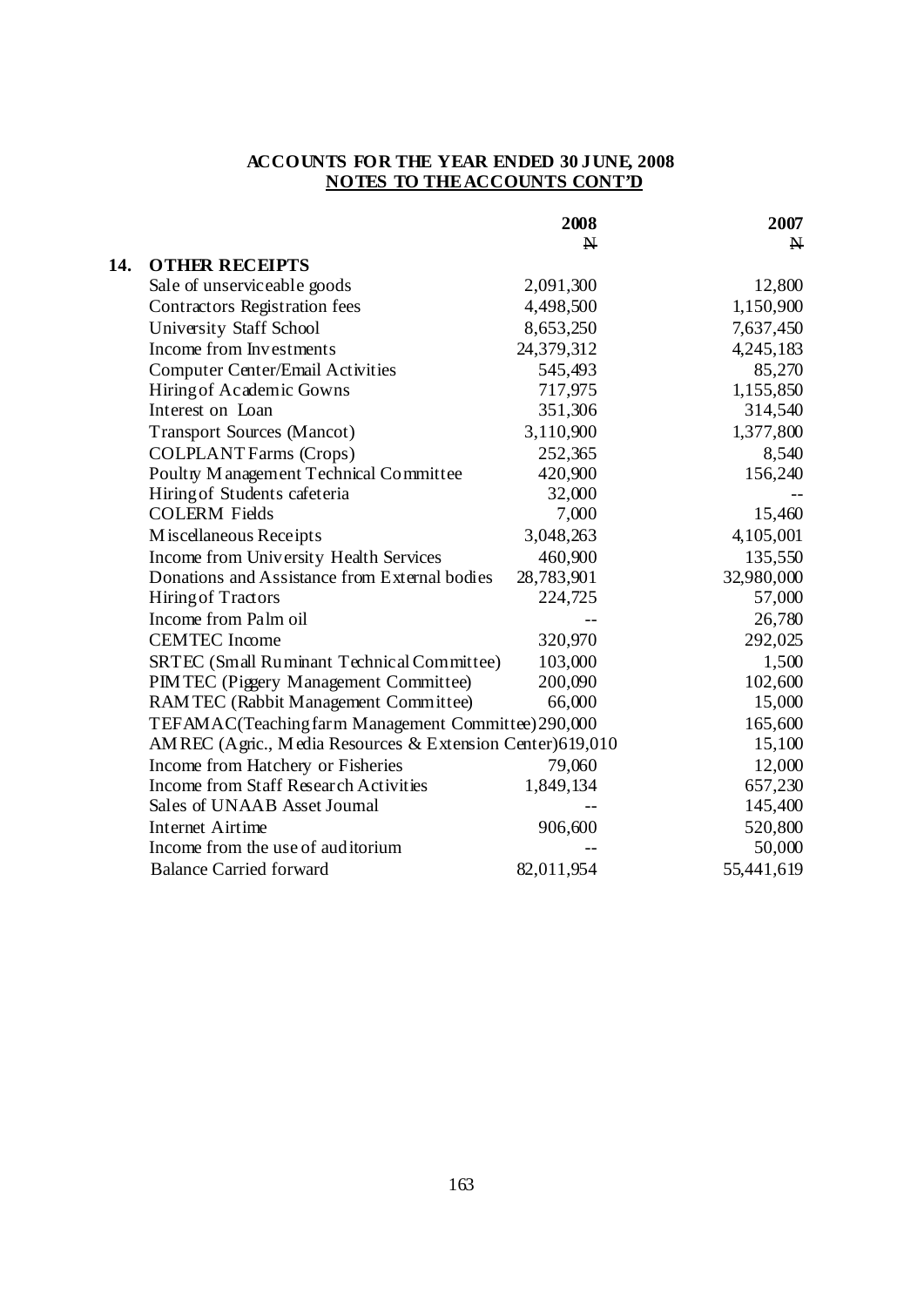## ACCOUNTS FOR THE YEAR ENDED 30 JUNE, 2008
### NOTES TO THE ACCOUNTS CONT'D

| | | 2008 | 2007 |
|---|---|---|---|
| | | N | N |
| **14.** | **OTHER RECEIPTS** | | |
| | Sale of unserviceable goods | 2,091,300 | 12,800 |
| | Contractors Registration fees | 4,498,500 | 1,150,900 |
| | University Staff School | 8,653,250 | 7,637,450 |
| | Income from Investments | 24,379,312 | 4,245,183 |
| | Computer Center/Email Activities | 545,493 | 85,270 |
| | Hiring of Academic Gowns | 717,975 | 1,155,850 |
| | Interest on Loan | 351,306 | 314,540 |
| | Transport Sources (Mancot) | 3,110,900 | 1,377,800 |
| | COLPLANT Farms (Crops) | 252,365 | 8,540 |
| | Poultry Management Technical Committee | 420,900 | 156,240 |
| | Hiring of Students cafeteria | 32,000 | -- |
| | COLERM Fields | 7,000 | 15,460 |
| | Miscellaneous Receipts | 3,048,263 | 4,105,001 |
| | Income from University Health Services | 460,900 | 135,550 |
| | Donations and Assistance from External bodies | 28,783,901 | 32,980,000 |
| | Hiring of Tractors | 224,725 | 57,000 |
| | Income from Palm oil | -- | 26,780 |
| | CEMTEC Income | 320,970 | 292,025 |
| | SRTEC (Small Ruminant Technical Committee) | 103,000 | 1,500 |
| | PIMTEC (Piggery Management Committee) | 200,090 | 102,600 |
| | RAMTEC (Rabbit Management Committee) | 66,000 | 15,000 |
| | TEFAMAC(Teaching farm Management Committee) | 290,000 | 165,600 |
| | AMREC (Agric., Media Resources & Extension Center) | 619,010 | 15,100 |
| | Income from Hatchery or Fisheries | 79,060 | 12,000 |
| | Income from Staff Research Activities | 1,849,134 | 657,230 |
| | Sales of UNAAB Asset Journal | -- | 145,400 |
| | Internet Airtime | 906,600 | 520,800 |
| | Income from the use of auditorium | -- | 50,000 |
| | Balance Carried forward | 82,011,954 | 55,441,619 |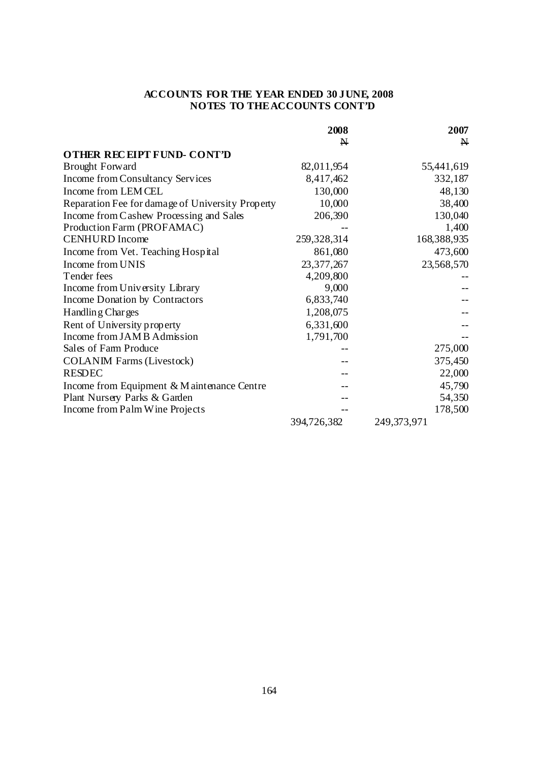## ACCOUNTS FOR THE YEAR ENDED 30 JUNE, 2008
## NOTES TO THE ACCOUNTS CONT'D

| | 2008 | 2007 |
|---|---|---|
| | ₦ | ₦ |
| **OTHER RECEIPT FUND- CONT'D** | | |
| Brought Forward | 82,011,954 | 55,441,619 |
| Income from Consultancy Services | 8,417,462 | 332,187 |
| Income from LEMCEL | 130,000 | 48,130 |
| Reparation Fee for damage of University Property | 10,000 | 38,400 |
| Income from Cashew Processing and Sales | 206,390 | 130,040 |
| Production Farm (PROFAMAC) | -- | 1,400 |
| CENHURD Income | 259,328,314 | 168,388,935 |
| Income from Vet. Teaching Hospital | 861,080 | 473,600 |
| Income from UNIS | 23,377,267 | 23,568,570 |
| Tender fees | 4,209,800 | -- |
| Income from University Library | 9,000 | -- |
| Income Donation by Contractors | 6,833,740 | -- |
| Handling Charges | 1,208,075 | -- |
| Rent of University property | 6,331,600 | -- |
| Income from JAMB Admission | 1,791,700 | -- |
| Sales of Farm Produce | -- | 275,000 |
| COLANIM Farms (Livestock) | -- | 375,450 |
| RESDEC | -- | 22,000 |
| Income from Equipment & Maintenance Centre | -- | 45,790 |
| Plant Nursery Parks & Garden | -- | 54,350 |
| Income from Palm Wine Projects | -- | 178,500 |
| | 394,726,382 | 249,373,971 |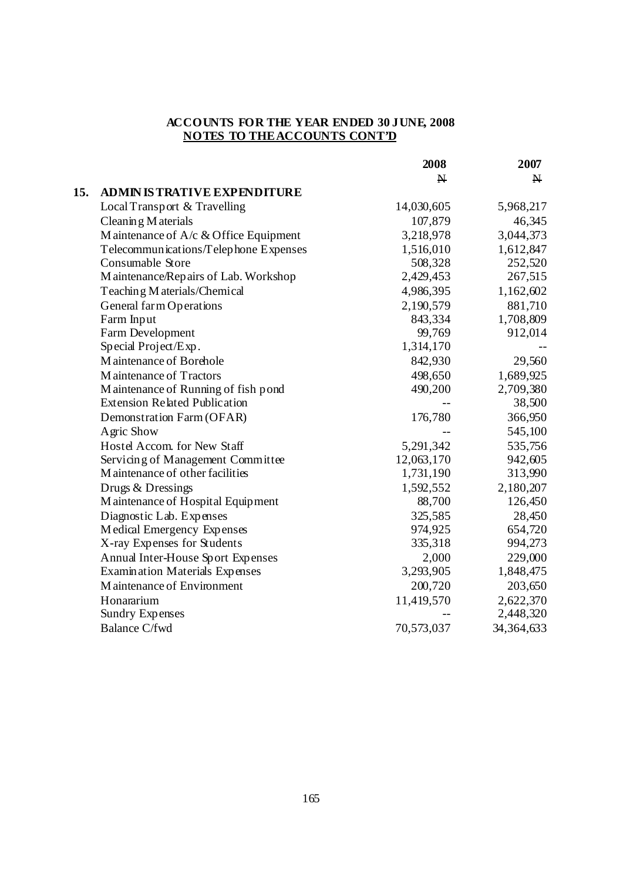**ACCOUNTS FOR THE YEAR ENDED 30 JUNE, 2008**
**NOTES TO THE ACCOUNTS CONT'D**

| | | 2008 | 2007 |
|---|---|---|---|
| | | ₦ | ₦ |
| **15.** | **ADMINISTRATIVE EXPENDITURE** | | |
| | Local Transport & Travelling | 14,030,605 | 5,968,217 |
| | Cleaning Materials | 107,879 | 46,345 |
| | Maintenance of A/c & Office Equipment | 3,218,978 | 3,044,373 |
| | Telecommunications/Telephone Expenses | 1,516,010 | 1,612,847 |
| | Consumable Store | 508,328 | 252,520 |
| | Maintenance/Repairs of Lab. Workshop | 2,429,453 | 267,515 |
| | Teaching Materials/Chemical | 4,986,395 | 1,162,602 |
| | General farm Operations | 2,190,579 | 881,710 |
| | Farm Input | 843,334 | 1,708,809 |
| | Farm Development | 99,769 | 912,014 |
| | Special Project/Exp. | 1,314,170 | -- |
| | Maintenance of Borehole | 842,930 | 29,560 |
| | Maintenance of Tractors | 498,650 | 1,689,925 |
| | Maintenance of Running of fish pond | 490,200 | 2,709,380 |
| | Extension Related Publication | -- | 38,500 |
| | Demonstration Farm (OFAR) | 176,780 | 366,950 |
| | Agric Show | -- | 545,100 |
| | Hostel Accom. for New Staff | 5,291,342 | 535,756 |
| | Servicing of Management Committee | 12,063,170 | 942,605 |
| | Maintenance of other facilities | 1,731,190 | 313,990 |
| | Drugs & Dressings | 1,592,552 | 2,180,207 |
| | Maintenance of Hospital Equipment | 88,700 | 126,450 |
| | Diagnostic Lab. Expenses | 325,585 | 28,450 |
| | Medical Emergency Expenses | 974,925 | 654,720 |
| | X-ray Expenses for Students | 335,318 | 994,273 |
| | Annual Inter-House Sport Expenses | 2,000 | 229,000 |
| | Examination Materials Expenses | 3,293,905 | 1,848,475 |
| | Maintenance of Environment | 200,720 | 203,650 |
| | Honararium | 11,419,570 | 2,622,370 |
| | Sundry Expenses | -- | 2,448,320 |
| | Balance C/fwd | 70,573,037 | 34,364,633 |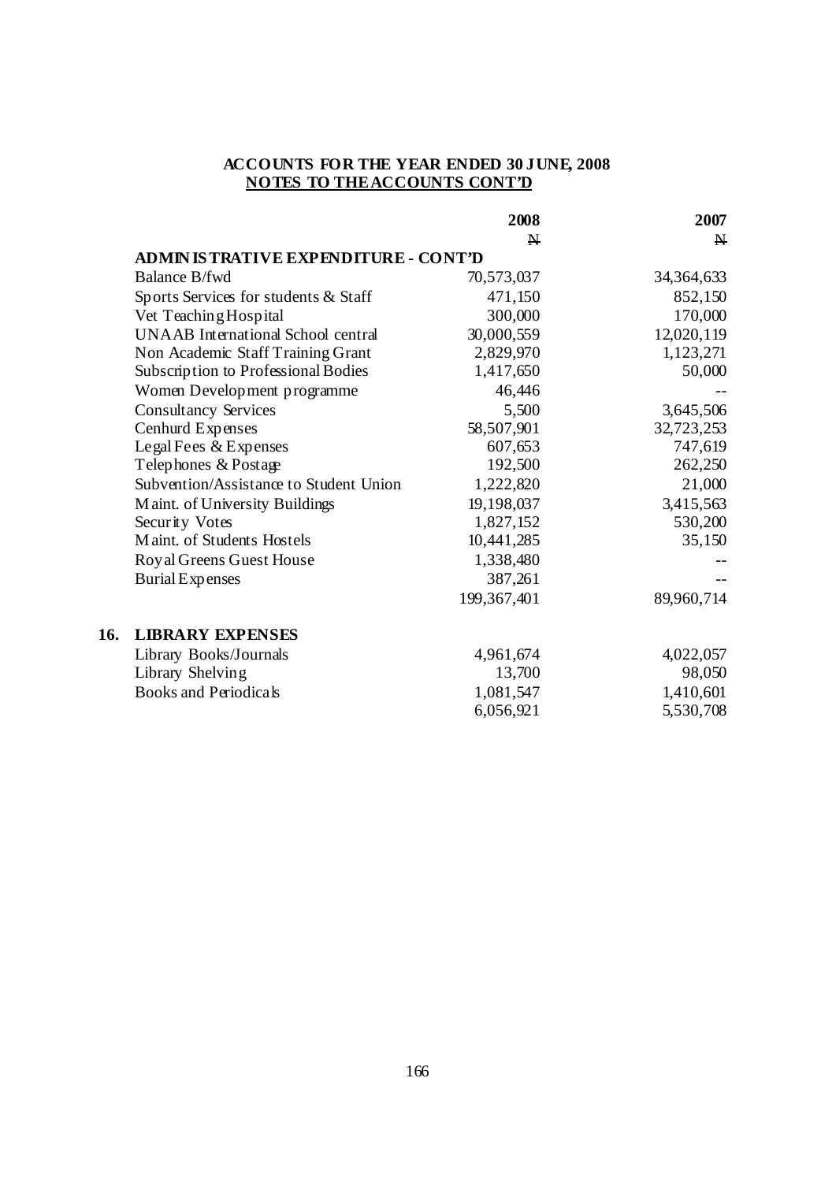**ACCOUNTS FOR THE YEAR ENDED 30 JUNE, 2008**

**NOTES TO THE ACCOUNTS CONT'D**

| | 2008 | 2007 |
|---|---|---|
| | ₦ | ₦ |
| **ADMINISTRATIVE EXPENDITURE - CONT'D** | | |
| Balance B/fwd | 70,573,037 | 34,364,633 |
| Sports Services for students & Staff | 471,150 | 852,150 |
| Vet Teaching Hospital | 300,000 | 170,000 |
| UNAAB International School central | 30,000,559 | 12,020,119 |
| Non Academic Staff Training Grant | 2,829,970 | 1,123,271 |
| Subscription to Professional Bodies | 1,417,650 | 50,000 |
| Women Development programme | 46,446 | -- |
| Consultancy Services | 5,500 | 3,645,506 |
| Cenhurd Expenses | 58,507,901 | 32,723,253 |
| Legal Fees & Expenses | 607,653 | 747,619 |
| Telephones & Postage | 192,500 | 262,250 |
| Subvention/Assistance to Student Union | 1,222,820 | 21,000 |
| Maint. of University Buildings | 19,198,037 | 3,415,563 |
| Security Votes | 1,827,152 | 530,200 |
| Maint. of Students Hostels | 10,441,285 | 35,150 |
| Royal Greens Guest House | 1,338,480 | -- |
| Burial Expenses | 387,261 | -- |
| | 199,367,401 | 89,960,714 |

## 16. LIBRARY EXPENSES

| | 2008 | 2007 |
|---|---|---|
| Library Books/Journals | 4,961,674 | 4,022,057 |
| Library Shelving | 13,700 | 98,050 |
| Books and Periodicals | 1,081,547 | 1,410,601 |
| | 6,056,921 | 5,530,708 |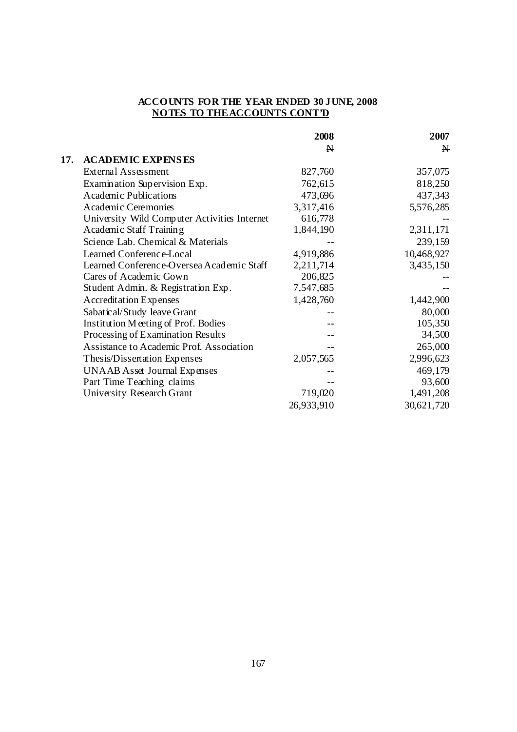**ACCOUNTS FOR THE YEAR ENDED 30 JUNE, 2008**

**NOTES TO THE ACCOUNTS CONT'D**

| | | 2008 | 2007 |
|---|---|---|---|
| | | N | N |
| **17.** | **ACADEMIC EXPENSES** | | |
| | External Assessment | 827,760 | 357,075 |
| | Examination Supervision Exp. | 762,615 | 818,250 |
| | Academic Publications | 473,696 | 437,343 |
| | Academic Ceremonies | 3,317,416 | 5,576,285 |
| | University Wild Computer Activities Internet | 616,778 | -- |
| | Academic Staff Training | 1,844,190 | 2,311,171 |
| | Science Lab. Chemical & Materials | -- | 239,159 |
| | Learned Conference-Local | 4,919,886 | 10,468,927 |
| | Learned Conference-Oversea Academic Staff | 2,211,714 | 3,435,150 |
| | Cares of Academic Gown | 206,825 | -- |
| | Student Admin. & Registration Exp. | 7,547,685 | -- |
| | Accreditation Expenses | 1,428,760 | 1,442,900 |
| | Sabatical/Study leave Grant | -- | 80,000 |
| | Institution Meeting of Prof. Bodies | -- | 105,350 |
| | Processing of Examination Results | -- | 34,500 |
| | Assistance to Academic Prof. Association | -- | 265,000 |
| | Thesis/Dissertation Expenses | 2,057,565 | 2,996,623 |
| | UNAAB Asset Journal Expenses | -- | 469,179 |
| | Part Time Teaching claims | -- | 93,600 |
| | University Research Grant | 719,020 | 1,491,208 |
| | | 26,933,910 | 30,621,720 |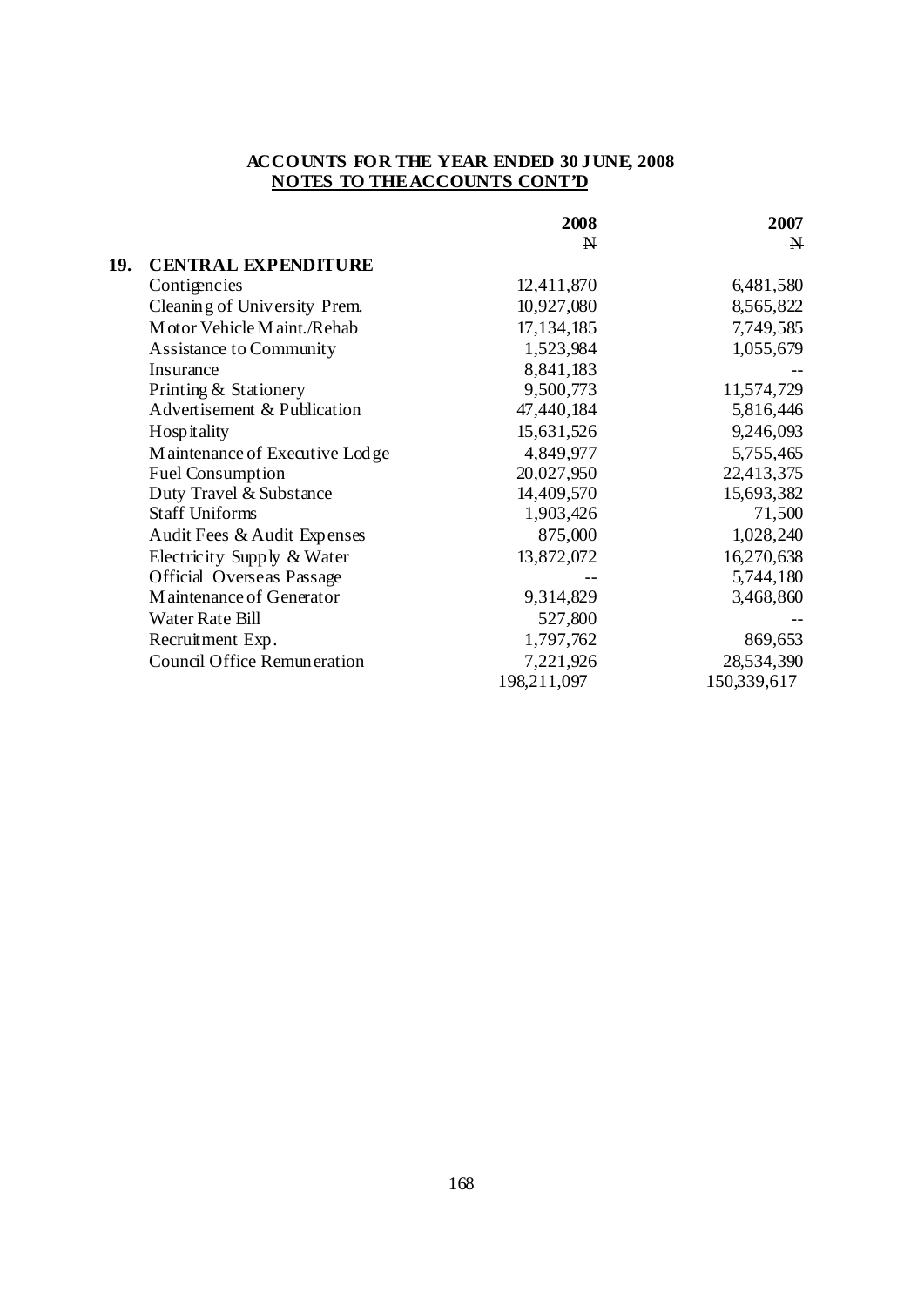**ACCOUNTS FOR THE YEAR ENDED 30 JUNE, 2008**

**NOTES TO THE ACCOUNTS CONT'D**

| | | 2008 | 2007 |
|---|---|---|---|
| | | ₦ | ₦ |
| **19.** | **CENTRAL EXPENDITURE** | | |
| | Contigencies | 12,411,870 | 6,481,580 |
| | Cleaning of University Prem. | 10,927,080 | 8,565,822 |
| | Motor Vehicle Maint./Rehab | 17,134,185 | 7,749,585 |
| | Assistance to Community | 1,523,984 | 1,055,679 |
| | Insurance | 8,841,183 | -- |
| | Printing & Stationery | 9,500,773 | 11,574,729 |
| | Advertisement & Publication | 47,440,184 | 5,816,446 |
| | Hospitality | 15,631,526 | 9,246,093 |
| | Maintenance of Executive Lodge | 4,849,977 | 5,755,465 |
| | Fuel Consumption | 20,027,950 | 22,413,375 |
| | Duty Travel & Substance | 14,409,570 | 15,693,382 |
| | Staff Uniforms | 1,903,426 | 71,500 |
| | Audit Fees & Audit Expenses | 875,000 | 1,028,240 |
| | Electricity Supply & Water | 13,872,072 | 16,270,638 |
| | Official Overseas Passage | -- | 5,744,180 |
| | Maintenance of Generator | 9,314,829 | 3,468,860 |
| | Water Rate Bill | 527,800 | -- |
| | Recruitment Exp. | 1,797,762 | 869,653 |
| | Council Office Remuneration | 7,221,926 | 28,534,390 |
| | | 198,211,097 | 150,339,617 |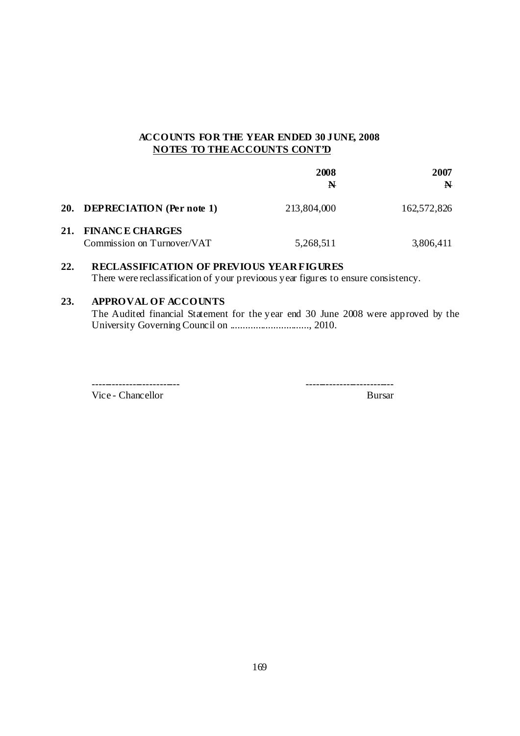## ACCOUNTS FOR THE YEAR ENDED 30 JUNE, 2008
### NOTES TO THE ACCOUNTS CONT'D

| | | 2008 | 2007 |
|---|---|---|---|
| | | N | N |
| **20.** | **DEPRECIATION (Per note 1)** | 213,804,000 | 162,572,826 |
| **21.** | **FINANCE CHARGES** | | |
| | Commission on Turnover/VAT | 5,268,511 | 3,806,411 |

**22. RECLASSIFICATION OF PREVIOUS YEAR FIGURES**

There were reclassification of your previoous year figures to ensure consistency.

**23. APPROVAL OF ACCOUNTS**

The Audited financial Statement for the year end 30 June 2008 were approved by the University Governing Council on ..............................., 2010.

------------------------- ------------------------

Vice - Chancellor Bursar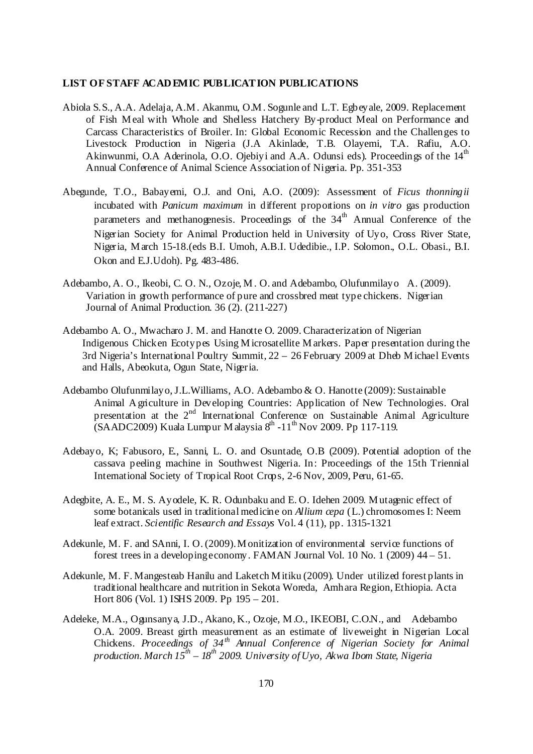**LIST OF STAFF ACADEMIC PUBLICATION PUBLICATIONS**

Abiola S.S., A.A. Adelaja, A.M. Akanmu, O.M. Sogunle and L.T. Egbeyale, 2009. Replacement of Fish Meal with Whole and Shelless Hatchery By-product Meal on Performance and Carcass Characteristics of Broiler. In: Global Economic Recession and the Challenges to Livestock Production in Nigeria (J.A Akinlade, T.B. Olayemi, T.A. Rafiu, A.O. Akinwunmi, O.A Aderinola, O.O. Ojebiyi and A.A. Odunsi eds). Proceedings of the 14th Annual Conference of Animal Science Association of Nigeria. Pp. 351-353

Abegunde, T.O., Babayemi, O.J. and Oni, A.O. (2009): Assessment of *Ficus thonningii* incubated with *Panicum maximum* in different proportions on *in vitro* gas production parameters and methanogenesis. Proceedings of the 34th Annual Conference of the Nigerian Society for Animal Production held in University of Uyo, Cross River State, Nigeria, March 15-18.(eds B.I. Umoh, A.B.I. Udedibie., I.P. Solomon., O.L. Obasi., B.I. Okon and E.J.Udoh). Pg. 483-486.

Adebambo, A. O., Ikeobi, C. O. N., Ozoje, M. O. and Adebambo, Olufunmilayo A. (2009). Variation in growth performance of pure and crossbred meat type chickens. Nigerian Journal of Animal Production. 36 (2). (211-227)

Adebambo A. O., Mwacharo J. M. and Hanotte O. 2009. Characterization of Nigerian Indigenous Chicken Ecotypes Using Microsatellite Markers. Paper presentation during the 3rd Nigeria's International Poultry Summit, 22 – 26 February 2009 at Dheb Michael Events and Halls, Abeokuta, Ogun State, Nigeria.

Adebambo Olufunmilayo, J.L.Williams, A.O. Adebambo & O. Hanotte (2009): Sustainable Animal Agriculture in Developing Countries: Application of New Technologies. Oral presentation at the 2nd International Conference on Sustainable Animal Agriculture (SAADC2009) Kuala Lumpur Malaysia 8th -11th Nov 2009. Pp 117-119.

Adebayo, K; Fabusoro, E., Sanni, L. O. and Osuntade, O.B (2009). Potential adoption of the cassava peeling machine in Southwest Nigeria. In: Proceedings of the 15th Triennial International Society of Tropical Root Crops, 2-6 Nov, 2009, Peru, 61-65.

Adegbite, A. E., M. S. Ayodele, K. R. Odunbaku and E. O. Idehen 2009. Mutagenic effect of some botanicals used in traditional medicine on *Allium cepa* (L.) chromosomes I: Neem leaf extract. *Scientific Research and Essays* Vol. 4 (11), pp. 1315-1321

Adekunle, M. F. and SAnni, I. O. (2009). Monitization of environmental service functions of forest trees in a developing economy. FAMAN Journal Vol. 10 No. 1 (2009) 44 – 51.

Adekunle, M. F. Mangesteab Hanilu and Laketch Mitiku (2009). Under utilized forest plants in traditional healthcare and nutrition in Sekota Woreda, Amhara Region, Ethiopia. Acta Hort 806 (Vol. 1) ISHS 2009. Pp 195 – 201.

Adeleke, M.A., Ogunsanya, J.D., Akano, K., Ozoje, M.O., IKEOBI, C.O.N., and Adebambo O.A. 2009. Breast girth measurement as an estimate of liveweight in Nigerian Local Chickens. *Proceedings of 34th Annual Conference of Nigerian Society for Animal production. March 15th – 18th 2009. University of Uyo, Akwa Ibom State, Nigeria*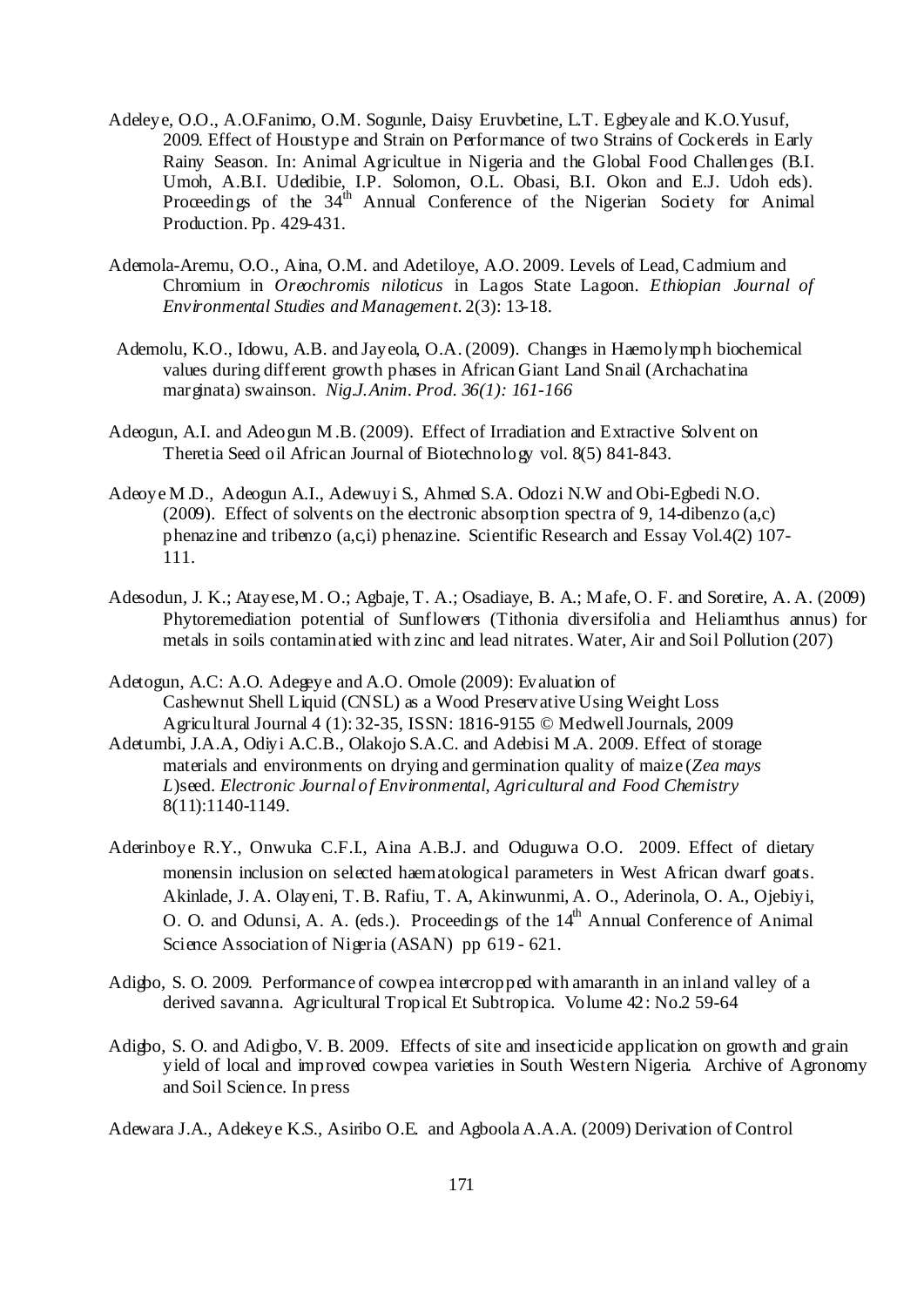Adeleye, O.O., A.O.Fanimo, O.M. Sogunle, Daisy Eruvbetine, L.T. Egbeyale and K.O.Yusuf, 2009. Effect of Houstype and Strain on Performance of two Strains of Cockerels in Early Rainy Season. In: Animal Agricultue in Nigeria and the Global Food Challenges (B.I. Umoh, A.B.I. Udedibie, I.P. Solomon, O.L. Obasi, B.I. Okon and E.J. Udoh eds). Proceedings of the 34th Annual Conference of the Nigerian Society for Animal Production. Pp. 429-431.

Ademola-Aremu, O.O., Aina, O.M. and Adetiloye, A.O. 2009. Levels of Lead, Cadmium and Chromium in *Oreochromis niloticus* in Lagos State Lagoon. *Ethiopian Journal of Environmental Studies and Management*. 2(3): 13-18.

Ademolu, K.O., Idowu, A.B. and Jayeola, O.A. (2009). Changes in Haemolymph biochemical values during different growth phases in African Giant Land Snail (Archachatina marginata) swainson. *Nig.J.Anim. Prod. 36(1): 161-166*

Adeogun, A.I. and Adeogun M.B. (2009). Effect of Irradiation and Extractive Solvent on Theretia Seed oil African Journal of Biotechnology vol. 8(5) 841-843.

Adeoye M.D., Adeogun A.I., Adewuyi S., Ahmed S.A. Odozi N.W and Obi-Egbedi N.O. (2009). Effect of solvents on the electronic absorption spectra of 9, 14-dibenzo (a,c) phenazine and tribenzo (a,c,i) phenazine. Scientific Research and Essay Vol.4(2) 107-111.

Adesodun, J. K.; Atayese, M. O.; Agbaje, T. A.; Osadiaye, B. A.; Mafe, O. F. and Soretire, A. A. (2009) Phytoremediation potential of Sunflowers (Tithonia diversifolia and Heliamthus annus) for metals in soils contaminatied with zinc and lead nitrates. Water, Air and Soil Pollution (207)

Adetogun, A.C: A.O. Adegeye and A.O. Omole (2009): Evaluation of Cashewnut Shell Liquid (CNSL) as a Wood Preservative Using Weight Loss Agricultural Journal 4 (1): 32-35, ISSN: 1816-9155 © Medwell Journals, 2009

Adetumbi, J.A.A, Odiyi A.C.B., Olakojo S.A.C. and Adebisi M.A. 2009. Effect of storage materials and environments on drying and germination quality of maize (*Zea mays L*)seed. *Electronic Journal of Environmental, Agricultural and Food Chemistry* 8(11):1140-1149.

Aderinboye R.Y., Onwuka C.F.I., Aina A.B.J. and Oduguwa O.O. 2009. Effect of dietary monensin inclusion on selected haematological parameters in West African dwarf goats. Akinlade, J. A. Olayeni, T. B. Rafiu, T. A, Akinwunmi, A. O., Aderinola, O. A., Ojebiyi, O. O. and Odunsi, A. A. (eds.). Proceedings of the 14th Annual Conference of Animal Science Association of Nigeria (ASAN) pp 619 - 621.

Adigbo, S. O. 2009. Performance of cowpea intercropped with amaranth in an inland valley of a derived savanna. Agricultural Tropical Et Subtropica. Volume 42: No.2 59-64

Adigbo, S. O. and Adigbo, V. B. 2009. Effects of site and insecticide application on growth and grain yield of local and improved cowpea varieties in South Western Nigeria. Archive of Agronomy and Soil Science. In press

Adewara J.A., Adekeye K.S., Asiribo O.E. and Agboola A.A.A. (2009) Derivation of Control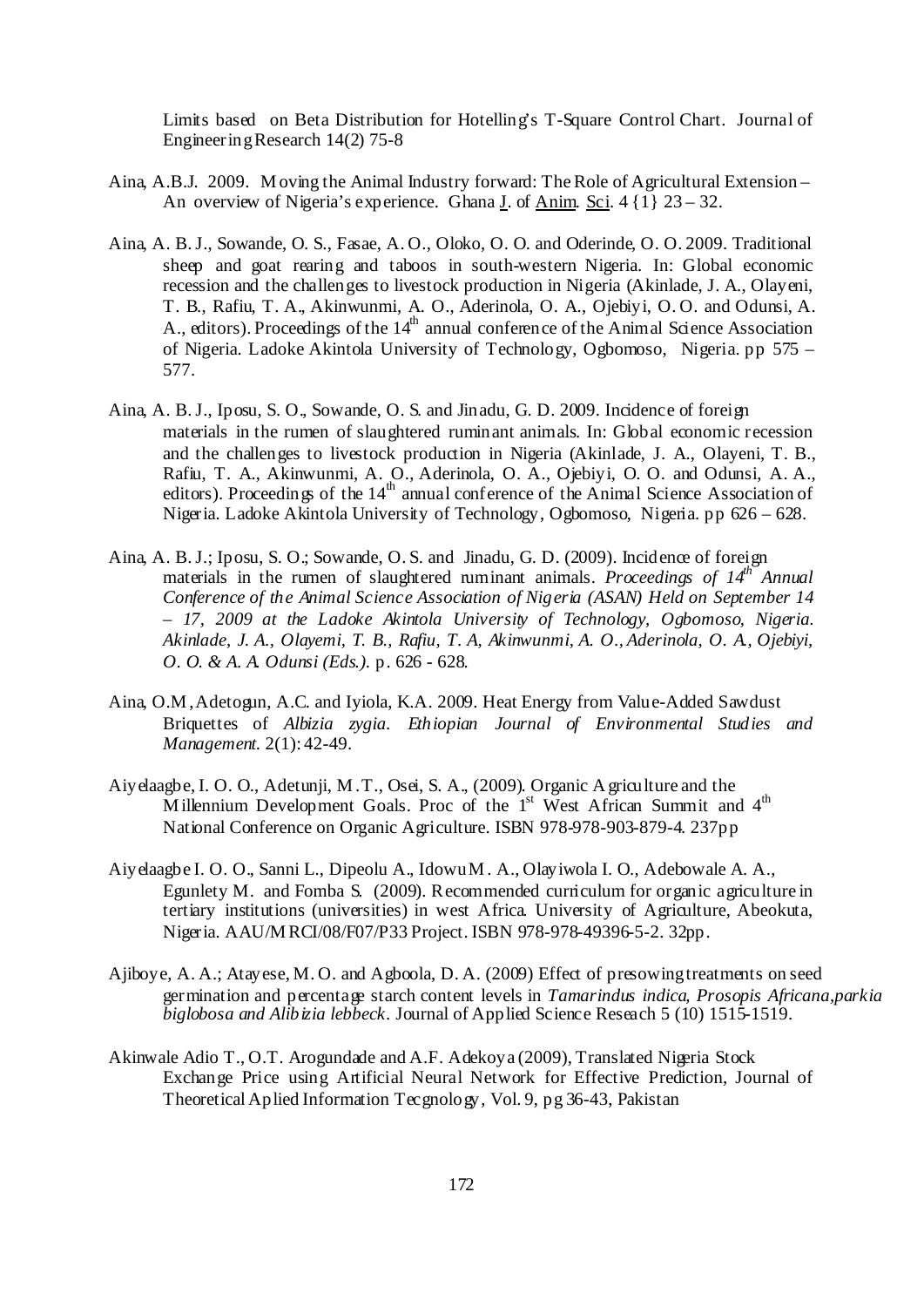Limits based on Beta Distribution for Hotelling's T-Square Control Chart. Journal of Engineering Research 14(2) 75-8

Aina, A.B.J. 2009. Moving the Animal Industry forward: The Role of Agricultural Extension – An overview of Nigeria's experience. Ghana J. of Anim. Sci. 4 {1} 23 – 32.

Aina, A. B. J., Sowande, O. S., Fasae, A. O., Oloko, O. O. and Oderinde, O. O. 2009. Traditional sheep and goat rearing and taboos in south-western Nigeria. In: Global economic recession and the challenges to livestock production in Nigeria (Akinlade, J. A., Olayeni, T. B., Rafiu, T. A., Akinwunmi, A. O., Aderinola, O. A., Ojebiyi, O. O. and Odunsi, A. A., editors). Proceedings of the 14th annual conference of the Animal Science Association of Nigeria. Ladoke Akintola University of Technology, Ogbomoso, Nigeria. pp 575 – 577.

Aina, A. B. J., Iposu, S. O., Sowande, O. S. and Jinadu, G. D. 2009. Incidence of foreign materials in the rumen of slaughtered ruminant animals. In: Global economic recession and the challenges to livestock production in Nigeria (Akinlade, J. A., Olayeni, T. B., Rafiu, T. A., Akinwunmi, A. O., Aderinola, O. A., Ojebiyi, O. O. and Odunsi, A. A., editors). Proceedings of the 14th annual conference of the Animal Science Association of Nigeria. Ladoke Akintola University of Technology, Ogbomoso, Nigeria. pp 626 – 628.

Aina, A. B. J.; Iposu, S. O.; Sowande, O. S. and Jinadu, G. D. (2009). Incidence of foreign materials in the rumen of slaughtered ruminant animals. *Proceedings of 14th Annual Conference of the Animal Science Association of Nigeria (ASAN) Held on September 14 – 17, 2009 at the Ladoke Akintola University of Technology, Ogbomoso, Nigeria. Akinlade, J. A., Olayemi, T. B., Rafiu, T. A, Akinwunmi, A. O., Aderinola, O. A., Ojebiyi, O. O. & A. A. Odunsi (Eds.).* p. 626 - 628.

Aina, O.M, Adetogun, A.C. and Iyiola, K.A. 2009. Heat Energy from Value-Added Sawdust Briquettes of *Albizia zygia*. *Ethiopian Journal of Environmental Studies and Management.* 2(1): 42-49.

Aiyelaagbe, I. O. O., Adetunji, M.T., Osei, S. A., (2009). Organic Agriculture and the Millennium Development Goals. Proc of the 1st West African Summit and 4th National Conference on Organic Agriculture. ISBN 978-978-903-879-4. 237pp

Aiyelaagbe I. O. O., Sanni L., Dipeolu A., Idowu M. A., Olayiwola I. O., Adebowale A. A., Egunlety M. and Fomba S. (2009). Recommended curriculum for organic agriculture in tertiary institutions (universities) in west Africa. University of Agriculture, Abeokuta, Nigeria. AAU/MRCI/08/F07/P33 Project. ISBN 978-978-49396-5-2. 32pp.

Ajiboye, A. A.; Atayese, M. O. and Agboola, D. A. (2009) Effect of presowing treatments on seed germination and percentage starch content levels in *Tamarindus indica, Prosopis Africana,parkia biglobosa and Alibizia lebbeck*. Journal of Applied Science Reseach 5 (10) 1515-1519.

Akinwale Adio T., O.T. Arogundade and A.F. Adekoya (2009), Translated Nigeria Stock Exchange Price using Artificial Neural Network for Effective Prediction, Journal of Theoretical Aplied Information Tecgnology, Vol. 9, pg 36-43, Pakistan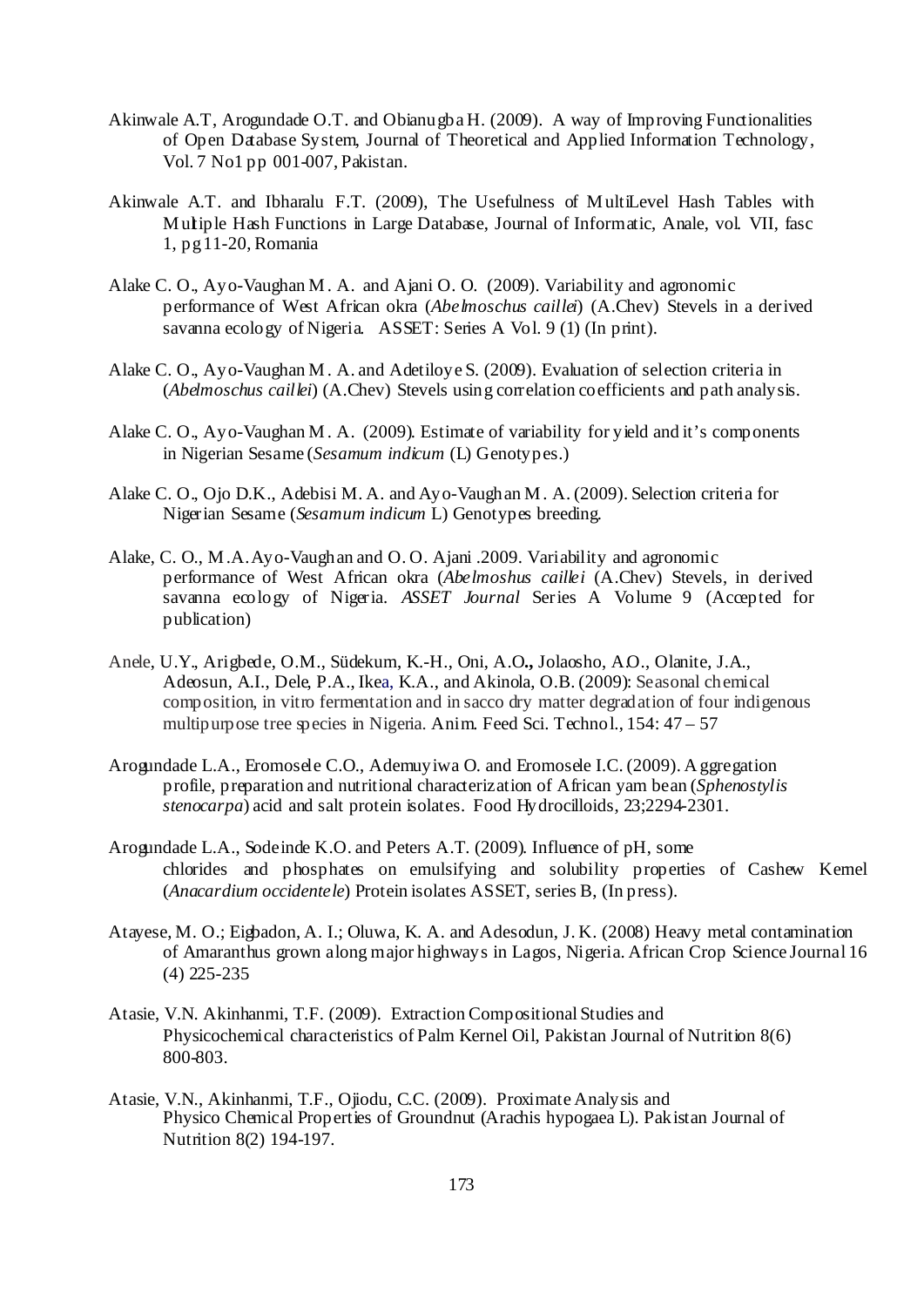Akinwale A.T, Arogundade O.T. and Obianugba H. (2009). A way of Improving Functionalities of Open Database System, Journal of Theoretical and Applied Information Technology, Vol. 7 No1 pp 001-007, Pakistan.

Akinwale A.T. and Ibharalu F.T. (2009), The Usefulness of MultiLevel Hash Tables with Multiple Hash Functions in Large Database, Journal of Informatic, Anale, vol. VII, fasc 1, pg 11-20, Romania

Alake C. O., Ayo-Vaughan M. A. and Ajani O. O. (2009). Variability and agronomic performance of West African okra (*Abelmoschus caillei*) (A.Chev) Stevels in a derived savanna ecology of Nigeria. ASSET: Series A Vol. 9 (1) (In print).

Alake C. O., Ayo-Vaughan M. A. and Adetiloye S. (2009). Evaluation of selection criteria in (*Abelmoschus caillei*) (A.Chev) Stevels using correlation coefficients and path analysis.

Alake C. O., Ayo-Vaughan M. A. (2009). Estimate of variability for yield and it's components in Nigerian Sesame (*Sesamum indicum* (L) Genotypes.)

Alake C. O., Ojo D.K., Adebisi M. A. and Ayo-Vaughan M. A. (2009). Selection criteria for Nigerian Sesame (*Sesamum indicum* L) Genotypes breeding.

Alake, C. O., M.A.Ayo-Vaughan and O. O. Ajani .2009. Variability and agronomic performance of West African okra (*Abelmoshus caillei* (A.Chev) Stevels, in derived savanna ecology of Nigeria. *ASSET Journal* Series A Volume 9 (Accepted for publication)

Anele, U.Y., Arigbede, O.M., Südekum, K.-H., Oni, A.O**.,** Jolaosho, A.O., Olanite, J.A., Adeosun, A.I., Dele, P.A., Ikea, K.A., and Akinola, O.B. (2009): Seasonal chemical composition, in vitro fermentation and in sacco dry matter degradation of four indigenous multipurpose tree species in Nigeria. Anim. Feed Sci. Technol., 154: 47 – 57

Arogundade L.A., Eromosele C.O., Ademuyiwa O. and Eromosele I.C. (2009). Aggregation profile, preparation and nutritional characterization of African yam bean (*Sphenostylis stenocarpa*) acid and salt protein isolates. Food Hydrocilloids, 23;2294-2301.

Arogundade L.A., Sodeinde K.O. and Peters A.T. (2009). Influence of pH, some chlorides and phosphates on emulsifying and solubility properties of Cashew Kernel (*Anacardium occidentele*) Protein isolates ASSET, series B, (In press).

Atayese, M. O.; Eigbadon, A. I.; Oluwa, K. A. and Adesodun, J. K. (2008) Heavy metal contamination of Amaranthus grown along major highways in Lagos, Nigeria. African Crop Science Journal 16 (4) 225-235

Atasie, V.N. Akinhanmi, T.F. (2009). Extraction Compositional Studies and Physicochemical characteristics of Palm Kernel Oil, Pakistan Journal of Nutrition 8(6) 800-803.

Atasie, V.N., Akinhanmi, T.F., Ojiodu, C.C. (2009). Proximate Analysis and Physico Chemical Properties of Groundnut (Arachis hypogaea L). Pakistan Journal of Nutrition 8(2) 194-197.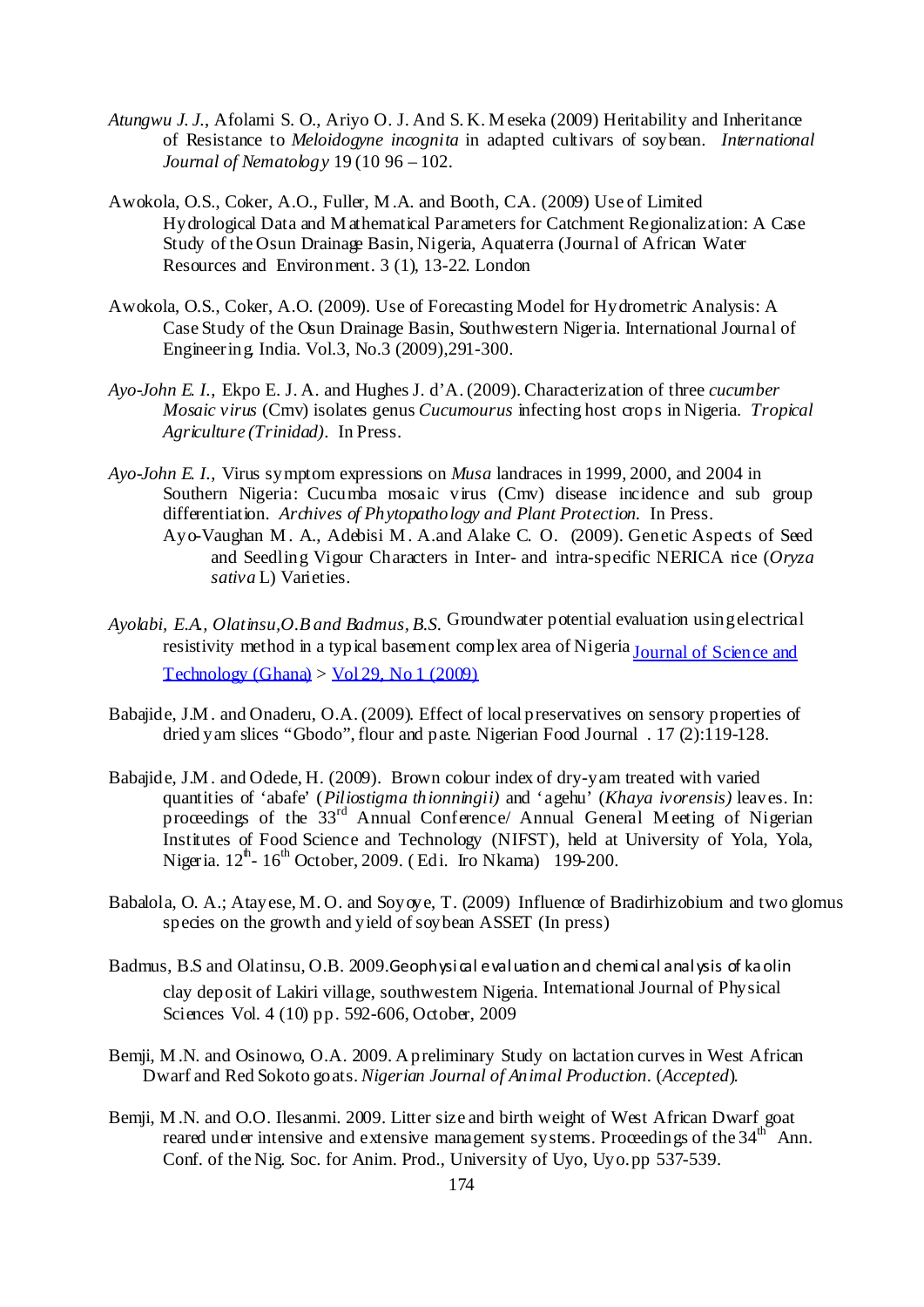*Atungwu J. J.*, Afolami S. O., Ariyo O. J. And S. K. Meseka (2009) Heritability and Inheritance of Resistance to *Meloidogyne incognita* in adapted cultivars of soybean. *International Journal of Nematology* 19 (10 96 – 102.

Awokola, O.S., Coker, A.O., Fuller, M.A. and Booth, CA. (2009) Use of Limited Hydrological Data and Mathematical Parameters for Catchment Regionalization: A Case Study of the Osun Drainage Basin, Nigeria, Aquaterra (Journal of African Water Resources and Environment. 3 (1), 13-22. London

Awokola, O.S., Coker, A.O. (2009). Use of Forecasting Model for Hydrometric Analysis: A Case Study of the Osun Drainage Basin, Southwestern Nigeria. International Journal of Engineering. India. Vol.3, No.3 (2009),291-300.

*Ayo-John E. I.*, Ekpo E. J. A. and Hughes J. d'A. (2009). Characterization of three *cucumber Mosaic virus* (Cmv) isolates genus *Cucumourus* infecting host crops in Nigeria. *Tropical Agriculture (Trinidad).* In Press.

*Ayo-John E. I.*, Virus symptom expressions on *Musa* landraces in 1999, 2000, and 2004 in Southern Nigeria: Cucumba mosaic virus (Cmv) disease incidence and sub group differentiation. *Archives of Phytopathology and Plant Protection.* In Press.

Ayo-Vaughan M. A., Adebisi M. A.and Alake C. O. (2009). Genetic Aspects of Seed and Seedling Vigour Characters in Inter- and intra-specific NERICA rice (*Oryza sativa* L) Varieties.

*Ayolabi, E.A., Olatinsu,O.B and Badmus, B.S.* Groundwater potential evaluation using electrical resistivity method in a typical basement complex area of Nigeria Journal of Science and Technology (Ghana) > Vol 29, No 1 (2009)

Babajide, J.M. and Onaderu, O.A. (2009). Effect of local preservatives on sensory properties of dried yam slices "Gbodo", flour and paste. Nigerian Food Journal . 17 (2):119-128.

Babajide, J.M. and Odede, H. (2009). Brown colour index of dry-yam treated with varied quantities of 'abafe' (*Piliostigma thionningii)* and 'agehu' (*Khaya ivorensis)* leaves. In: proceedings of the 33rd Annual Conference/ Annual General Meeting of Nigerian Institutes of Food Science and Technology (NIFST), held at University of Yola, Yola, Nigeria. 12th- 16th October, 2009. ( Edi. Iro Nkama) 199-200.

Babalola, O. A.; Atayese, M. O. and Soyoye, T. (2009) Influence of Bradirhizobium and two glomus species on the growth and yield of soybean ASSET (In press)

Badmus, B.S and Olatinsu, O.B. 2009.Geophysical evaluation and chemical analysis of kaolin clay deposit of Lakiri village, southwestern Nigeria. International Journal of Physical Sciences Vol. 4 (10) pp. 592-606, October, 2009

Bemji, M.N. and Osinowo, O.A. 2009. A preliminary Study on lactation curves in West African Dwarf and Red Sokoto goats. *Nigerian Journal of Animal Production*. (*Accepted*).

Bemji, M.N. and O.O. Ilesanmi. 2009. Litter size and birth weight of West African Dwarf goat reared under intensive and extensive management systems. Proceedings of the 34th Ann. Conf. of the Nig. Soc. for Anim. Prod., University of Uyo, Uyo. pp 537-539.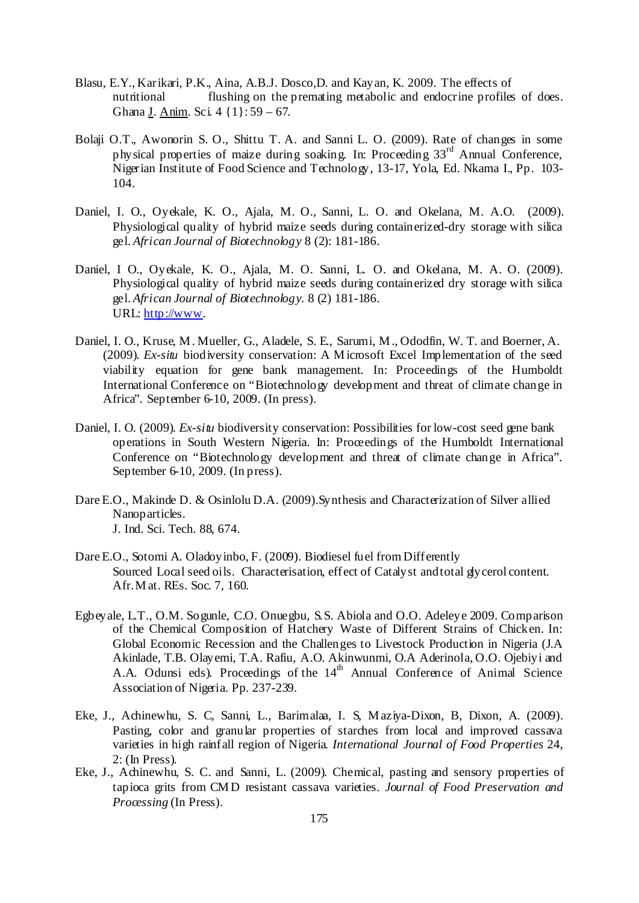Blasu, E.Y., Karikari, P.K., Aina, A.B.J. Dosco,D. and Kayan, K. 2009. The effects of nutritional flushing on the premating metabolic and endocrine profiles of does. Ghana J. Anim. Sci. 4 {1}: 59 – 67.

Bolaji O.T., Awonorin S. O., Shittu T. A. and Sanni L. O. (2009). Rate of changes in some physical properties of maize during soaking. In: Proceeding 33rd Annual Conference, Nigerian Institute of Food Science and Technology, 13-17, Yola, Ed. Nkama I., Pp. 103-104.

Daniel, I. O., Oyekale, K. O., Ajala, M. O., Sanni, L. O. and Okelana, M. A.O. (2009). Physiological quality of hybrid maize seeds during containerized-dry storage with silica gel. *African Journal of Biotechnology* 8 (2): 181-186.

Daniel, I O., Oyekale, K. O., Ajala, M. O. Sanni, L. O. and Okelana, M. A. O. (2009). Physiological quality of hybrid maize seeds during containerized dry storage with silica gel. *African Journal of Biotechnology*. 8 (2) 181-186. URL: http://www.

Daniel, I. O., Kruse, M. Mueller, G., Aladele, S. E., Sarumi, M., Ododfin, W. T. and Boerner, A. (2009). *Ex-situ* biodiversity conservation: A Microsoft Excel Implementation of the seed viability equation for gene bank management. In: Proceedings of the Humboldt International Conference on "Biotechnology development and threat of climate change in Africa". September 6-10, 2009. (In press).

Daniel, I. O. (2009). *Ex-situ* biodiversity conservation: Possibilities for low-cost seed gene bank operations in South Western Nigeria. In: Proceedings of the Humboldt International Conference on "Biotechnology development and threat of climate change in Africa". September 6-10, 2009. (In press).

Dare E.O., Makinde D. & Osinlolu D.A. (2009).Synthesis and Characterization of Silver allied Nanoparticles. J. Ind. Sci. Tech. 88, 674.

Dare E.O., Sotomi A. Oladoyinbo, F. (2009). Biodiesel fuel from Differently Sourced Local seed oils. Characterisation, effect of Catalyst and total glycerol content. Afr.Mat. REs. Soc. 7, 160.

Egbeyale, L.T., O.M. Sogunle, C.O. Onuegbu, S.S. Abiola and O.O. Adeleye 2009. Comparison of the Chemical Composition of Hatchery Waste of Different Strains of Chicken. In: Global Economic Recession and the Challenges to Livestock Production in Nigeria (J.A Akinlade, T.B. Olayemi, T.A. Rafiu, A.O. Akinwunmi, O.A Aderinola, O.O. Ojebiyi and A.A. Odunsi eds). Proceedings of the 14th Annual Conference of Animal Science Association of Nigeria. Pp. 237-239.

Eke, J., Achinewhu, S. C, Sanni, L., Barimalaa, I. S, Maziya-Dixon, B, Dixon, A. (2009). Pasting, color and granular properties of starches from local and improved cassava varieties in high rainfall region of Nigeria. *International Journal of Food Properties* 24, 2: (In Press).

Eke, J., Achinewhu, S. C. and Sanni, L. (2009). Chemical, pasting and sensory properties of tapioca grits from CMD resistant cassava varieties. *Journal of Food Preservation and Processing* (In Press).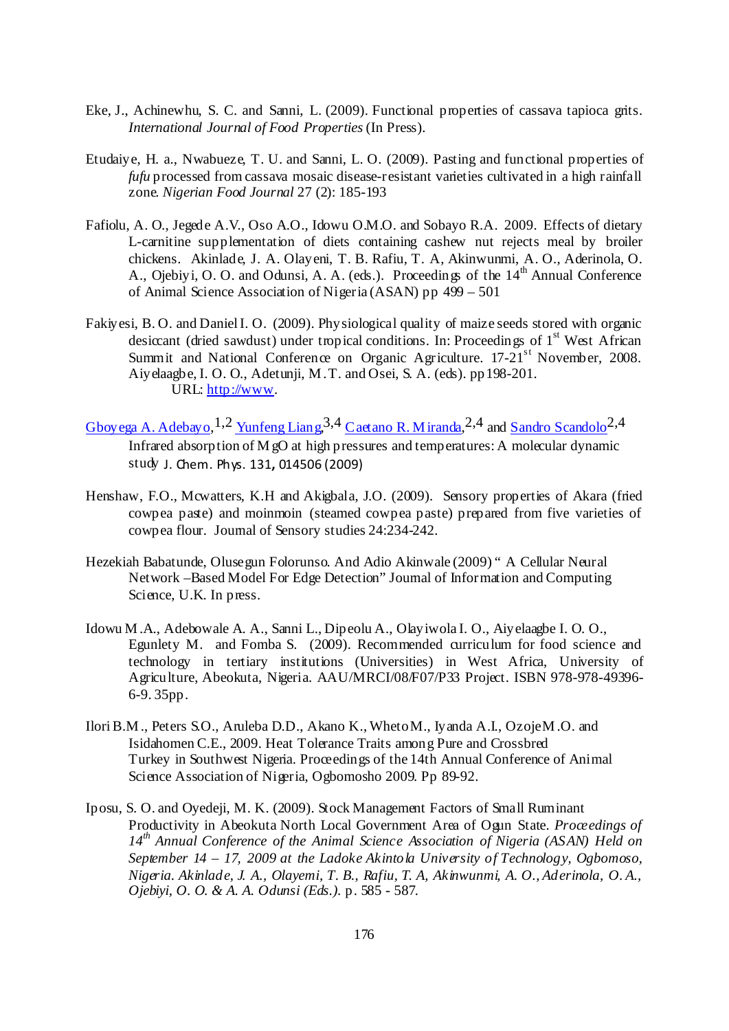Eke, J., Achinewhu, S. C. and Sanni, L. (2009). Functional properties of cassava tapioca grits. *International Journal of Food Properties* (In Press).

Etudaiye, H. a., Nwabueze, T. U. and Sanni, L. O. (2009). Pasting and functional properties of *fufu* processed from cassava mosaic disease-resistant varieties cultivated in a high rainfall zone. *Nigerian Food Journal* 27 (2): 185-193

Fafiolu, A. O., Jegede A.V., Oso A.O., Idowu O.M.O. and Sobayo R.A. 2009. Effects of dietary L-carnitine supplementation of diets containing cashew nut rejects meal by broiler chickens. Akinlade, J. A. Olayeni, T. B. Rafiu, T. A, Akinwunmi, A. O., Aderinola, O. A., Ojebiyi, O. O. and Odunsi, A. A. (eds.). Proceedings of the 14th Annual Conference of Animal Science Association of Nigeria (ASAN) pp 499 – 501

Fakiyesi, B. O. and Daniel I. O. (2009). Physiological quality of maize seeds stored with organic desiccant (dried sawdust) under tropical conditions. In: Proceedings of 1st West African Summit and National Conference on Organic Agriculture. 17-21st November, 2008. Aiyelaagbe, I. O. O., Adetunji, M.T. and Osei, S. A. (eds). pp198-201. URL: http://www.

Gboyega A. Adebayo,[1,2] Yunfeng Liang,[3,4] Caetano R. Miranda,[2,4] and Sandro Scandolo[2,4] Infrared absorption of MgO at high pressures and temperatures: A molecular dynamic study J. Chem. Phys. 131, 014506 (2009)

Henshaw, F.O., Mcwatters, K.H and Akigbala, J.O. (2009). Sensory properties of Akara (fried cowpea paste) and moinmoin (steamed cowpea paste) prepared from five varieties of cowpea flour. Journal of Sensory studies 24:234-242.

Hezekiah Babatunde, Olusegun Folorunso. And Adio Akinwale (2009) " A Cellular Neural Network –Based Model For Edge Detection" Journal of Information and Computing Science, U.K. In press.

Idowu M.A., Adebowale A. A., Sanni L., Dipeolu A., Olayiwola I. O., Aiyelaagbe I. O. O., Egunlety M. and Fomba S. (2009). Recommended curriculum for food science and technology in tertiary institutions (Universities) in West Africa, University of Agriculture, Abeokuta, Nigeria. AAU/MRCI/08/F07/P33 Project. ISBN 978-978-49396-6-9. 35pp.

Ilori B.M., Peters S.O., Aruleba D.D., Akano K., Wheto M., Iyanda A.I., Ozoje M.O. and Isidahomen C.E., 2009. Heat Tolerance Traits among Pure and Crossbred Turkey in Southwest Nigeria. Proceedings of the 14th Annual Conference of Animal Science Association of Nigeria, Ogbomosho 2009. Pp 89-92.

Iposu, S. O. and Oyedeji, M. K. (2009). Stock Management Factors of Small Ruminant Productivity in Abeokuta North Local Government Area of Ogun State. *Proceedings of 14th Annual Conference of the Animal Science Association of Nigeria (ASAN) Held on September 14 – 17, 2009 at the Ladoke Akintola University of Technology, Ogbomoso, Nigeria. Akinlade, J. A., Olayemi, T. B., Rafiu, T. A, Akinwunmi, A. O., Aderinola, O. A., Ojebiyi, O. O. & A. A. Odunsi (Eds.).* p. 585 - 587.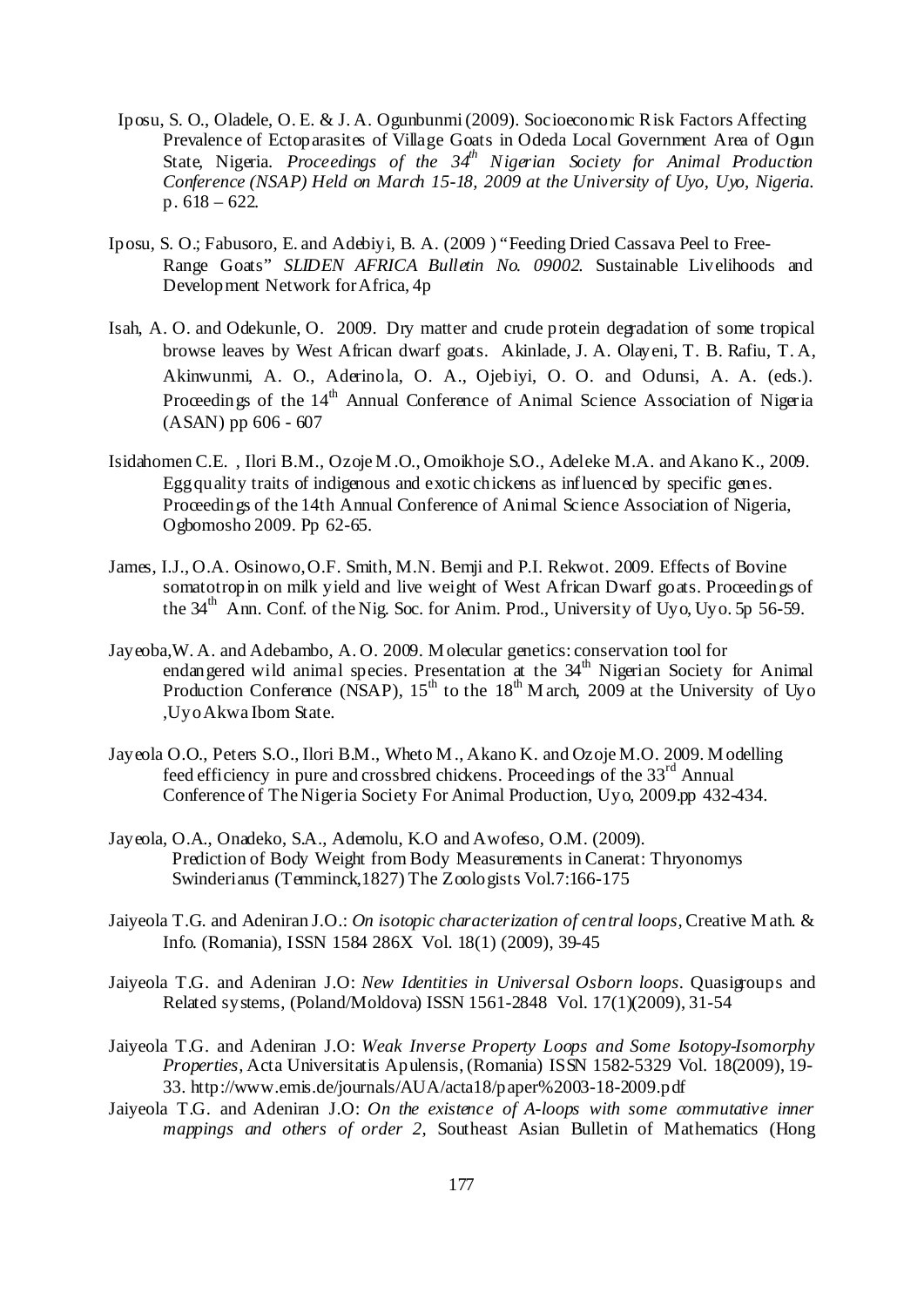Iposu, S. O., Oladele, O. E. & J. A. Ogunbunmi (2009). Socioeconomic Risk Factors Affecting Prevalence of Ectoparasites of Village Goats in Odeda Local Government Area of Ogun State, Nigeria. *Proceedings of the 34th Nigerian Society for Animal Production Conference (NSAP) Held on March 15-18, 2009 at the University of Uyo, Uyo, Nigeria.* p. 618 – 622.

Iposu, S. O.; Fabusoro, E. and Adebiyi, B. A. (2009 ) "Feeding Dried Cassava Peel to Free-Range Goats" *SLIDEN AFRICA Bulletin No. 09002.* Sustainable Livelihoods and Development Network for Africa, 4p

Isah, A. O. and Odekunle, O. 2009. Dry matter and crude protein degradation of some tropical browse leaves by West African dwarf goats. Akinlade, J. A. Olayeni, T. B. Rafiu, T. A, Akinwunmi, A. O., Aderinola, O. A., Ojebiyi, O. O. and Odunsi, A. A. (eds.). Proceedings of the 14th Annual Conference of Animal Science Association of Nigeria (ASAN) pp 606 - 607

Isidahomen C.E. , Ilori B.M., Ozoje M.O., Omoikhoje S.O., Adeleke M.A. and Akano K., 2009. Egg quality traits of indigenous and exotic chickens as influenced by specific genes. Proceedings of the 14th Annual Conference of Animal Science Association of Nigeria, Ogbomosho 2009. Pp 62-65.

James, I.J., O.A. Osinowo, O.F. Smith, M.N. Bemji and P.I. Rekwot. 2009. Effects of Bovine somatotropin on milk yield and live weight of West African Dwarf goats. Proceedings of the 34th Ann. Conf. of the Nig. Soc. for Anim. Prod., University of Uyo, Uyo. 5p 56-59.

Jayeoba, W. A. and Adebambo, A. O. 2009. Molecular genetics: conservation tool for endangered wild animal species. Presentation at the 34th Nigerian Society for Animal Production Conference (NSAP), 15th to the 18th March, 2009 at the University of Uyo ,Uyo Akwa Ibom State.

Jayeola O.O., Peters S.O., Ilori B.M., Wheto M., Akano K. and Ozoje M.O. 2009. Modelling feed efficiency in pure and crossbred chickens. Proceedings of the 33rd Annual Conference of The Nigeria Society For Animal Production, Uyo, 2009.pp 432-434.

Jayeola, O.A., Onadeko, S.A., Ademolu, K.O and Awofeso, O.M. (2009). Prediction of Body Weight from Body Measurements in Canerat: Thryonomys Swinderianus (Temminck,1827) The Zoologists Vol.7:166-175

Jaiyeola T.G. and Adeniran J.O.: *On isotopic characterization of central loops*, Creative Math. & Info. (Romania), ISSN 1584 286X Vol. 18(1) (2009), 39-45

Jaiyeola T.G. and Adeniran J.O: *New Identities in Universal Osborn loops*. Quasigroups and Related systems, (Poland/Moldova) ISSN 1561-2848 Vol. 17(1)(2009), 31-54

Jaiyeola T.G. and Adeniran J.O: *Weak Inverse Property Loops and Some Isotopy-Isomorphy Properties*, Acta Universitatis Apulensis, (Romania) ISSN 1582-5329 Vol. 18(2009), 19-33. http://www.emis.de/journals/AUA/acta18/paper%2003-18-2009.pdf

Jaiyeola T.G. and Adeniran J.O: *On the existence of A-loops with some commutative inner mappings and others of order 2*, Southeast Asian Bulletin of Mathematics (Hong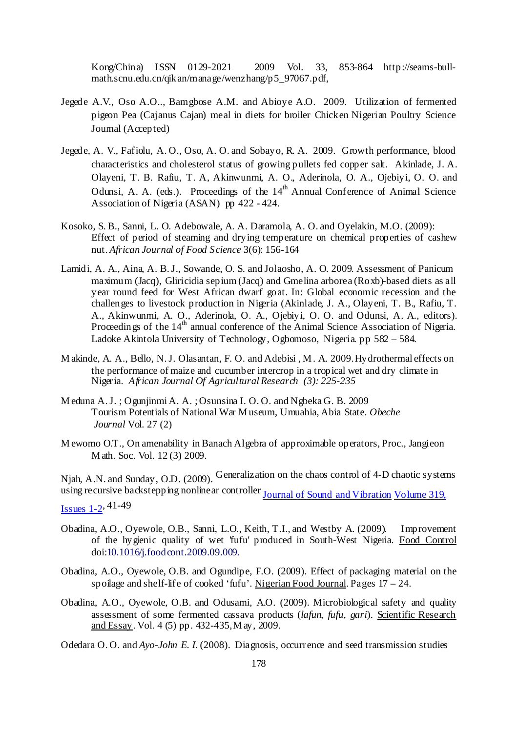Kong/China) ISSN 0129-2021 2009 Vol. 33, 853-864 http://seams-bull-math.scnu.edu.cn/qikan/manage/wenzhang/p5_97067.pdf,

Jegede A.V., Oso A.O.., Bamgbose A.M. and Abioye A.O. 2009. Utilization of fermented pigeon Pea (Cajanus Cajan) meal in diets for broiler Chicken Nigerian Poultry Science Journal (Accepted)

Jegede, A. V., Fafiolu, A. O., Oso, A. O. and Sobayo, R. A. 2009. Growth performance, blood characteristics and cholesterol status of growing pullets fed copper salt. Akinlade, J. A. Olayeni, T. B. Rafiu, T. A, Akinwunmi, A. O., Aderinola, O. A., Ojebiyi, O. O. and Odunsi, A. A. (eds.). Proceedings of the 14th Annual Conference of Animal Science Association of Nigeria (ASAN) pp 422 - 424.

Kosoko, S. B., Sanni, L. O. Adebowale, A. A. Daramola, A. O. and Oyelakin, M.O. (2009): Effect of period of steaming and drying temperature on chemical properties of cashew nut. *African Journal of Food Science* 3(6): 156-164

Lamidi, A. A., Aina, A. B. J., Sowande, O. S. and Jolaosho, A. O. 2009. Assessment of Panicum maximum (Jacq), Gliricidia sepium (Jacq) and Gmelina arborea (Roxb)-based diets as all year round feed for West African dwarf goat. In: Global economic recession and the challenges to livestock production in Nigeria (Akinlade, J. A., Olayeni, T. B., Rafiu, T. A., Akinwunmi, A. O., Aderinola, O. A., Ojebiyi, O. O. and Odunsi, A. A., editors). Proceedings of the 14th annual conference of the Animal Science Association of Nigeria. Ladoke Akintola University of Technology, Ogbomoso, Nigeria. pp 582 – 584.

Makinde, A. A., Bello, N. J. Olasantan, F. O. and Adebisi , M. A. 2009. Hydrothermal effects on the performance of maize and cucumber intercrop in a tropical wet and dry climate in Nigeria. *African Journal Of Agricultural Research (3): 225-235*

Meduna A. J. ; Ogunjinmi A. A. ; Osunsina I. O. O. and Ngbeka G. B. 2009 Tourism Potentials of National War Museum, Umuahia, Abia State. *Obeche Journal* Vol. 27 (2)

Mewomo O.T., On amenability in Banach Algebra of approximable operators, Proc., Jangieon Math. Soc. Vol. 12 (3) 2009.

Njah, A.N. and Sunday, O.D. (2009). Generalization on the chaos control of 4-D chaotic systems using recursive backstepping nonlinear controller Journal of Sound and Vibration Volume 319, Issues 1-2, 41-49

Obadina, A.O., Oyewole, O.B., Sanni, L.O., Keith, T.I., and Westby A. (2009). Improvement of the hygienic quality of wet 'fufu' produced in South-West Nigeria. Food Control doi:10.1016/j.foodcont.2009.09.009.

Obadina, A.O., Oyewole, O.B. and Ogundipe, F.O. (2009). Effect of packaging material on the spoilage and shelf-life of cooked 'fufu'. Nigerian Food Journal. Pages 17 – 24.

Obadina, A.O., Oyewole, O.B. and Odusami, A.O. (2009). Microbiological safety and quality assessment of some fermented cassava products (*lafun, fufu, gari*). Scientific Research and Essay. Vol. 4 (5) pp. 432-435, May, 2009.

Odedara O. O. and *Ayo-John E. I.* (2008). Diagnosis, occurrence and seed transmission studies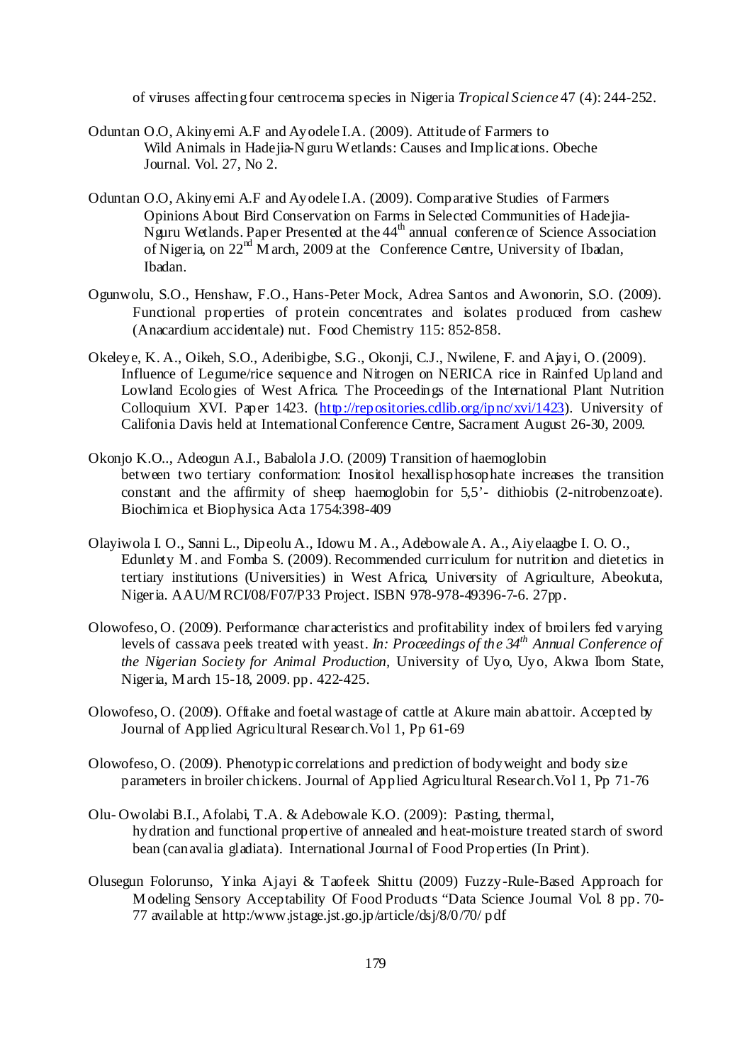of viruses affecting four centrocema species in Nigeria *Tropical Science* 47 (4): 244-252.

Oduntan O.O, Akinyemi A.F and Ayodele I.A. (2009). Attitude of Farmers to Wild Animals in Hadejia-Nguru Wetlands: Causes and Implications. Obeche Journal. Vol. 27, No 2.

Oduntan O.O, Akinyemi A.F and Ayodele I.A. (2009). Comparative Studies of Farmers Opinions About Bird Conservation on Farms in Selected Communities of Hadejia-Nguru Wetlands. Paper Presented at the 44th annual conference of Science Association of Nigeria, on 22nd March, 2009 at the Conference Centre, University of Ibadan, Ibadan.

Ogunwolu, S.O., Henshaw, F.O., Hans-Peter Mock, Adrea Santos and Awonorin, S.O. (2009). Functional properties of protein concentrates and isolates produced from cashew (Anacardium accidentale) nut. Food Chemistry 115: 852-858.

Okeleye, K. A., Oikeh, S.O., Aderibigbe, S.G., Okonji, C.J., Nwilene, F. and Ajayi, O. (2009). Influence of Legume/rice sequence and Nitrogen on NERICA rice in Rainfed Upland and Lowland Ecologies of West Africa. The Proceedings of the International Plant Nutrition Colloquium XVI. Paper 1423. (http://repositories.cdlib.org/ipnc/xvi/1423). University of Califonia Davis held at International Conference Centre, Sacrament August 26-30, 2009.

Okonjo K.O.., Adeogun A.I., Babalola J.O. (2009) Transition of haemoglobin between two tertiary conformation: Inositol hexallisphosophate increases the transition constant and the affirmity of sheep haemoglobin for 5,5'- dithiobis (2-nitrobenzoate). Biochimica et Biophysica Acta 1754:398-409

Olayiwola I. O., Sanni L., Dipeolu A., Idowu M. A., Adebowale A. A., Aiyelaagbe I. O. O., Edunlety M. and Fomba S. (2009). Recommended curriculum for nutrition and dietetics in tertiary institutions (Universities) in West Africa, University of Agriculture, Abeokuta, Nigeria. AAU/MRCI/08/F07/P33 Project. ISBN 978-978-49396-7-6. 27pp.

Olowofeso, O. (2009). Performance characteristics and profitability index of broilers fed varying levels of cassava peels treated with yeast. *In: Proceedings of the 34th Annual Conference of the Nigerian Society for Animal Production*, University of Uyo, Uyo, Akwa Ibom State, Nigeria, March 15-18, 2009. pp. 422-425.

Olowofeso, O. (2009). Offtake and foetal wastage of cattle at Akure main abattoir. Accepted by Journal of Applied Agricultural Research.Vol 1, Pp 61-69

Olowofeso, O. (2009). Phenotypic correlations and prediction of bodyweight and body size parameters in broiler chickens. Journal of Applied Agricultural Research.Vol 1, Pp 71-76

Olu- Owolabi B.I., Afolabi, T.A. & Adebowale K.O. (2009): Pasting, thermal, hydration and functional propertive of annealed and heat-moisture treated starch of sword bean (canavalia gladiata). International Journal of Food Properties (In Print).

Olusegun Folorunso, Yinka Ajayi & Taofeek Shittu (2009) Fuzzy-Rule-Based Approach for Modeling Sensory Acceptability Of Food Products "Data Science Journal Vol. 8 pp. 70-77 available at http:/www.jstage.jst.go.jp/article/dsj/8/0/70/ pdf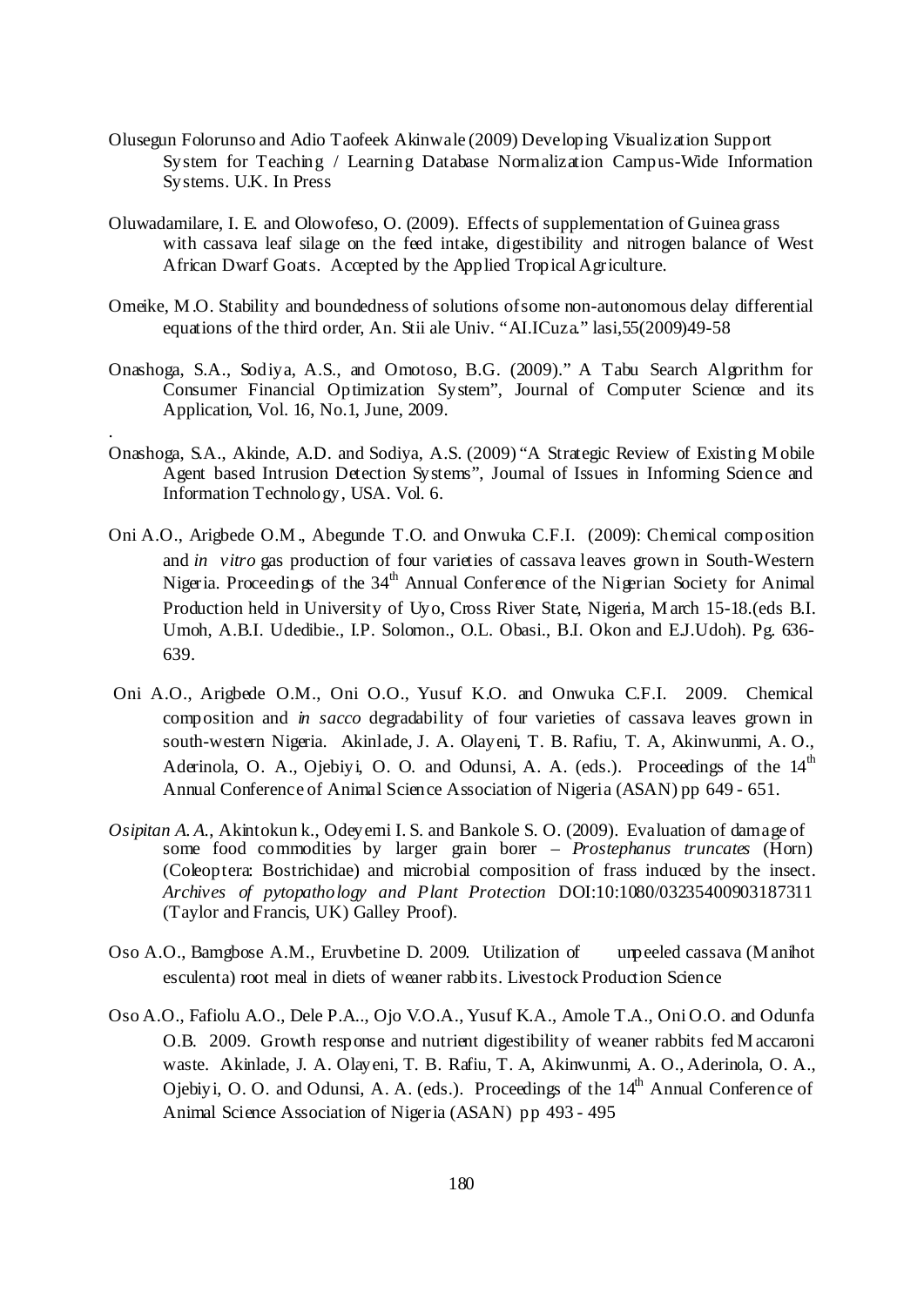Olusegun Folorunso and Adio Taofeek Akinwale (2009) Developing Visualization Support System for Teaching / Learning Database Normalization Campus-Wide Information Systems. U.K. In Press

Oluwadamilare, I. E. and Olowofeso, O. (2009). Effects of supplementation of Guinea grass with cassava leaf silage on the feed intake, digestibility and nitrogen balance of West African Dwarf Goats. Accepted by the Applied Tropical Agriculture.

Omeike, M.O. Stability and boundedness of solutions of some non-autonomous delay differential equations of the third order, An. Stii ale Univ. "AI.ICuza." lasi,55(2009)49-58

Onashoga, S.A., Sodiya, A.S., and Omotoso, B.G. (2009)." A Tabu Search Algorithm for Consumer Financial Optimization System", Journal of Computer Science and its Application, Vol. 16, No.1, June, 2009.

Onashoga, S.A., Akinde, A.D. and Sodiya, A.S. (2009) "A Strategic Review of Existing Mobile Agent based Intrusion Detection Systems", Journal of Issues in Informing Science and Information Technology, USA. Vol. 6.

Oni A.O., Arigbede O.M., Abegunde T.O. and Onwuka C.F.I. (2009): Chemical composition and *in vitro* gas production of four varieties of cassava leaves grown in South-Western Nigeria. Proceedings of the 34th Annual Conference of the Nigerian Society for Animal Production held in University of Uyo, Cross River State, Nigeria, March 15-18.(eds B.I. Umoh, A.B.I. Udedibie., I.P. Solomon., O.L. Obasi., B.I. Okon and E.J.Udoh). Pg. 636-639.

Oni A.O., Arigbede O.M., Oni O.O., Yusuf K.O. and Onwuka C.F.I. 2009. Chemical composition and *in sacco* degradability of four varieties of cassava leaves grown in south-western Nigeria. Akinlade, J. A. Olayeni, T. B. Rafiu, T. A, Akinwunmi, A. O., Aderinola, O. A., Ojebiyi, O. O. and Odunsi, A. A. (eds.). Proceedings of the 14th Annual Conference of Animal Science Association of Nigeria (ASAN) pp 649 - 651.

*Osipitan A. A.*, Akintokun k., Odeyemi I. S. and Bankole S. O. (2009). Evaluation of damage of some food commodities by larger grain borer – *Prostephanus truncates* (Horn) (Coleoptera: Bostrichidae) and microbial composition of frass induced by the insect. *Archives of pytopathology and Plant Protection* DOI:10:1080/03235400903187311 (Taylor and Francis, UK) Galley Proof).

Oso A.O., Bamgbose A.M., Eruvbetine D. 2009. Utilization of unpeeled cassava (Manihot esculenta) root meal in diets of weaner rabbits. Livestock Production Science

Oso A.O., Fafiolu A.O., Dele P.A.., Ojo V.O.A., Yusuf K.A., Amole T.A., Oni O.O. and Odunfa O.B. 2009. Growth response and nutrient digestibility of weaner rabbits fed Maccaroni waste. Akinlade, J. A. Olayeni, T. B. Rafiu, T. A, Akinwunmi, A. O., Aderinola, O. A., Ojebiyi, O. O. and Odunsi, A. A. (eds.). Proceedings of the 14th Annual Conference of Animal Science Association of Nigeria (ASAN) pp 493 - 495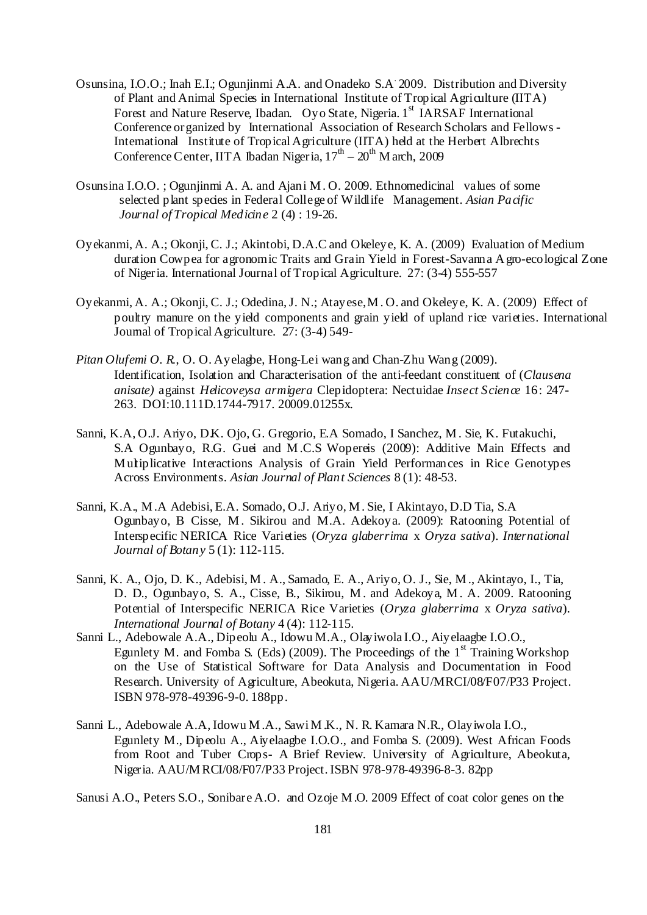Osunsina, I.O.O.; Inah E.I.; Ogunjinmi A.A. and Onadeko S.A. 2009. Distribution and Diversity of Plant and Animal Species in International Institute of Tropical Agriculture (IITA) Forest and Nature Reserve, Ibadan. Oyo State, Nigeria. 1st IARSAF International Conference organized by International Association of Research Scholars and Fellows - International Institute of Tropical Agriculture (IITA) held at the Herbert Albrechts Conference Center, IITA Ibadan Nigeria, 17th – 20th March, 2009

Osunsina I.O.O. ; Ogunjinmi A. A. and Ajani M. O. 2009. Ethnomedicinal values of some selected plant species in Federal College of Wildlife Management. *Asian Pacific Journal of Tropical Medicine* 2 (4) : 19-26.

Oyekanmi, A. A.; Okonji, C. J.; Akintobi, D.A.C and Okeleye, K. A. (2009) Evaluation of Medium duration Cowpea for agronomic Traits and Grain Yield in Forest-Savanna Agro-ecological Zone of Nigeria. International Journal of Tropical Agriculture. 27: (3-4) 555-557

Oyekanmi, A. A.; Okonji, C. J.; Odedina, J. N.; Atayese, M. O. and Okeleye, K. A. (2009) Effect of poultry manure on the yield components and grain yield of upland rice varieties. International Journal of Tropical Agriculture. 27: (3-4) 549-

*Pitan Olufemi O. R.*, O. O. Ayelagbe, Hong-Lei wang and Chan-Zhu Wang (2009). Identification, Isolation and Characterisation of the anti-feedant constituent of (*Clausena anisate)* against *Helicoveysa armigera* Clepidoptera: Nectuidae *Insect Science* 16: 247-263. DOI:10.111D.1744-7917. 20009.01255x.

Sanni, K.A, O.J. Ariyo, D.K. Ojo, G. Gregorio, E.A Somado, I Sanchez, M. Sie, K. Futakuchi, S.A Ogunbayo, R.G. Guei and M.C.S Wopereis (2009): Additive Main Effects and Multiplicative Interactions Analysis of Grain Yield Performances in Rice Genotypes Across Environments. *Asian Journal of Plant Sciences* 8 (1): 48-53.

Sanni, K.A., M.A Adebisi, E.A. Somado, O.J. Ariyo, M. Sie, I Akintayo, D.D Tia, S.A Ogunbayo, B Cisse, M. Sikirou and M.A. Adekoya. (2009): Ratooning Potential of Interspecific NERICA Rice Varieties (*Oryza glaberrima* x *Oryza sativa*). *International Journal of Botany* 5 (1): 112-115.

Sanni, K. A., Ojo, D. K., Adebisi, M. A., Samado, E. A., Ariyo, O. J., Sie, M., Akintayo, I., Tia, D. D., Ogunbayo, S. A., Cisse, B., Sikirou, M. and Adekoya, M. A. 2009. Ratooning Potential of Interspecific NERICA Rice Varieties (*Oryza glaberrima* x *Oryza sativa*). *International Journal of Botany* 4 (4): 112-115.

Sanni L., Adebowale A.A., Dipeolu A., Idowu M.A., Olayiwola I.O., Aiyelaagbe I.O.O., Egunlety M. and Fomba S. (Eds) (2009). The Proceedings of the 1st Training Workshop on the Use of Statistical Software for Data Analysis and Documentation in Food Research. University of Agriculture, Abeokuta, Nigeria. AAU/MRCI/08/F07/P33 Project. ISBN 978-978-49396-9-0. 188pp.

Sanni L., Adebowale A.A, Idowu M.A., Sawi M.K., N. R. Kamara N.R., Olayiwola I.O., Egunlety M., Dipeolu A., Aiyelaagbe I.O.O., and Fomba S. (2009). West African Foods from Root and Tuber Crops- A Brief Review. University of Agriculture, Abeokuta, Nigeria. AAU/MRCI/08/F07/P33 Project. ISBN 978-978-49396-8-3. 82pp

Sanusi A.O., Peters S.O., Sonibare A.O. and Ozoje M.O. 2009 Effect of coat color genes on the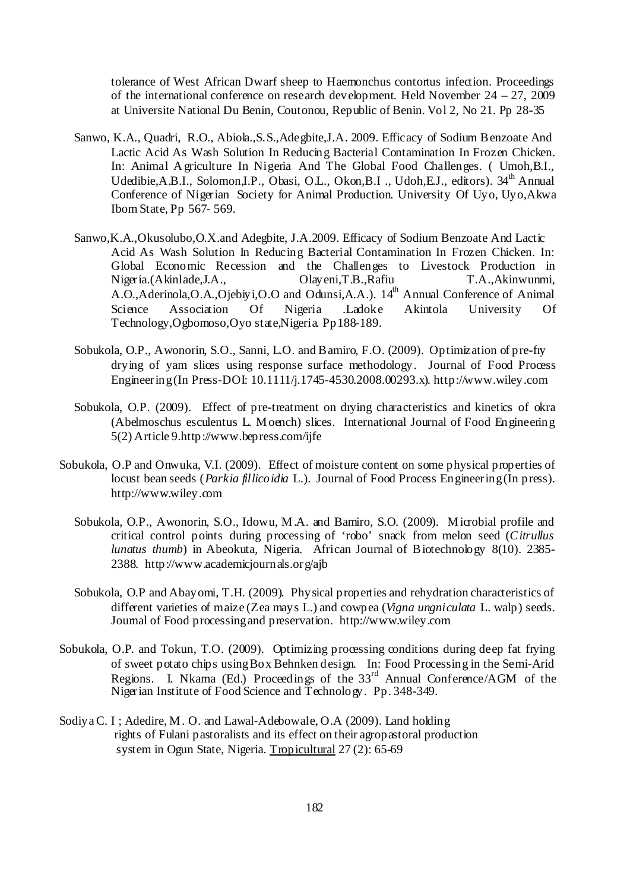tolerance of West African Dwarf sheep to Haemonchus contortus infection. Proceedings of the international conference on research development. Held November 24 – 27, 2009 at Universite National Du Benin, Coutonou, Republic of Benin. Vol 2, No 21. Pp 28-35

Sanwo, K.A., Quadri, R.O., Abiola.,S.S.,Adegbite,J.A. 2009. Efficacy of Sodium Benzoate And Lactic Acid As Wash Solution In Reducing Bacterial Contamination In Frozen Chicken. In: Animal Agriculture In Nigeria And The Global Food Challenges. ( Umoh,B.I., Udedibie,A.B.I., Solomon,I.P., Obasi, O.L., Okon,B.I ., Udoh,E.J., editors). 34th Annual Conference of Nigerian Society for Animal Production. University Of Uyo, Uyo,Akwa Ibom State, Pp 567- 569.

Sanwo,K.A.,Okusolubo,O.X.and Adegbite, J.A.2009. Efficacy of Sodium Benzoate And Lactic Acid As Wash Solution In Reducing Bacterial Contamination In Frozen Chicken. In: Global Economic Recession and the Challenges to Livestock Production in Nigeria.(Akinlade,J.A., Olayeni,T.B.,Rafiu T.A.,Akinwunmi, A.O.,Aderinola,O.A.,Ojebiyi,O.O and Odunsi,A.A.). 14th Annual Conference of Animal Science Association Of Nigeria .Ladoke Akintola University Of Technology,Ogbomoso,Oyo state,Nigeria. Pp188-189.

Sobukola, O.P., Awonorin, S.O., Sanni, L.O. and Bamiro, F.O. (2009). Optimization of pre-fry drying of yam slices using response surface methodology. Journal of Food Process Engineering (In Press-DOI: 10.1111/j.1745-4530.2008.00293.x). http://www.wiley.com

Sobukola, O.P. (2009). Effect of pre-treatment on drying characteristics and kinetics of okra (Abelmoschus esculentus L. Moench) slices. International Journal of Food Engineering 5(2) Article 9.http://www.bepress.com/ijfe

Sobukola, O.P and Onwuka, V.I. (2009). Effect of moisture content on some physical properties of locust bean seeds (*Parkia fillicoidia* L.). Journal of Food Process Engineering (In press). http://www.wiley.com

Sobukola, O.P., Awonorin, S.O., Idowu, M.A. and Bamiro, S.O. (2009). Microbial profile and critical control points during processing of 'robo' snack from melon seed (*Citrullus lunatus thumb*) in Abeokuta, Nigeria. African Journal of Biotechnology 8(10). 2385-2388. http://www.academicjournals.org/ajb

Sobukola, O.P and Abayomi, T.H. (2009). Physical properties and rehydration characteristics of different varieties of maize (Zea mays L.) and cowpea (*Vigna ungniculata* L. walp) seeds. Journal of Food processing and preservation. http://www.wiley.com

Sobukola, O.P. and Tokun, T.O. (2009). Optimizing processing conditions during deep fat frying of sweet potato chips using Box Behnken design. In: Food Processing in the Semi-Arid Regions. I. Nkama (Ed.) Proceedings of the 33rd Annual Conference/AGM of the Nigerian Institute of Food Science and Technology. Pp. 348-349.

Sodiya C. I ; Adedire, M. O. and Lawal-Adebowale, O.A (2009). Land holding rights of Fulani pastoralists and its effect on their agropastoral production system in Ogun State, Nigeria. Tropicultural 27 (2): 65-69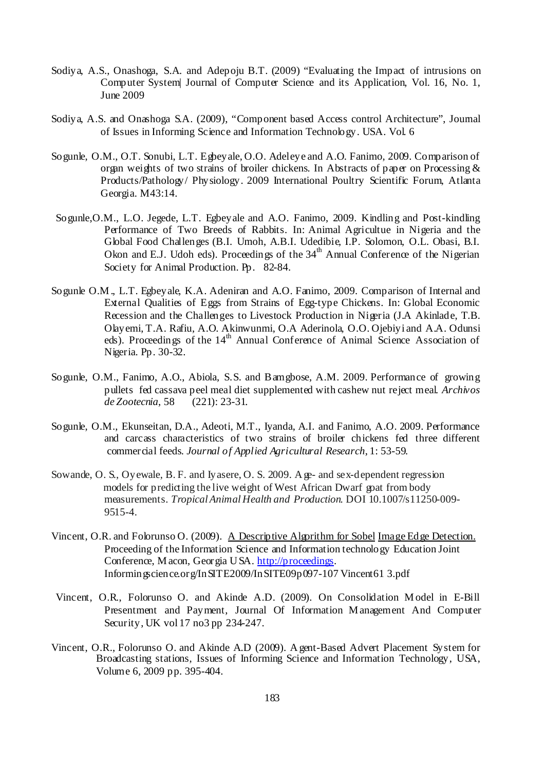Sodiya, A.S., Onashoga, S.A. and Adepoju B.T. (2009) "Evaluating the Impact of intrusions on Computer System| Journal of Computer Science and its Application, Vol. 16, No. 1, June 2009

Sodiya, A.S. and Onashoga S.A. (2009), "Component based Access control Architecture", Journal of Issues in Informing Science and Information Technology. USA. Vol. 6

Sogunle, O.M., O.T. Sonubi, L.T. Egbeyale, O.O. Adeleye and A.O. Fanimo, 2009. Comparison of organ weights of two strains of broiler chickens. In Abstracts of paper on Processing & Products/Pathology/ Physiology. 2009 International Poultry Scientific Forum, Atlanta Georgia. M43:14.

Sogunle,O.M., L.O. Jegede, L.T. Egbeyale and A.O. Fanimo, 2009. Kindling and Post-kindling Performance of Two Breeds of Rabbits. In: Animal Agricultue in Nigeria and the Global Food Challenges (B.I. Umoh, A.B.I. Udedibie, I.P. Solomon, O.L. Obasi, B.I. Okon and E.J. Udoh eds). Proceedings of the 34th Annual Conference of the Nigerian Society for Animal Production. Pp. 82-84.

Sogunle O.M., L.T. Egbeyale, K.A. Adeniran and A.O. Fanimo, 2009. Comparison of Internal and External Qualities of Eggs from Strains of Egg-type Chickens. In: Global Economic Recession and the Challenges to Livestock Production in Nigeria (J.A Akinlade, T.B. Olayemi, T.A. Rafiu, A.O. Akinwunmi, O.A Aderinola, O.O. Ojebiyi and A.A. Odunsi eds). Proceedings of the 14th Annual Conference of Animal Science Association of Nigeria. Pp. 30-32.

Sogunle, O.M., Fanimo, A.O., Abiola, S.S. and Bamgbose, A.M. 2009. Performance of growing pullets fed cassava peel meal diet supplemented with cashew nut reject meal. *Archivos de Zootecnia*, 58 (221): 23-31.

Sogunle, O.M., Ekunseitan, D.A., Adeoti, M.T., Iyanda, A.I. and Fanimo, A.O. 2009. Performance and carcass characteristics of two strains of broiler chickens fed three different commercial feeds. *Journal of Applied Agricultural Research*, 1: 53-59.

Sowande, O. S., Oyewale, B. F. and Iyasere, O. S. 2009. Age- and sex-dependent regression models for predicting the live weight of West African Dwarf goat from body measurements. *Tropical Animal Health and Production*. DOI 10.1007/s11250-009-9515-4.

Vincent, O.R. and Folorunso O. (2009). A Descriptive Algorithm for Sobel Image Edge Detection. Proceeding of the Information Science and Information technology Education Joint Conference, Macon, Georgia USA. http://proceedings. Informingscience.org/InSITE2009/InSITE09p097-107 Vincent61 3.pdf

Vincent, O.R., Folorunso O. and Akinde A.D. (2009). On Consolidation Model in E-Bill Presentment and Payment, Journal Of Information Management And Computer Security, UK vol 17 no3 pp 234-247.

Vincent, O.R., Folorunso O. and Akinde A.D (2009). Agent-Based Advert Placement System for Broadcasting stations, Issues of Informing Science and Information Technology, USA, Volume 6, 2009 pp. 395-404.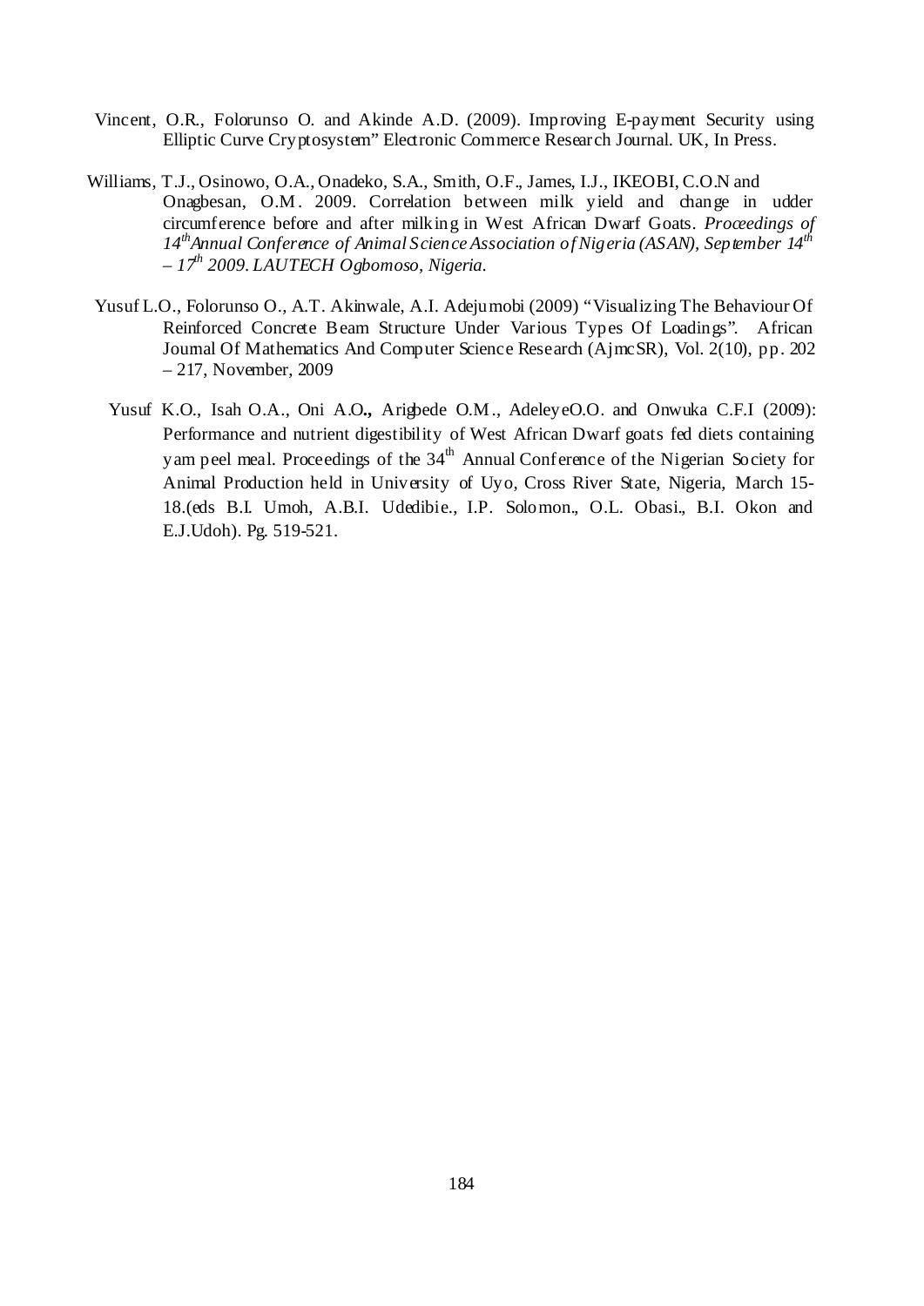Vincent, O.R., Folorunso O. and Akinde A.D. (2009). Improving E-payment Security using Elliptic Curve Cryptosystem" Electronic Commerce Research Journal. UK, In Press.

Williams, T.J., Osinowo, O.A., Onadeko, S.A., Smith, O.F., James, I.J., IKEOBI, C.O.N and Onagbesan, O.M. 2009. Correlation between milk yield and change in udder circumference before and after milking in West African Dwarf Goats. *Proceedings of 14th Annual Conference of Animal Science Association of Nigeria (ASAN), September 14th – 17th 2009. LAUTECH Ogbomoso, Nigeria.*

Yusuf L.O., Folorunso O., A.T. Akinwale, A.I. Adejumobi (2009) "Visualizing The Behaviour Of Reinforced Concrete Beam Structure Under Various Types Of Loadings". African Journal Of Mathematics And Computer Science Research (AjmcSR), Vol. 2(10), pp. 202 – 217, November, 2009

Yusuf K.O., Isah O.A., Oni A.O**.,** Arigbede O.M., AdeleyeO.O. and Onwuka C.F.I (2009): Performance and nutrient digestibility of West African Dwarf goats fed diets containing yam peel meal. Proceedings of the 34th Annual Conference of the Nigerian Society for Animal Production held in University of Uyo, Cross River State, Nigeria, March 15-18.(eds B.I. Umoh, A.B.I. Udedibie., I.P. Solomon., O.L. Obasi., B.I. Okon and E.J.Udoh). Pg. 519-521.